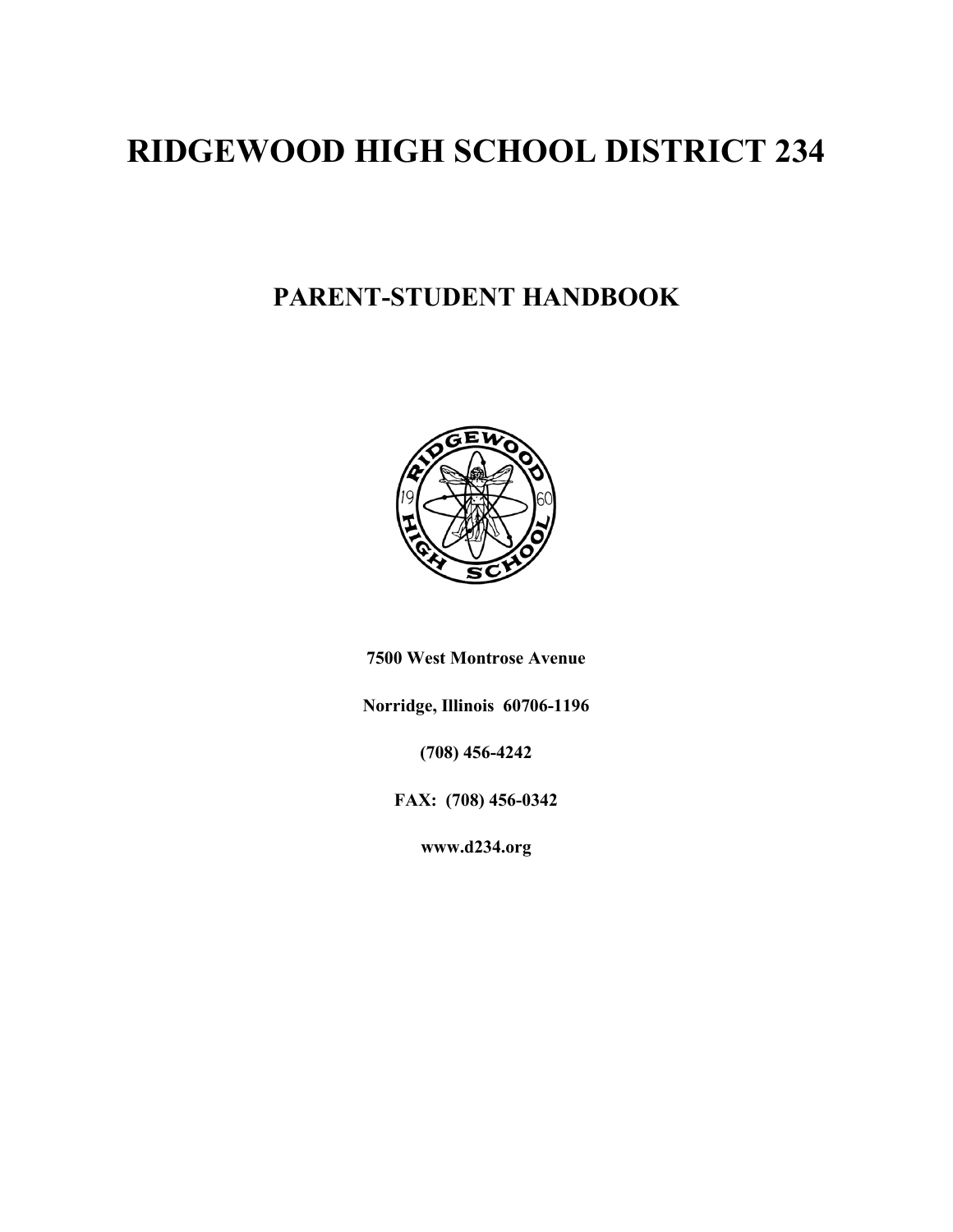# RIDGEWOOD HIGH SCHOOL DISTRICT 234

## PARENT-STUDENT HANDBOOK

**7500 West Montrose Avenue**

**Norridge, Illinois 60706-1196**

**(708) 456-4242**

**FAX: (708) 456-0342**

**www.d234.org**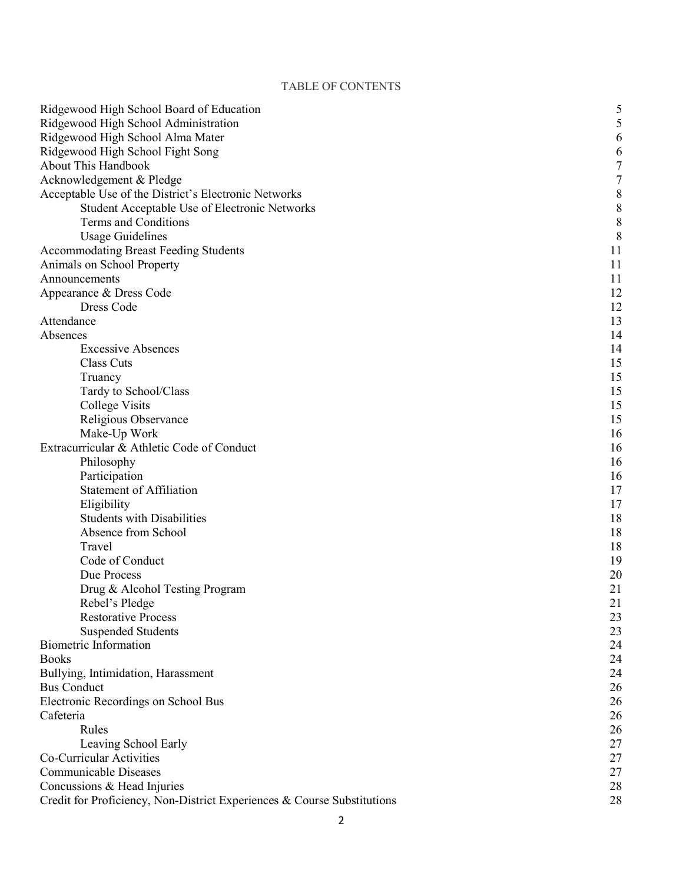## TABLE OF CONTENTS

| | |
|---|---|
| Ridgewood High School Board of Education | 5 |
| Ridgewood High School Administration | 5 |
| Ridgewood High School Alma Mater | 6 |
| Ridgewood High School Fight Song | 6 |
| About This Handbook | 7 |
| Acknowledgement & Pledge | 7 |
| Acceptable Use of the District's Electronic Networks | 8 |
| Student Acceptable Use of Electronic Networks | 8 |
| Terms and Conditions | 8 |
| Usage Guidelines | 8 |
| Accommodating Breast Feeding Students | 11 |
| Animals on School Property | 11 |
| Announcements | 11 |
| Appearance & Dress Code | 12 |
| Dress Code | 12 |
| Attendance | 13 |
| Absences | 14 |
| Excessive Absences | 14 |
| Class Cuts | 15 |
| Truancy | 15 |
| Tardy to School/Class | 15 |
| College Visits | 15 |
| Religious Observance | 15 |
| Make-Up Work | 16 |
| Extracurricular & Athletic Code of Conduct | 16 |
| Philosophy | 16 |
| Participation | 16 |
| Statement of Affiliation | 17 |
| Eligibility | 17 |
| Students with Disabilities | 18 |
| Absence from School | 18 |
| Travel | 18 |
| Code of Conduct | 19 |
| Due Process | 20 |
| Drug & Alcohol Testing Program | 21 |
| Rebel's Pledge | 21 |
| Restorative Process | 23 |
| Suspended Students | 23 |
| Biometric Information | 24 |
| Books | 24 |
| Bullying, Intimidation, Harassment | 24 |
| Bus Conduct | 26 |
| Electronic Recordings on School Bus | 26 |
| Cafeteria | 26 |
| Rules | 26 |
| Leaving School Early | 27 |
| Co-Curricular Activities | 27 |
| Communicable Diseases | 27 |
| Concussions & Head Injuries | 28 |
| Credit for Proficiency, Non-District Experiences & Course Substitutions | 28 |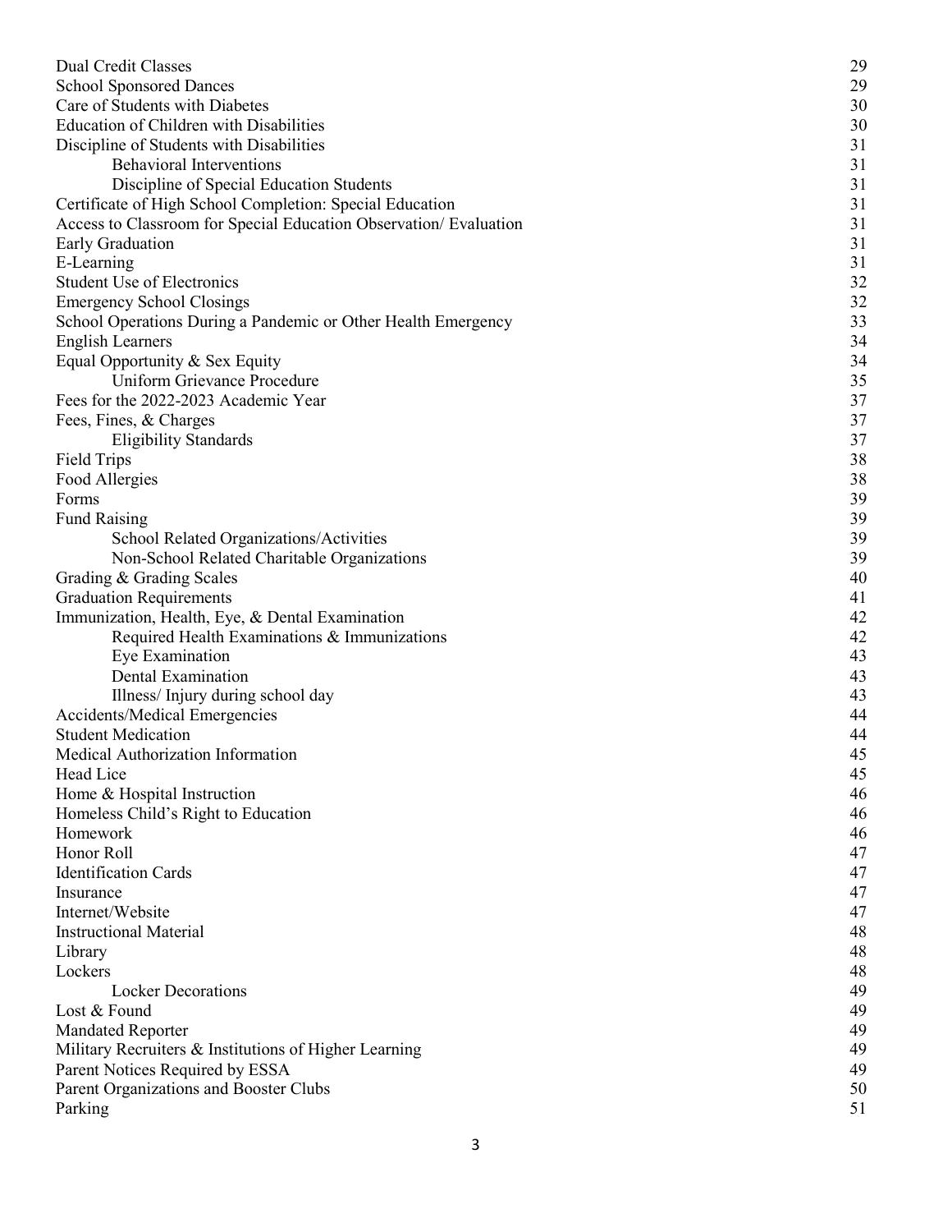| | |
|---|---|
| Dual Credit Classes | 29 |
| School Sponsored Dances | 29 |
| Care of Students with Diabetes | 30 |
| Education of Children with Disabilities | 30 |
| Discipline of Students with Disabilities | 31 |
| &nbsp;&nbsp;&nbsp;&nbsp;Behavioral Interventions | 31 |
| &nbsp;&nbsp;&nbsp;&nbsp;Discipline of Special Education Students | 31 |
| Certificate of High School Completion: Special Education | 31 |
| Access to Classroom for Special Education Observation/ Evaluation | 31 |
| Early Graduation | 31 |
| E-Learning | 31 |
| Student Use of Electronics | 32 |
| Emergency School Closings | 32 |
| School Operations During a Pandemic or Other Health Emergency | 33 |
| English Learners | 34 |
| Equal Opportunity & Sex Equity | 34 |
| &nbsp;&nbsp;&nbsp;&nbsp;Uniform Grievance Procedure | 35 |
| Fees for the 2022-2023 Academic Year | 37 |
| Fees, Fines, & Charges | 37 |
| &nbsp;&nbsp;&nbsp;&nbsp;Eligibility Standards | 37 |
| Field Trips | 38 |
| Food Allergies | 38 |
| Forms | 39 |
| Fund Raising | 39 |
| &nbsp;&nbsp;&nbsp;&nbsp;School Related Organizations/Activities | 39 |
| &nbsp;&nbsp;&nbsp;&nbsp;Non-School Related Charitable Organizations | 39 |
| Grading & Grading Scales | 40 |
| Graduation Requirements | 41 |
| Immunization, Health, Eye, & Dental Examination | 42 |
| &nbsp;&nbsp;&nbsp;&nbsp;Required Health Examinations & Immunizations | 42 |
| &nbsp;&nbsp;&nbsp;&nbsp;Eye Examination | 43 |
| &nbsp;&nbsp;&nbsp;&nbsp;Dental Examination | 43 |
| &nbsp;&nbsp;&nbsp;&nbsp;Illness/ Injury during school day | 43 |
| Accidents/Medical Emergencies | 44 |
| Student Medication | 44 |
| Medical Authorization Information | 45 |
| Head Lice | 45 |
| Home & Hospital Instruction | 46 |
| Homeless Child's Right to Education | 46 |
| Homework | 46 |
| Honor Roll | 47 |
| Identification Cards | 47 |
| Insurance | 47 |
| Internet/Website | 47 |
| Instructional Material | 48 |
| Library | 48 |
| Lockers | 48 |
| &nbsp;&nbsp;&nbsp;&nbsp;Locker Decorations | 49 |
| Lost & Found | 49 |
| Mandated Reporter | 49 |
| Military Recruiters & Institutions of Higher Learning | 49 |
| Parent Notices Required by ESSA | 49 |
| Parent Organizations and Booster Clubs | 50 |
| Parking | 51 |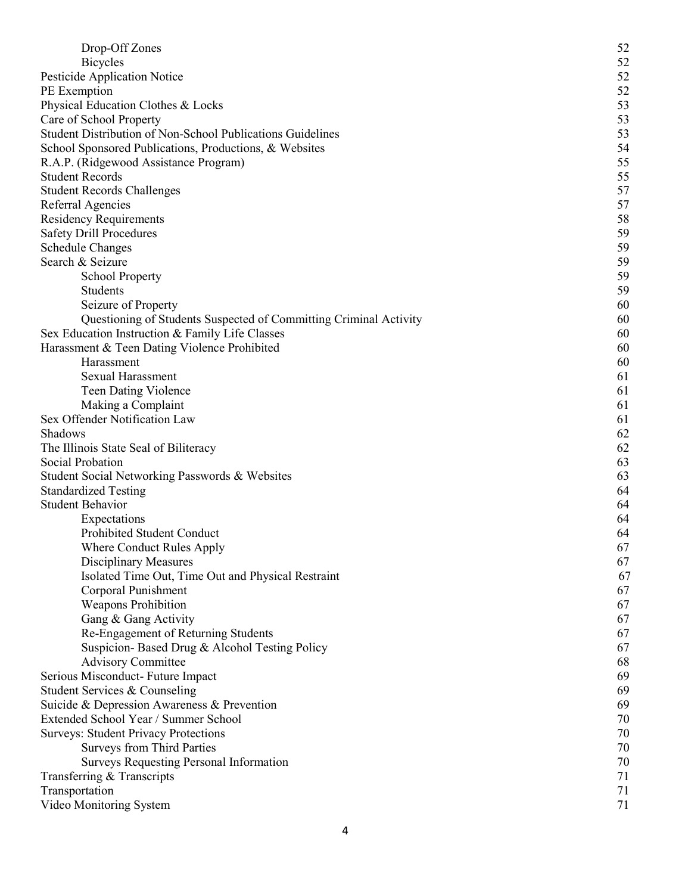| | |
|---|---|
| Drop-Off Zones | 52 |
| Bicycles | 52 |
| Pesticide Application Notice | 52 |
| PE Exemption | 52 |
| Physical Education Clothes & Locks | 53 |
| Care of School Property | 53 |
| Student Distribution of Non-School Publications Guidelines | 53 |
| School Sponsored Publications, Productions, & Websites | 54 |
| R.A.P. (Ridgewood Assistance Program) | 55 |
| Student Records | 55 |
| Student Records Challenges | 57 |
| Referral Agencies | 57 |
| Residency Requirements | 58 |
| Safety Drill Procedures | 59 |
| Schedule Changes | 59 |
| Search & Seizure | 59 |
| School Property | 59 |
| Students | 59 |
| Seizure of Property | 60 |
| Questioning of Students Suspected of Committing Criminal Activity | 60 |
| Sex Education Instruction & Family Life Classes | 60 |
| Harassment & Teen Dating Violence Prohibited | 60 |
| Harassment | 60 |
| Sexual Harassment | 61 |
| Teen Dating Violence | 61 |
| Making a Complaint | 61 |
| Sex Offender Notification Law | 61 |
| Shadows | 62 |
| The Illinois State Seal of Biliteracy | 62 |
| Social Probation | 63 |
| Student Social Networking Passwords & Websites | 63 |
| Standardized Testing | 64 |
| Student Behavior | 64 |
| Expectations | 64 |
| Prohibited Student Conduct | 64 |
| Where Conduct Rules Apply | 67 |
| Disciplinary Measures | 67 |
| Isolated Time Out, Time Out and Physical Restraint | 67 |
| Corporal Punishment | 67 |
| Weapons Prohibition | 67 |
| Gang & Gang Activity | 67 |
| Re-Engagement of Returning Students | 67 |
| Suspicion- Based Drug & Alcohol Testing Policy | 67 |
| Advisory Committee | 68 |
| Serious Misconduct- Future Impact | 69 |
| Student Services & Counseling | 69 |
| Suicide & Depression Awareness & Prevention | 69 |
| Extended School Year / Summer School | 70 |
| Surveys: Student Privacy Protections | 70 |
| Surveys from Third Parties | 70 |
| Surveys Requesting Personal Information | 70 |
| Transferring & Transcripts | 71 |
| Transportation | 71 |
| Video Monitoring System | 71 |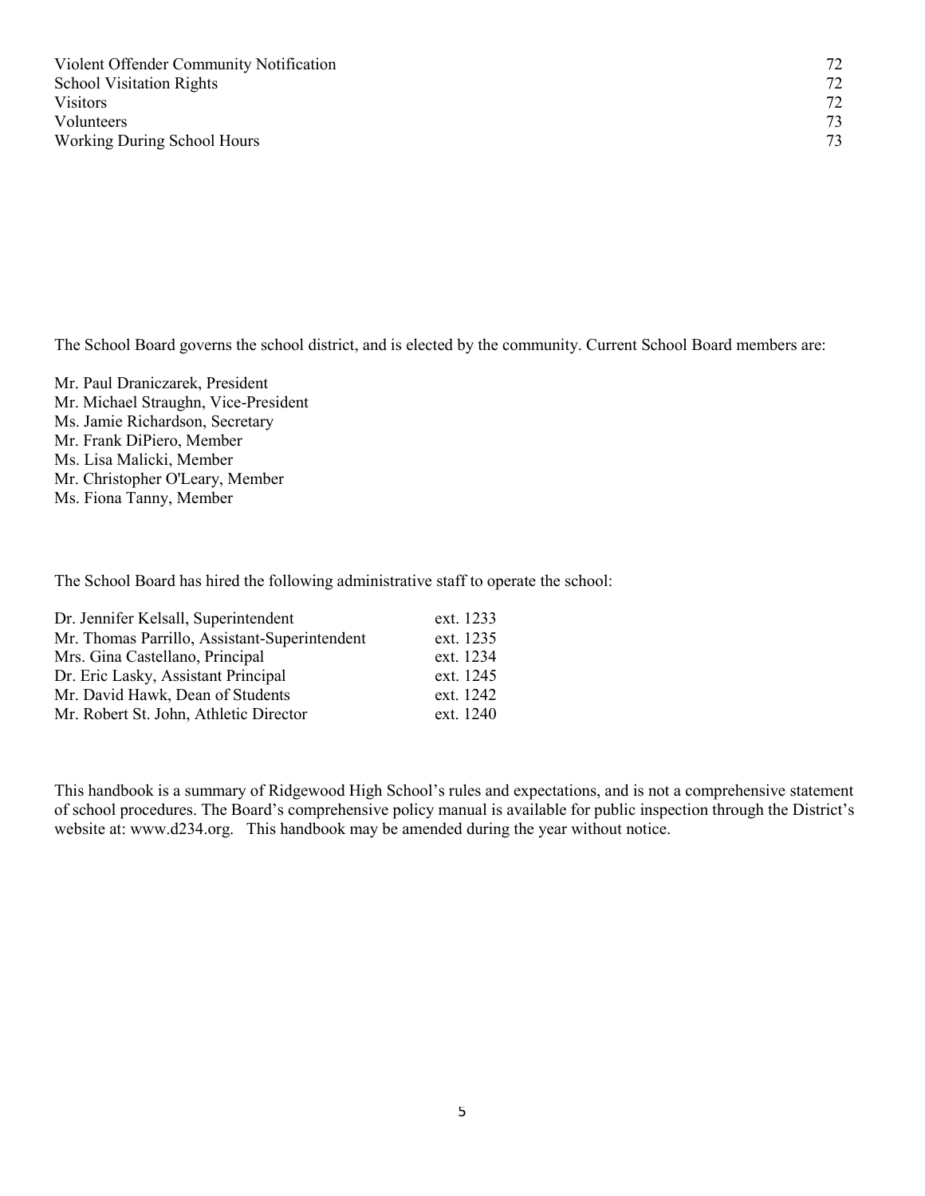| | |
|---|---|
| Violent Offender Community Notification | 72 |
| School Visitation Rights | 72 |
| Visitors | 72 |
| Volunteers | 73 |
| Working During School Hours | 73 |

The School Board governs the school district, and is elected by the community. Current School Board members are:

Mr. Paul Draniczarek, President
Mr. Michael Straughn, Vice-President
Ms. Jamie Richardson, Secretary
Mr. Frank DiPiero, Member
Ms. Lisa Malicki, Member
Mr. Christopher O'Leary, Member
Ms. Fiona Tanny, Member

The School Board has hired the following administrative staff to operate the school:

| | |
|---|---|
| Dr. Jennifer Kelsall, Superintendent | ext. 1233 |
| Mr. Thomas Parrillo, Assistant-Superintendent | ext. 1235 |
| Mrs. Gina Castellano, Principal | ext. 1234 |
| Dr. Eric Lasky, Assistant Principal | ext. 1245 |
| Mr. David Hawk, Dean of Students | ext. 1242 |
| Mr. Robert St. John, Athletic Director | ext. 1240 |

This handbook is a summary of Ridgewood High School's rules and expectations, and is not a comprehensive statement of school procedures. The Board's comprehensive policy manual is available for public inspection through the District's website at: www.d234.org. This handbook may be amended during the year without notice.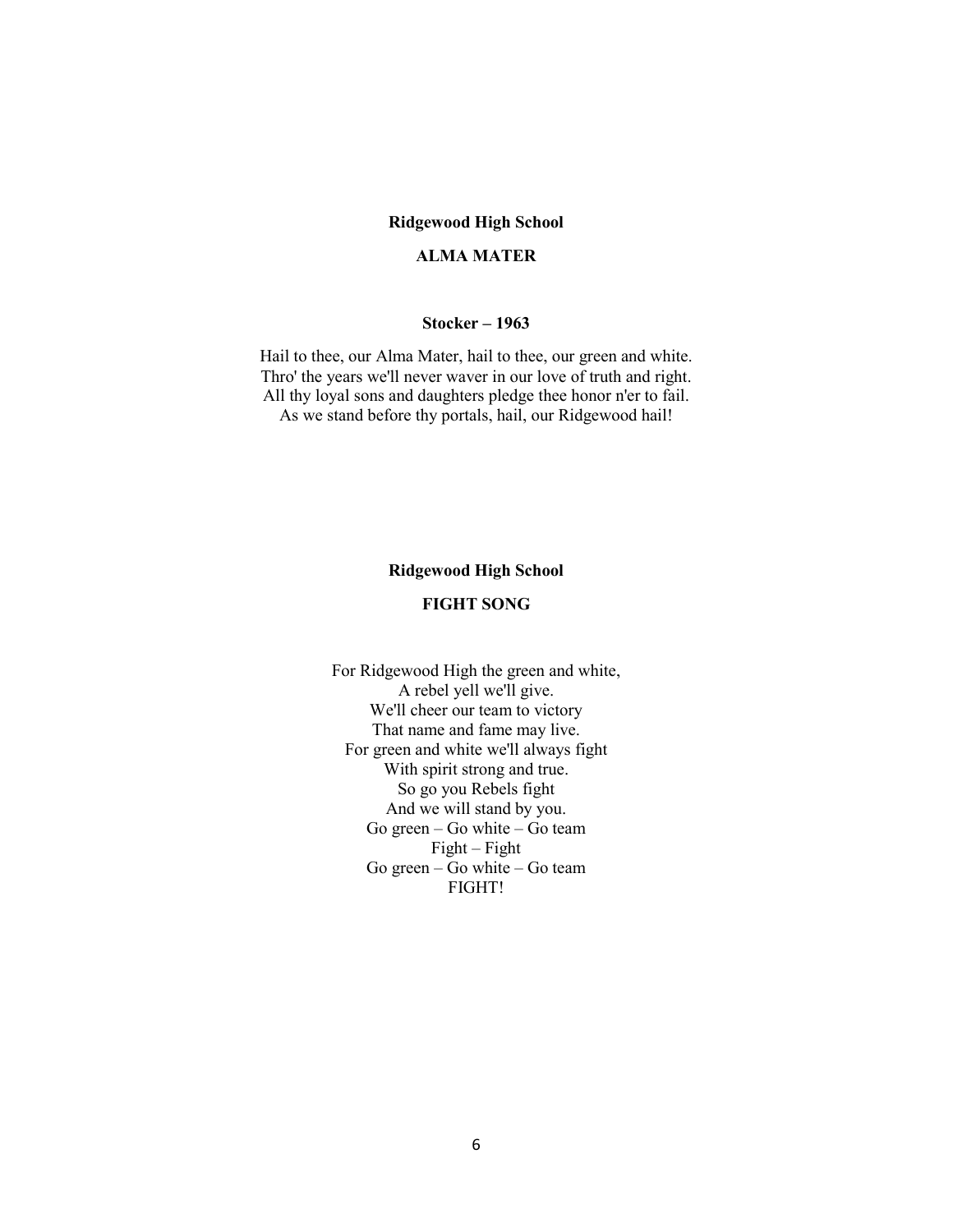**Ridgewood High School**

**ALMA MATER**

**Stocker – 1963**

Hail to thee, our Alma Mater, hail to thee, our green and white.
Thro' the years we'll never waver in our love of truth and right.
All thy loyal sons and daughters pledge thee honor n'er to fail.
As we stand before thy portals, hail, our Ridgewood hail!

**Ridgewood High School**

**FIGHT SONG**

For Ridgewood High the green and white,
A rebel yell we'll give.
We'll cheer our team to victory
That name and fame may live.
For green and white we'll always fight
With spirit strong and true.
So go you Rebels fight
And we will stand by you.
Go green – Go white – Go team
Fight – Fight
Go green – Go white – Go team
FIGHT!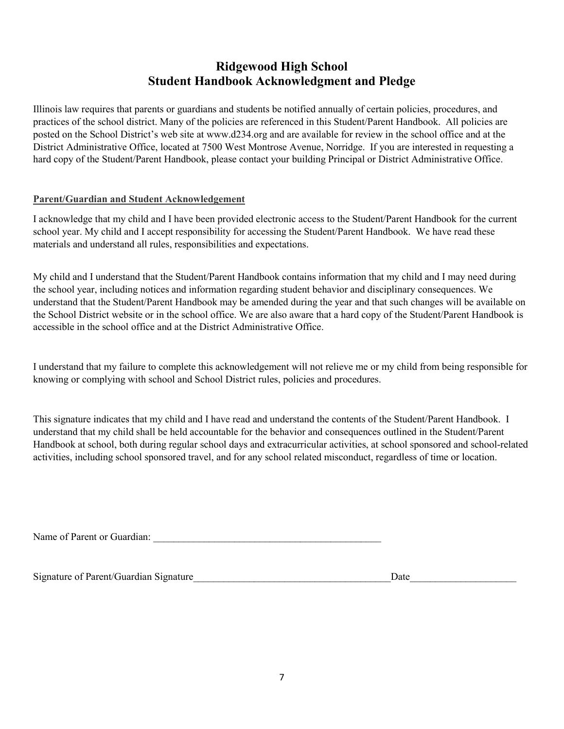# Ridgewood High School
# Student Handbook Acknowledgment and Pledge

Illinois law requires that parents or guardians and students be notified annually of certain policies, procedures, and practices of the school district. Many of the policies are referenced in this Student/Parent Handbook. All policies are posted on the School District's web site at www.d234.org and are available for review in the school office and at the District Administrative Office, located at 7500 West Montrose Avenue, Norridge. If you are interested in requesting a hard copy of the Student/Parent Handbook, please contact your building Principal or District Administrative Office.

**Parent/Guardian and Student Acknowledgement**

I acknowledge that my child and I have been provided electronic access to the Student/Parent Handbook for the current school year. My child and I accept responsibility for accessing the Student/Parent Handbook. We have read these materials and understand all rules, responsibilities and expectations.

My child and I understand that the Student/Parent Handbook contains information that my child and I may need during the school year, including notices and information regarding student behavior and disciplinary consequences. We understand that the Student/Parent Handbook may be amended during the year and that such changes will be available on the School District website or in the school office. We are also aware that a hard copy of the Student/Parent Handbook is accessible in the school office and at the District Administrative Office.

I understand that my failure to complete this acknowledgement will not relieve me or my child from being responsible for knowing or complying with school and School District rules, policies and procedures.

This signature indicates that my child and I have read and understand the contents of the Student/Parent Handbook. I understand that my child shall be held accountable for the behavior and consequences outlined in the Student/Parent Handbook at school, both during regular school days and extracurricular activities, at school sponsored and school-related activities, including school sponsored travel, and for any school related misconduct, regardless of time or location.

Name of Parent or Guardian: _______________________________________________

Signature of Parent/Guardian Signature________________________________________Date_____________________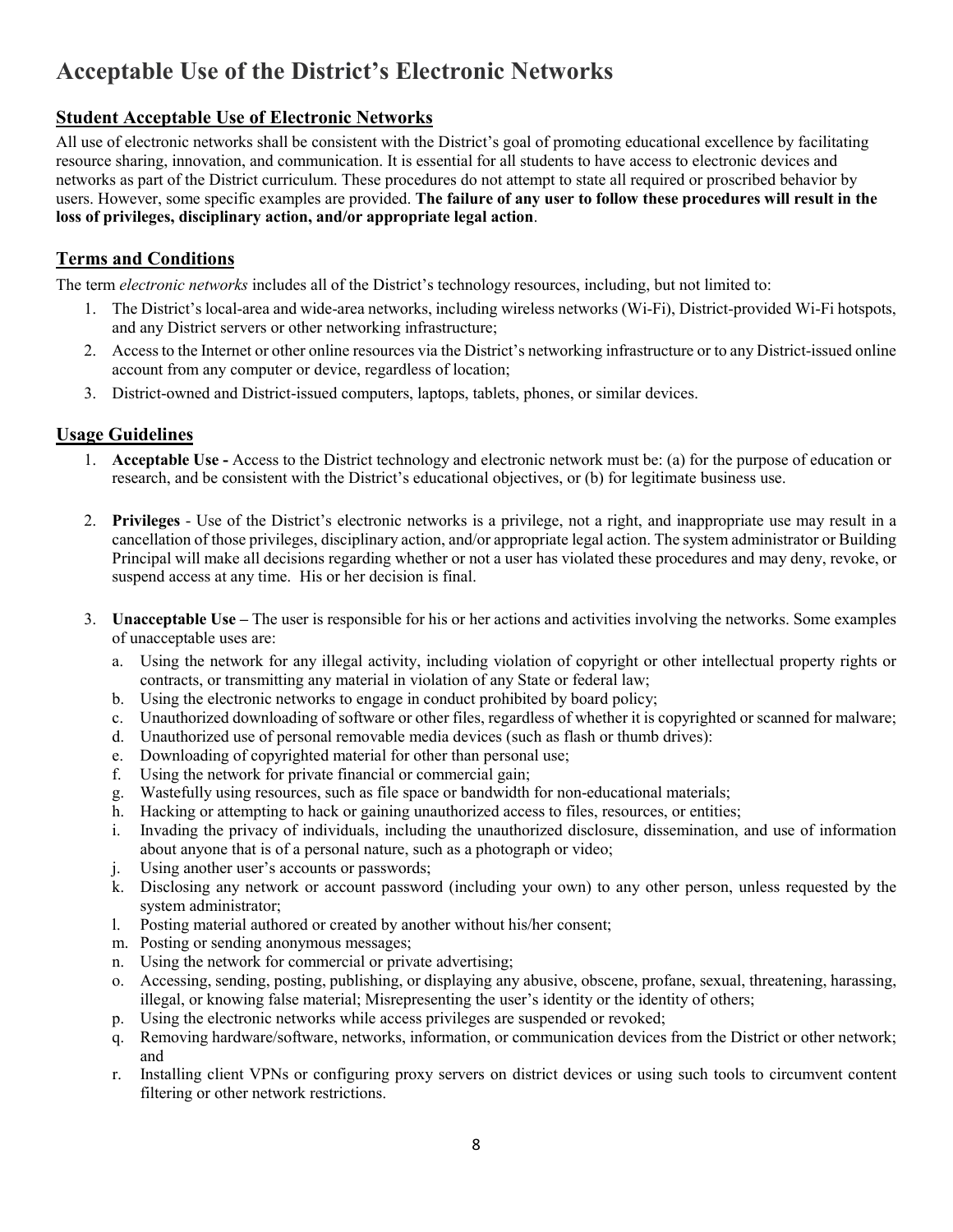# Acceptable Use of the District's Electronic Networks

## Student Acceptable Use of Electronic Networks

All use of electronic networks shall be consistent with the District's goal of promoting educational excellence by facilitating resource sharing, innovation, and communication. It is essential for all students to have access to electronic devices and networks as part of the District curriculum. These procedures do not attempt to state all required or proscribed behavior by users. However, some specific examples are provided. **The failure of any user to follow these procedures will result in the loss of privileges, disciplinary action, and/or appropriate legal action**.

## Terms and Conditions

The term *electronic networks* includes all of the District's technology resources, including, but not limited to:

1. The District's local-area and wide-area networks, including wireless networks (Wi-Fi), District-provided Wi-Fi hotspots, and any District servers or other networking infrastructure;
2. Access to the Internet or other online resources via the District's networking infrastructure or to any District-issued online account from any computer or device, regardless of location;
3. District-owned and District-issued computers, laptops, tablets, phones, or similar devices.

## Usage Guidelines

1. **Acceptable Use -** Access to the District technology and electronic network must be: (a) for the purpose of education or research, and be consistent with the District's educational objectives, or (b) for legitimate business use.

2. **Privileges** - Use of the District's electronic networks is a privilege, not a right, and inappropriate use may result in a cancellation of those privileges, disciplinary action, and/or appropriate legal action. The system administrator or Building Principal will make all decisions regarding whether or not a user has violated these procedures and may deny, revoke, or suspend access at any time. His or her decision is final.

3. **Unacceptable Use –** The user is responsible for his or her actions and activities involving the networks. Some examples of unacceptable uses are:
   a. Using the network for any illegal activity, including violation of copyright or other intellectual property rights or contracts, or transmitting any material in violation of any State or federal law;
   b. Using the electronic networks to engage in conduct prohibited by board policy;
   c. Unauthorized downloading of software or other files, regardless of whether it is copyrighted or scanned for malware;
   d. Unauthorized use of personal removable media devices (such as flash or thumb drives):
   e. Downloading of copyrighted material for other than personal use;
   f. Using the network for private financial or commercial gain;
   g. Wastefully using resources, such as file space or bandwidth for non-educational materials;
   h. Hacking or attempting to hack or gaining unauthorized access to files, resources, or entities;
   i. Invading the privacy of individuals, including the unauthorized disclosure, dissemination, and use of information about anyone that is of a personal nature, such as a photograph or video;
   j. Using another user's accounts or passwords;
   k. Disclosing any network or account password (including your own) to any other person, unless requested by the system administrator;
   l. Posting material authored or created by another without his/her consent;
   m. Posting or sending anonymous messages;
   n. Using the network for commercial or private advertising;
   o. Accessing, sending, posting, publishing, or displaying any abusive, obscene, profane, sexual, threatening, harassing, illegal, or knowing false material; Misrepresenting the user's identity or the identity of others;
   p. Using the electronic networks while access privileges are suspended or revoked;
   q. Removing hardware/software, networks, information, or communication devices from the District or other network; and
   r. Installing client VPNs or configuring proxy servers on district devices or using such tools to circumvent content filtering or other network restrictions.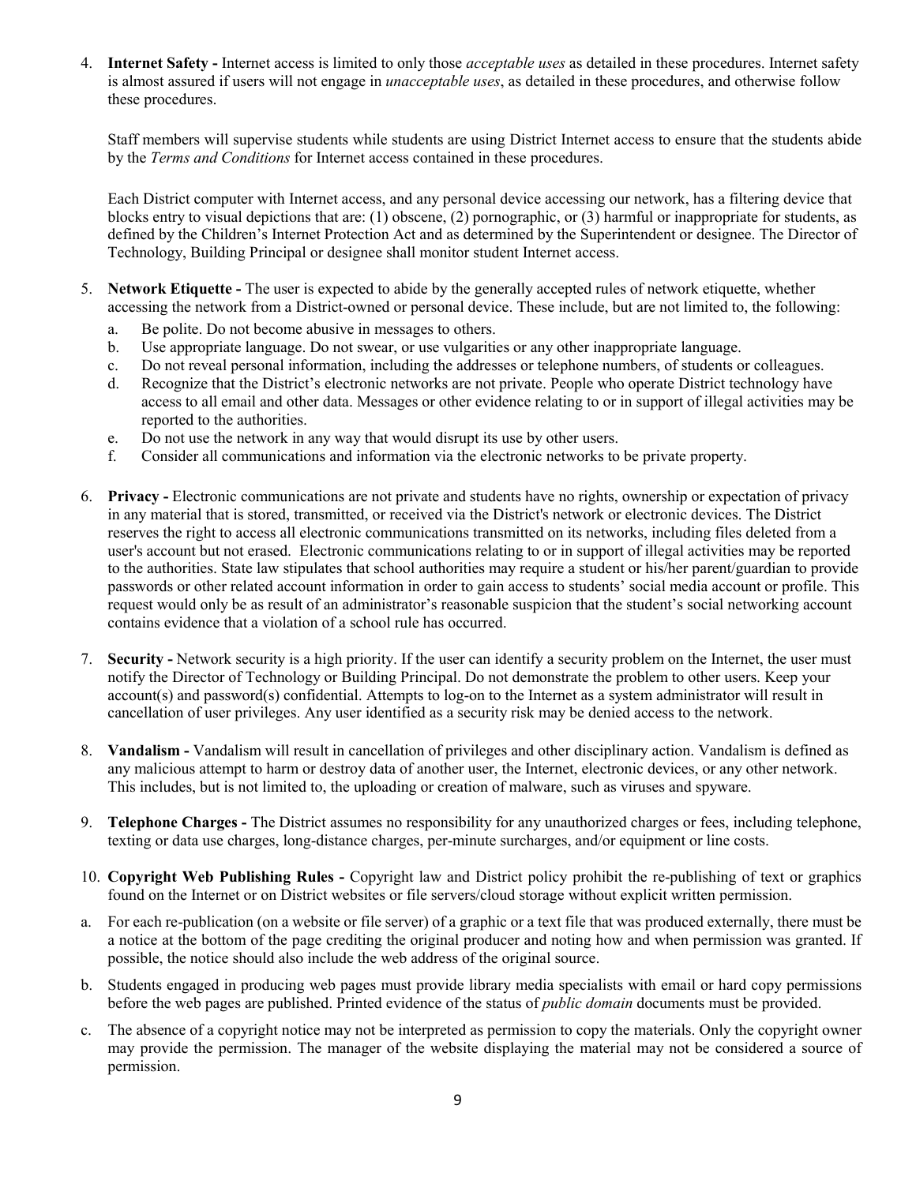4. **Internet Safety -** Internet access is limited to only those *acceptable uses* as detailed in these procedures. Internet safety is almost assured if users will not engage in *unacceptable uses*, as detailed in these procedures, and otherwise follow these procedures.

   Staff members will supervise students while students are using District Internet access to ensure that the students abide by the *Terms and Conditions* for Internet access contained in these procedures.

   Each District computer with Internet access, and any personal device accessing our network, has a filtering device that blocks entry to visual depictions that are: (1) obscene, (2) pornographic, or (3) harmful or inappropriate for students, as defined by the Children's Internet Protection Act and as determined by the Superintendent or designee. The Director of Technology, Building Principal or designee shall monitor student Internet access.

5. **Network Etiquette -** The user is expected to abide by the generally accepted rules of network etiquette, whether accessing the network from a District-owned or personal device. These include, but are not limited to, the following:
   a. Be polite. Do not become abusive in messages to others.
   b. Use appropriate language. Do not swear, or use vulgarities or any other inappropriate language.
   c. Do not reveal personal information, including the addresses or telephone numbers, of students or colleagues.
   d. Recognize that the District's electronic networks are not private. People who operate District technology have access to all email and other data. Messages or other evidence relating to or in support of illegal activities may be reported to the authorities.
   e. Do not use the network in any way that would disrupt its use by other users.
   f. Consider all communications and information via the electronic networks to be private property.

6. **Privacy -** Electronic communications are not private and students have no rights, ownership or expectation of privacy in any material that is stored, transmitted, or received via the District's network or electronic devices. The District reserves the right to access all electronic communications transmitted on its networks, including files deleted from a user's account but not erased. Electronic communications relating to or in support of illegal activities may be reported to the authorities. State law stipulates that school authorities may require a student or his/her parent/guardian to provide passwords or other related account information in order to gain access to students' social media account or profile. This request would only be as result of an administrator's reasonable suspicion that the student's social networking account contains evidence that a violation of a school rule has occurred.

7. **Security -** Network security is a high priority. If the user can identify a security problem on the Internet, the user must notify the Director of Technology or Building Principal. Do not demonstrate the problem to other users. Keep your account(s) and password(s) confidential. Attempts to log-on to the Internet as a system administrator will result in cancellation of user privileges. Any user identified as a security risk may be denied access to the network.

8. **Vandalism -** Vandalism will result in cancellation of privileges and other disciplinary action. Vandalism is defined as any malicious attempt to harm or destroy data of another user, the Internet, electronic devices, or any other network. This includes, but is not limited to, the uploading or creation of malware, such as viruses and spyware.

9. **Telephone Charges -** The District assumes no responsibility for any unauthorized charges or fees, including telephone, texting or data use charges, long-distance charges, per-minute surcharges, and/or equipment or line costs.

10. **Copyright Web Publishing Rules -** Copyright law and District policy prohibit the re-publishing of text or graphics found on the Internet or on District websites or file servers/cloud storage without explicit written permission.

a. For each re-publication (on a website or file server) of a graphic or a text file that was produced externally, there must be a notice at the bottom of the page crediting the original producer and noting how and when permission was granted. If possible, the notice should also include the web address of the original source.

b. Students engaged in producing web pages must provide library media specialists with email or hard copy permissions before the web pages are published. Printed evidence of the status of *public domain* documents must be provided.

c. The absence of a copyright notice may not be interpreted as permission to copy the materials. Only the copyright owner may provide the permission. The manager of the website displaying the material may not be considered a source of permission.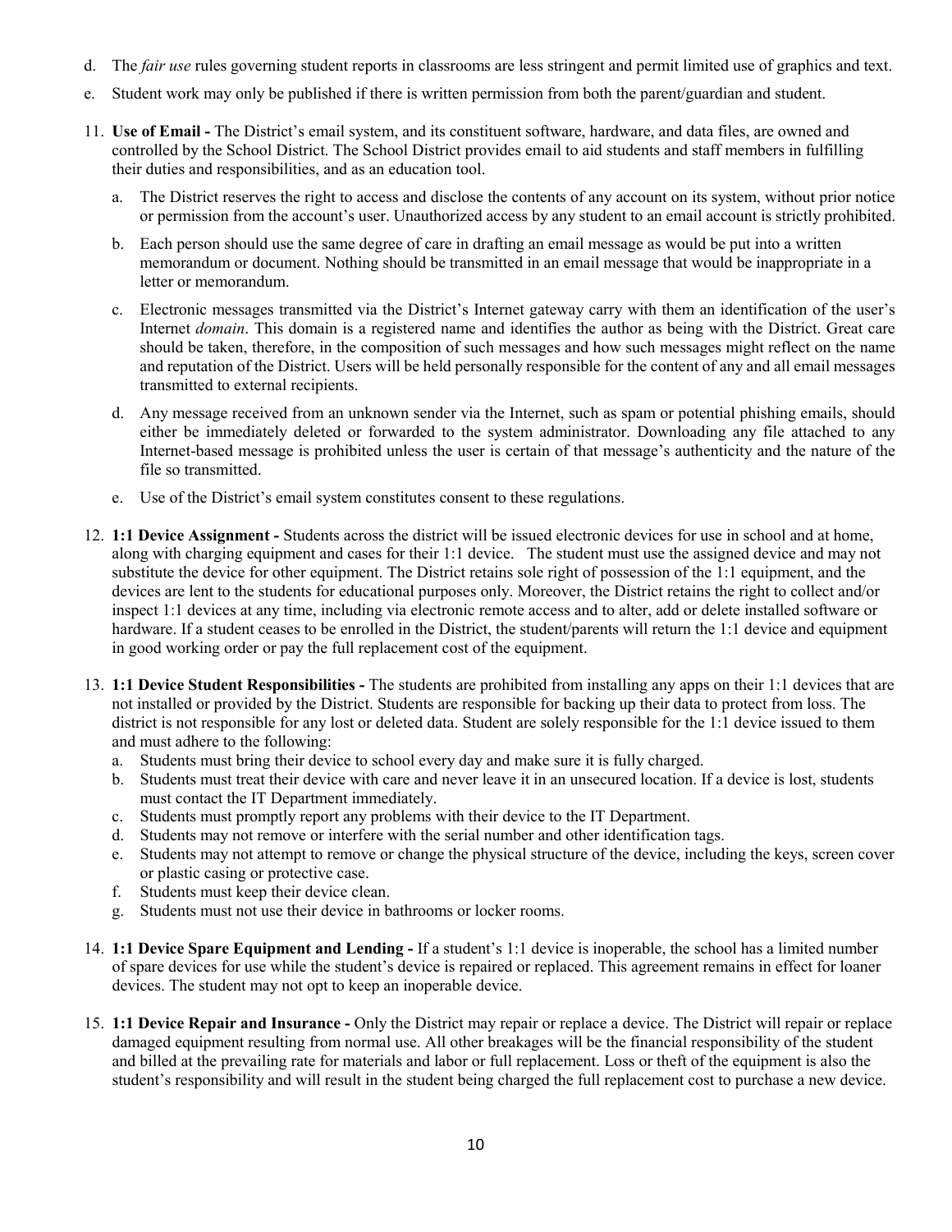d. The *fair use* rules governing student reports in classrooms are less stringent and permit limited use of graphics and text.

e. Student work may only be published if there is written permission from both the parent/guardian and student.

11. **Use of Email -** The District's email system, and its constituent software, hardware, and data files, are owned and controlled by the School District. The School District provides email to aid students and staff members in fulfilling their duties and responsibilities, and as an education tool.

    a. The District reserves the right to access and disclose the contents of any account on its system, without prior notice or permission from the account's user. Unauthorized access by any student to an email account is strictly prohibited.

    b. Each person should use the same degree of care in drafting an email message as would be put into a written memorandum or document. Nothing should be transmitted in an email message that would be inappropriate in a letter or memorandum.

    c. Electronic messages transmitted via the District's Internet gateway carry with them an identification of the user's Internet *domain*. This domain is a registered name and identifies the author as being with the District. Great care should be taken, therefore, in the composition of such messages and how such messages might reflect on the name and reputation of the District. Users will be held personally responsible for the content of any and all email messages transmitted to external recipients.

    d. Any message received from an unknown sender via the Internet, such as spam or potential phishing emails, should either be immediately deleted or forwarded to the system administrator. Downloading any file attached to any Internet-based message is prohibited unless the user is certain of that message's authenticity and the nature of the file so transmitted.

    e. Use of the District's email system constitutes consent to these regulations.

12. **1:1 Device Assignment -** Students across the district will be issued electronic devices for use in school and at home, along with charging equipment and cases for their 1:1 device. The student must use the assigned device and may not substitute the device for other equipment. The District retains sole right of possession of the 1:1 equipment, and the devices are lent to the students for educational purposes only. Moreover, the District retains the right to collect and/or inspect 1:1 devices at any time, including via electronic remote access and to alter, add or delete installed software or hardware. If a student ceases to be enrolled in the District, the student/parents will return the 1:1 device and equipment in good working order or pay the full replacement cost of the equipment.

13. **1:1 Device Student Responsibilities -** The students are prohibited from installing any apps on their 1:1 devices that are not installed or provided by the District. Students are responsible for backing up their data to protect from loss. The district is not responsible for any lost or deleted data. Student are solely responsible for the 1:1 device issued to them and must adhere to the following:
    a. Students must bring their device to school every day and make sure it is fully charged.
    b. Students must treat their device with care and never leave it in an unsecured location. If a device is lost, students must contact the IT Department immediately.
    c. Students must promptly report any problems with their device to the IT Department.
    d. Students may not remove or interfere with the serial number and other identification tags.
    e. Students may not attempt to remove or change the physical structure of the device, including the keys, screen cover or plastic casing or protective case.
    f. Students must keep their device clean.
    g. Students must not use their device in bathrooms or locker rooms.

14. **1:1 Device Spare Equipment and Lending -** If a student's 1:1 device is inoperable, the school has a limited number of spare devices for use while the student's device is repaired or replaced. This agreement remains in effect for loaner devices. The student may not opt to keep an inoperable device.

15. **1:1 Device Repair and Insurance -** Only the District may repair or replace a device. The District will repair or replace damaged equipment resulting from normal use. All other breakages will be the financial responsibility of the student and billed at the prevailing rate for materials and labor or full replacement. Loss or theft of the equipment is also the student's responsibility and will result in the student being charged the full replacement cost to purchase a new device.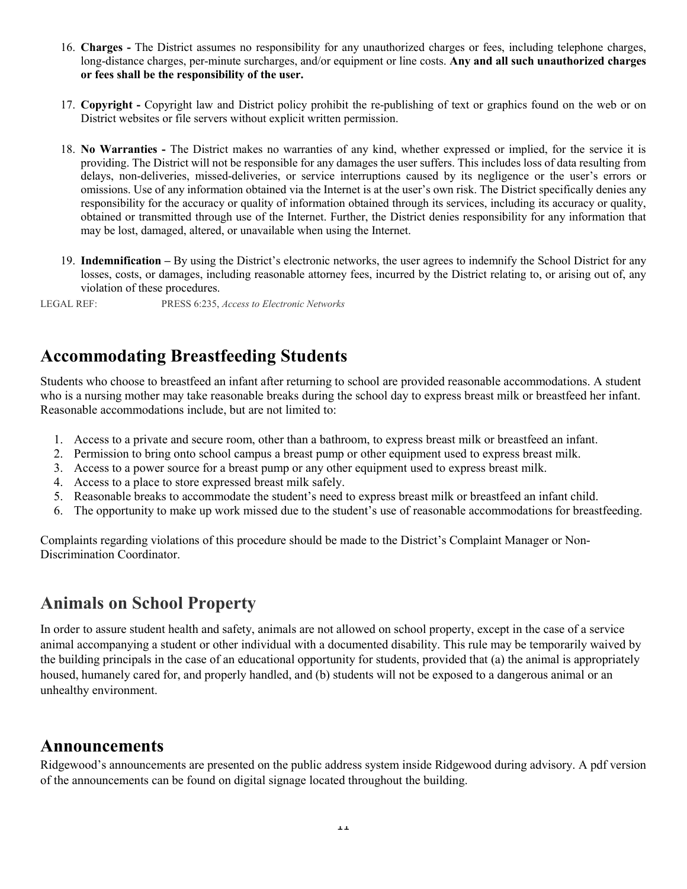16. **Charges -** The District assumes no responsibility for any unauthorized charges or fees, including telephone charges, long-distance charges, per-minute surcharges, and/or equipment or line costs. **Any and all such unauthorized charges or fees shall be the responsibility of the user.**

17. **Copyright -** Copyright law and District policy prohibit the re-publishing of text or graphics found on the web or on District websites or file servers without explicit written permission.

18. **No Warranties -** The District makes no warranties of any kind, whether expressed or implied, for the service it is providing. The District will not be responsible for any damages the user suffers. This includes loss of data resulting from delays, non-deliveries, missed-deliveries, or service interruptions caused by its negligence or the user's errors or omissions. Use of any information obtained via the Internet is at the user's own risk. The District specifically denies any responsibility for the accuracy or quality of information obtained through its services, including its accuracy or quality, obtained or transmitted through use of the Internet. Further, the District denies responsibility for any information that may be lost, damaged, altered, or unavailable when using the Internet.

19. **Indemnification –** By using the District's electronic networks, the user agrees to indemnify the School District for any losses, costs, or damages, including reasonable attorney fees, incurred by the District relating to, or arising out of, any violation of these procedures.

LEGAL REF: PRESS 6:235, *Access to Electronic Networks*

## Accommodating Breastfeeding Students

Students who choose to breastfeed an infant after returning to school are provided reasonable accommodations. A student who is a nursing mother may take reasonable breaks during the school day to express breast milk or breastfeed her infant. Reasonable accommodations include, but are not limited to:

1. Access to a private and secure room, other than a bathroom, to express breast milk or breastfeed an infant.
2. Permission to bring onto school campus a breast pump or other equipment used to express breast milk.
3. Access to a power source for a breast pump or any other equipment used to express breast milk.
4. Access to a place to store expressed breast milk safely.
5. Reasonable breaks to accommodate the student's need to express breast milk or breastfeed an infant child.
6. The opportunity to make up work missed due to the student's use of reasonable accommodations for breastfeeding.

Complaints regarding violations of this procedure should be made to the District's Complaint Manager or Non-Discrimination Coordinator.

## Animals on School Property

In order to assure student health and safety, animals are not allowed on school property, except in the case of a service animal accompanying a student or other individual with a documented disability. This rule may be temporarily waived by the building principals in the case of an educational opportunity for students, provided that (a) the animal is appropriately housed, humanely cared for, and properly handled, and (b) students will not be exposed to a dangerous animal or an unhealthy environment.

## Announcements

Ridgewood's announcements are presented on the public address system inside Ridgewood during advisory. A pdf version of the announcements can be found on digital signage located throughout the building.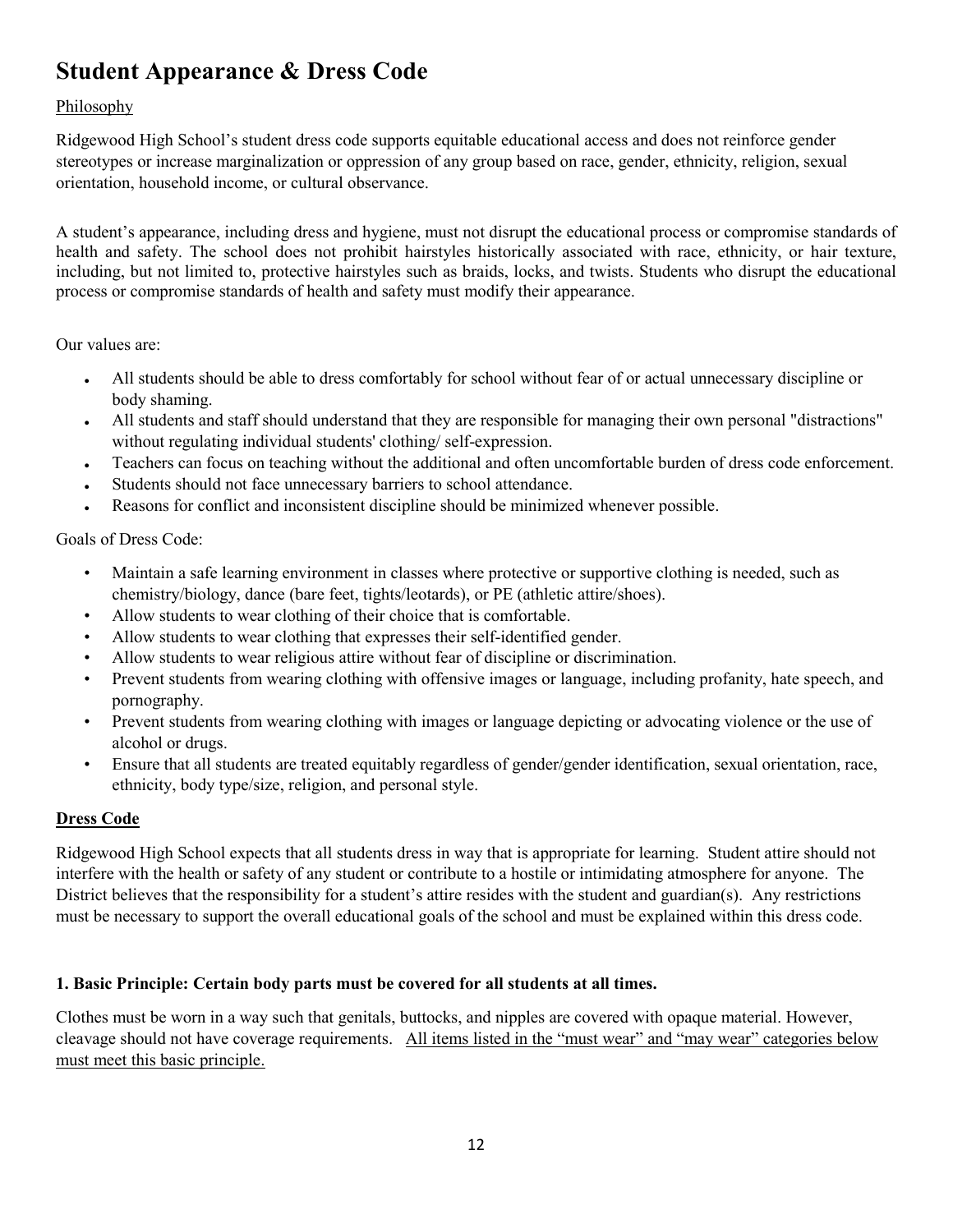# Student Appearance & Dress Code

Philosophy

Ridgewood High School's student dress code supports equitable educational access and does not reinforce gender stereotypes or increase marginalization or oppression of any group based on race, gender, ethnicity, religion, sexual orientation, household income, or cultural observance.

A student's appearance, including dress and hygiene, must not disrupt the educational process or compromise standards of health and safety. The school does not prohibit hairstyles historically associated with race, ethnicity, or hair texture, including, but not limited to, protective hairstyles such as braids, locks, and twists. Students who disrupt the educational process or compromise standards of health and safety must modify their appearance.

Our values are:

- All students should be able to dress comfortably for school without fear of or actual unnecessary discipline or body shaming.
- All students and staff should understand that they are responsible for managing their own personal "distractions" without regulating individual students' clothing/ self-expression.
- Teachers can focus on teaching without the additional and often uncomfortable burden of dress code enforcement.
- Students should not face unnecessary barriers to school attendance.
- Reasons for conflict and inconsistent discipline should be minimized whenever possible.

Goals of Dress Code:

- Maintain a safe learning environment in classes where protective or supportive clothing is needed, such as chemistry/biology, dance (bare feet, tights/leotards), or PE (athletic attire/shoes).
- Allow students to wear clothing of their choice that is comfortable.
- Allow students to wear clothing that expresses their self-identified gender.
- Allow students to wear religious attire without fear of discipline or discrimination.
- Prevent students from wearing clothing with offensive images or language, including profanity, hate speech, and pornography.
- Prevent students from wearing clothing with images or language depicting or advocating violence or the use of alcohol or drugs.
- Ensure that all students are treated equitably regardless of gender/gender identification, sexual orientation, race, ethnicity, body type/size, religion, and personal style.

**Dress Code**

Ridgewood High School expects that all students dress in way that is appropriate for learning. Student attire should not interfere with the health or safety of any student or contribute to a hostile or intimidating atmosphere for anyone. The District believes that the responsibility for a student's attire resides with the student and guardian(s). Any restrictions must be necessary to support the overall educational goals of the school and must be explained within this dress code.

**1. Basic Principle: Certain body parts must be covered for all students at all times.**

Clothes must be worn in a way such that genitals, buttocks, and nipples are covered with opaque material. However, cleavage should not have coverage requirements. All items listed in the "must wear" and "may wear" categories below must meet this basic principle.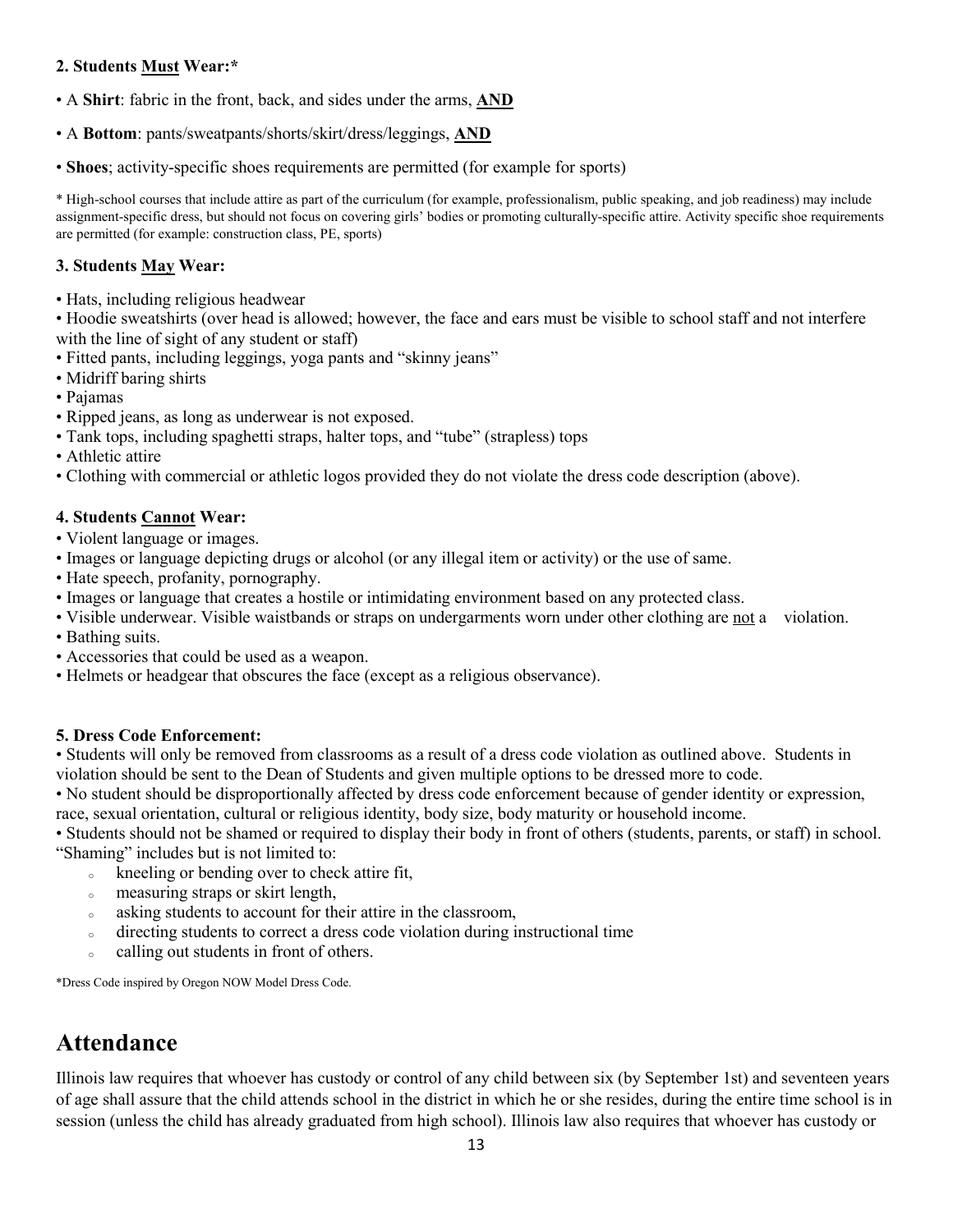**2. Students <u>Must</u> Wear:***

- A **Shirt**: fabric in the front, back, and sides under the arms, **<u>AND</u>**
- A **Bottom**: pants/sweatpants/shorts/skirt/dress/leggings, **<u>AND</u>**
- **Shoes**; activity-specific shoes requirements are permitted (for example for sports)

\* High-school courses that include attire as part of the curriculum (for example, professionalism, public speaking, and job readiness) may include assignment-specific dress, but should not focus on covering girls' bodies or promoting culturally-specific attire. Activity specific shoe requirements are permitted (for example: construction class, PE, sports)

**3. Students <u>May</u> Wear:**

- Hats, including religious headwear
- Hoodie sweatshirts (over head is allowed; however, the face and ears must be visible to school staff and not interfere with the line of sight of any student or staff)
- Fitted pants, including leggings, yoga pants and "skinny jeans"
- Midriff baring shirts
- Pajamas
- Ripped jeans, as long as underwear is not exposed.
- Tank tops, including spaghetti straps, halter tops, and "tube" (strapless) tops
- Athletic attire
- Clothing with commercial or athletic logos provided they do not violate the dress code description (above).

**4. Students <u>Cannot</u> Wear:**

- Violent language or images.
- Images or language depicting drugs or alcohol (or any illegal item or activity) or the use of same.
- Hate speech, profanity, pornography.
- Images or language that creates a hostile or intimidating environment based on any protected class.
- Visible underwear. Visible waistbands or straps on undergarments worn under other clothing are <u>not</u> a violation.
- Bathing suits.
- Accessories that could be used as a weapon.
- Helmets or headgear that obscures the face (except as a religious observance).

**5. Dress Code Enforcement:**

- Students will only be removed from classrooms as a result of a dress code violation as outlined above. Students in violation should be sent to the Dean of Students and given multiple options to be dressed more to code.
- No student should be disproportionally affected by dress code enforcement because of gender identity or expression, race, sexual orientation, cultural or religious identity, body size, body maturity or household income.
- Students should not be shamed or required to display their body in front of others (students, parents, or staff) in school. "Shaming" includes but is not limited to:
  - kneeling or bending over to check attire fit,
  - measuring straps or skirt length,
  - asking students to account for their attire in the classroom,
  - directing students to correct a dress code violation during instructional time
  - calling out students in front of others.

*Dress Code inspired by Oregon NOW Model Dress Code.

# Attendance

Illinois law requires that whoever has custody or control of any child between six (by September 1st) and seventeen years of age shall assure that the child attends school in the district in which he or she resides, during the entire time school is in session (unless the child has already graduated from high school). Illinois law also requires that whoever has custody or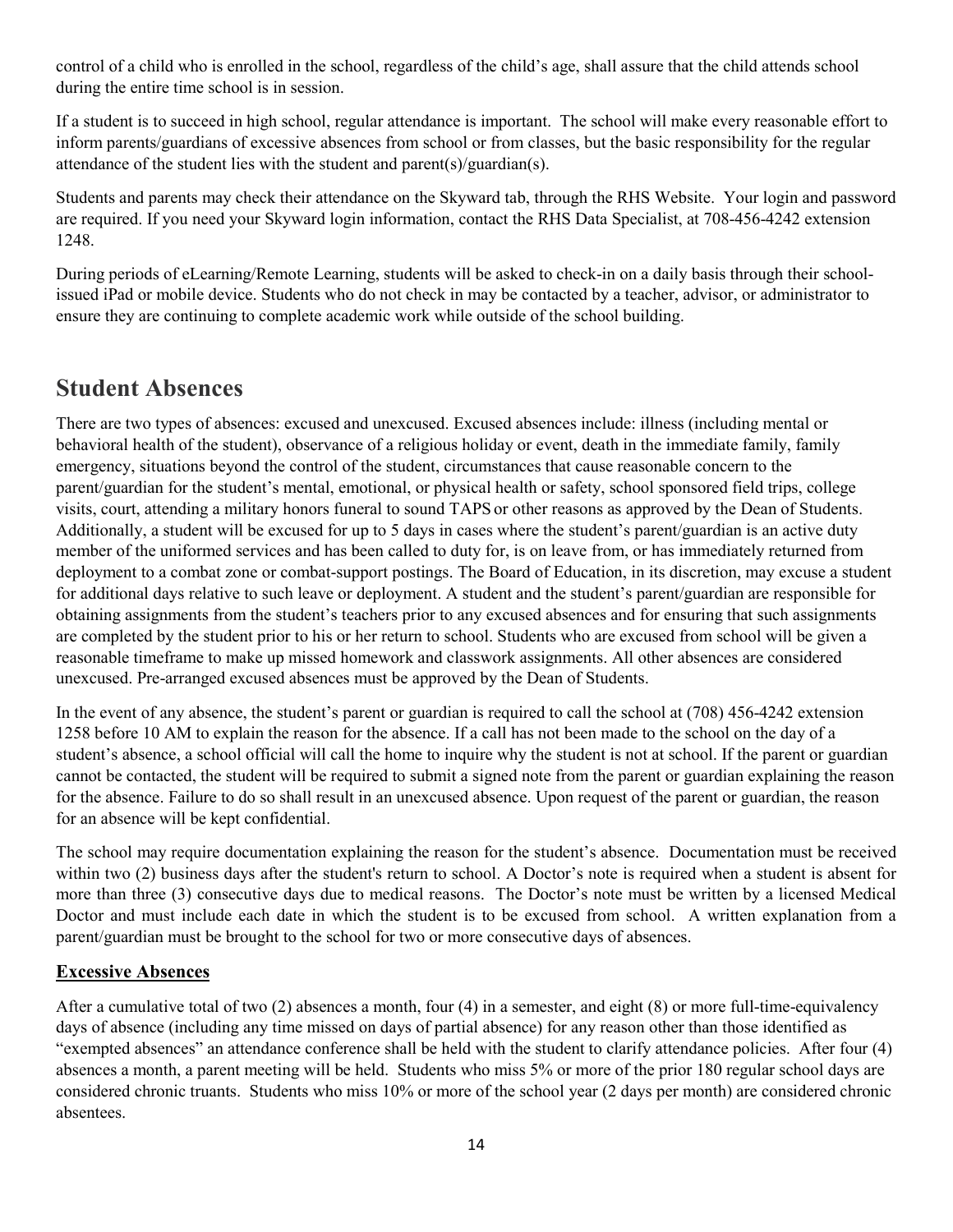control of a child who is enrolled in the school, regardless of the child's age, shall assure that the child attends school during the entire time school is in session.

If a student is to succeed in high school, regular attendance is important. The school will make every reasonable effort to inform parents/guardians of excessive absences from school or from classes, but the basic responsibility for the regular attendance of the student lies with the student and parent(s)/guardian(s).

Students and parents may check their attendance on the Skyward tab, through the RHS Website. Your login and password are required. If you need your Skyward login information, contact the RHS Data Specialist, at 708-456-4242 extension 1248.

During periods of eLearning/Remote Learning, students will be asked to check-in on a daily basis through their school-issued iPad or mobile device. Students who do not check in may be contacted by a teacher, advisor, or administrator to ensure they are continuing to complete academic work while outside of the school building.

## Student Absences

There are two types of absences: excused and unexcused. Excused absences include: illness (including mental or behavioral health of the student), observance of a religious holiday or event, death in the immediate family, family emergency, situations beyond the control of the student, circumstances that cause reasonable concern to the parent/guardian for the student's mental, emotional, or physical health or safety, school sponsored field trips, college visits, court, attending a military honors funeral to sound TAPS or other reasons as approved by the Dean of Students. Additionally, a student will be excused for up to 5 days in cases where the student's parent/guardian is an active duty member of the uniformed services and has been called to duty for, is on leave from, or has immediately returned from deployment to a combat zone or combat-support postings. The Board of Education, in its discretion, may excuse a student for additional days relative to such leave or deployment. A student and the student's parent/guardian are responsible for obtaining assignments from the student's teachers prior to any excused absences and for ensuring that such assignments are completed by the student prior to his or her return to school. Students who are excused from school will be given a reasonable timeframe to make up missed homework and classwork assignments. All other absences are considered unexcused. Pre-arranged excused absences must be approved by the Dean of Students.

In the event of any absence, the student's parent or guardian is required to call the school at (708) 456-4242 extension 1258 before 10 AM to explain the reason for the absence. If a call has not been made to the school on the day of a student's absence, a school official will call the home to inquire why the student is not at school. If the parent or guardian cannot be contacted, the student will be required to submit a signed note from the parent or guardian explaining the reason for the absence. Failure to do so shall result in an unexcused absence. Upon request of the parent or guardian, the reason for an absence will be kept confidential.

The school may require documentation explaining the reason for the student's absence. Documentation must be received within two (2) business days after the student's return to school. A Doctor's note is required when a student is absent for more than three (3) consecutive days due to medical reasons. The Doctor's note must be written by a licensed Medical Doctor and must include each date in which the student is to be excused from school. A written explanation from a parent/guardian must be brought to the school for two or more consecutive days of absences.

### Excessive Absences

After a cumulative total of two (2) absences a month, four (4) in a semester, and eight (8) or more full-time-equivalency days of absence (including any time missed on days of partial absence) for any reason other than those identified as "exempted absences" an attendance conference shall be held with the student to clarify attendance policies. After four (4) absences a month, a parent meeting will be held. Students who miss 5% or more of the prior 180 regular school days are considered chronic truants. Students who miss 10% or more of the school year (2 days per month) are considered chronic absentees.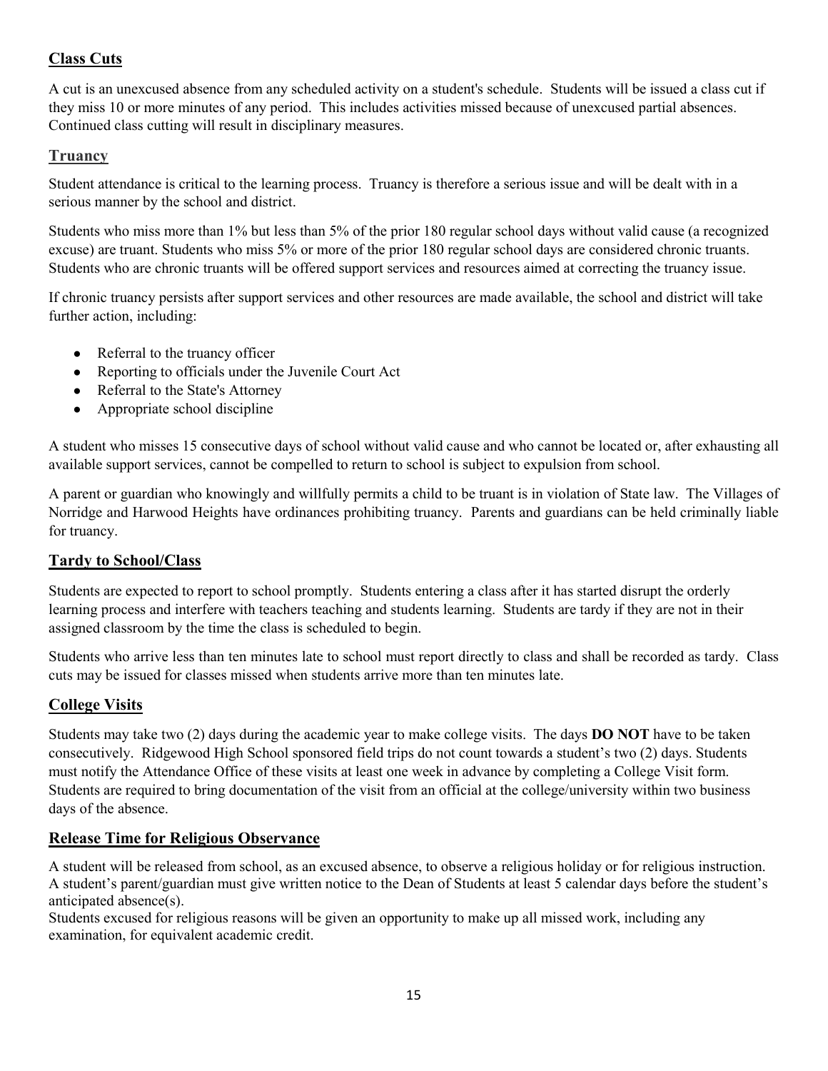## Class Cuts

A cut is an unexcused absence from any scheduled activity on a student's schedule. Students will be issued a class cut if they miss 10 or more minutes of any period. This includes activities missed because of unexcused partial absences. Continued class cutting will result in disciplinary measures.

## Truancy

Student attendance is critical to the learning process. Truancy is therefore a serious issue and will be dealt with in a serious manner by the school and district.

Students who miss more than 1% but less than 5% of the prior 180 regular school days without valid cause (a recognized excuse) are truant. Students who miss 5% or more of the prior 180 regular school days are considered chronic truants. Students who are chronic truants will be offered support services and resources aimed at correcting the truancy issue.

If chronic truancy persists after support services and other resources are made available, the school and district will take further action, including:

- Referral to the truancy officer
- Reporting to officials under the Juvenile Court Act
- Referral to the State's Attorney
- Appropriate school discipline

A student who misses 15 consecutive days of school without valid cause and who cannot be located or, after exhausting all available support services, cannot be compelled to return to school is subject to expulsion from school.

A parent or guardian who knowingly and willfully permits a child to be truant is in violation of State law. The Villages of Norridge and Harwood Heights have ordinances prohibiting truancy. Parents and guardians can be held criminally liable for truancy.

## Tardy to School/Class

Students are expected to report to school promptly. Students entering a class after it has started disrupt the orderly learning process and interfere with teachers teaching and students learning. Students are tardy if they are not in their assigned classroom by the time the class is scheduled to begin.

Students who arrive less than ten minutes late to school must report directly to class and shall be recorded as tardy. Class cuts may be issued for classes missed when students arrive more than ten minutes late.

## College Visits

Students may take two (2) days during the academic year to make college visits. The days **DO NOT** have to be taken consecutively. Ridgewood High School sponsored field trips do not count towards a student's two (2) days. Students must notify the Attendance Office of these visits at least one week in advance by completing a College Visit form. Students are required to bring documentation of the visit from an official at the college/university within two business days of the absence.

## Release Time for Religious Observance

A student will be released from school, as an excused absence, to observe a religious holiday or for religious instruction. A student's parent/guardian must give written notice to the Dean of Students at least 5 calendar days before the student's anticipated absence(s).

Students excused for religious reasons will be given an opportunity to make up all missed work, including any examination, for equivalent academic credit.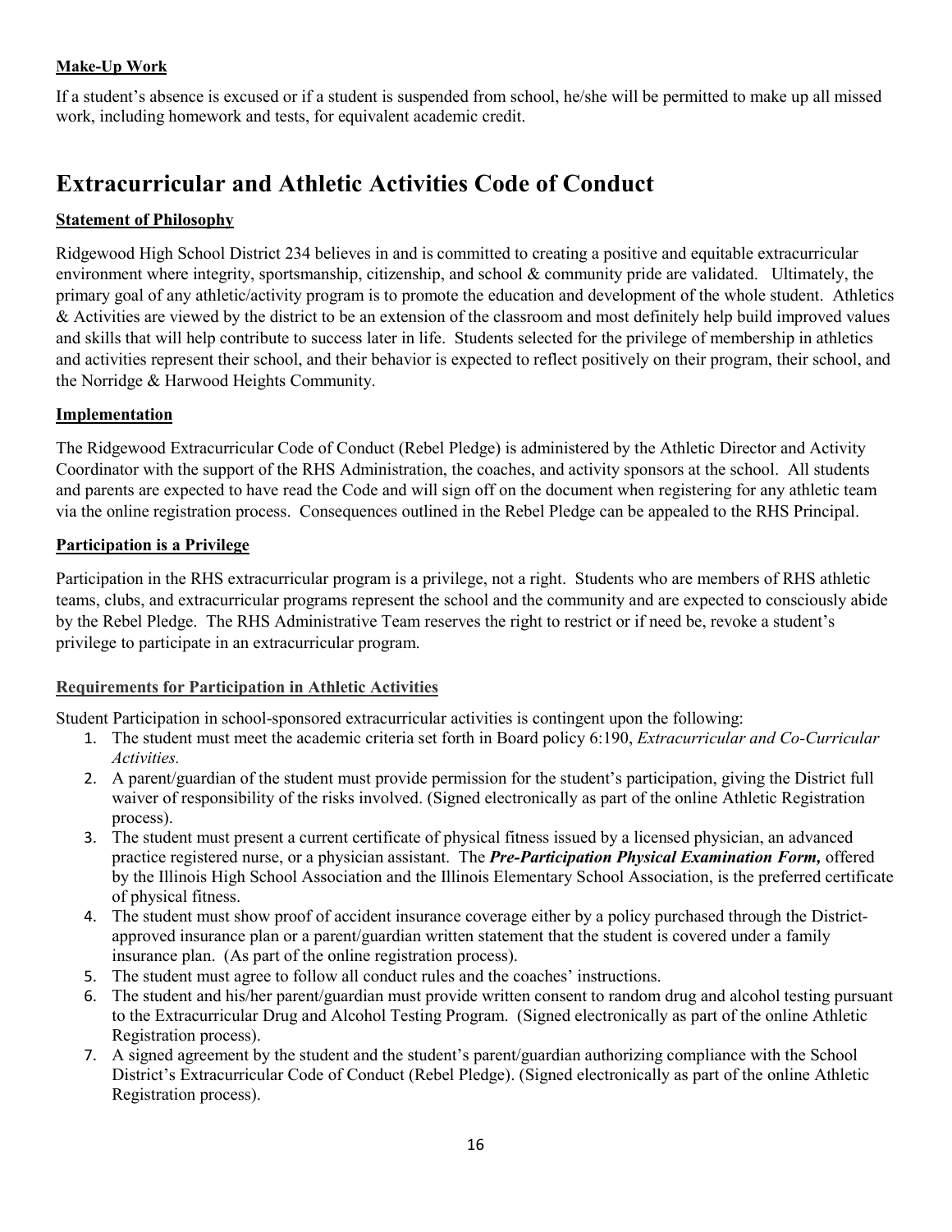**Make-Up Work**

If a student's absence is excused or if a student is suspended from school, he/she will be permitted to make up all missed work, including homework and tests, for equivalent academic credit.

# Extracurricular and Athletic Activities Code of Conduct

**Statement of Philosophy**

Ridgewood High School District 234 believes in and is committed to creating a positive and equitable extracurricular environment where integrity, sportsmanship, citizenship, and school & community pride are validated. Ultimately, the primary goal of any athletic/activity program is to promote the education and development of the whole student. Athletics & Activities are viewed by the district to be an extension of the classroom and most definitely help build improved values and skills that will help contribute to success later in life. Students selected for the privilege of membership in athletics and activities represent their school, and their behavior is expected to reflect positively on their program, their school, and the Norridge & Harwood Heights Community.

**Implementation**

The Ridgewood Extracurricular Code of Conduct (Rebel Pledge) is administered by the Athletic Director and Activity Coordinator with the support of the RHS Administration, the coaches, and activity sponsors at the school. All students and parents are expected to have read the Code and will sign off on the document when registering for any athletic team via the online registration process. Consequences outlined in the Rebel Pledge can be appealed to the RHS Principal.

**Participation is a Privilege**

Participation in the RHS extracurricular program is a privilege, not a right. Students who are members of RHS athletic teams, clubs, and extracurricular programs represent the school and the community and are expected to consciously abide by the Rebel Pledge. The RHS Administrative Team reserves the right to restrict or if need be, revoke a student's privilege to participate in an extracurricular program.

**Requirements for Participation in Athletic Activities**

Student Participation in school-sponsored extracurricular activities is contingent upon the following:

1. The student must meet the academic criteria set forth in Board policy 6:190, *Extracurricular and Co-Curricular Activities.*
2. A parent/guardian of the student must provide permission for the student's participation, giving the District full waiver of responsibility of the risks involved. (Signed electronically as part of the online Athletic Registration process).
3. The student must present a current certificate of physical fitness issued by a licensed physician, an advanced practice registered nurse, or a physician assistant. The ***Pre-Participation Physical Examination Form,*** offered by the Illinois High School Association and the Illinois Elementary School Association, is the preferred certificate of physical fitness.
4. The student must show proof of accident insurance coverage either by a policy purchased through the District-approved insurance plan or a parent/guardian written statement that the student is covered under a family insurance plan. (As part of the online registration process).
5. The student must agree to follow all conduct rules and the coaches' instructions.
6. The student and his/her parent/guardian must provide written consent to random drug and alcohol testing pursuant to the Extracurricular Drug and Alcohol Testing Program. (Signed electronically as part of the online Athletic Registration process).
7. A signed agreement by the student and the student's parent/guardian authorizing compliance with the School District's Extracurricular Code of Conduct (Rebel Pledge). (Signed electronically as part of the online Athletic Registration process).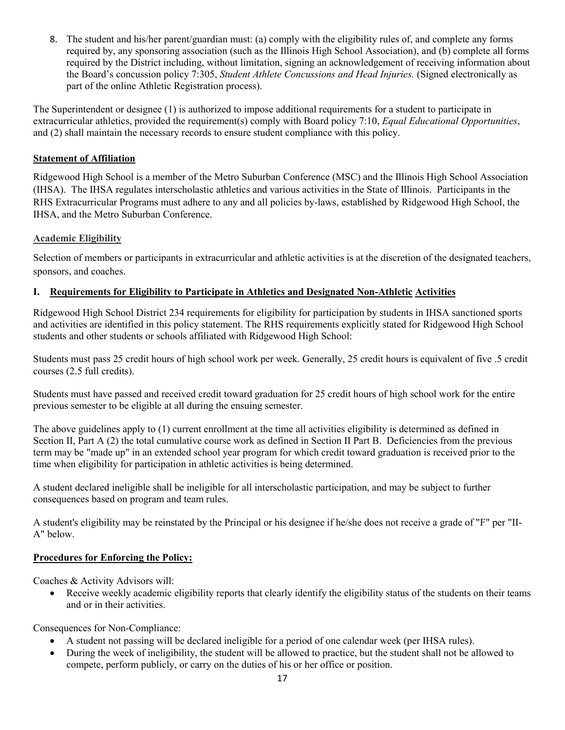8. The student and his/her parent/guardian must: (a) comply with the eligibility rules of, and complete any forms required by, any sponsoring association (such as the Illinois High School Association), and (b) complete all forms required by the District including, without limitation, signing an acknowledgement of receiving information about the Board's concussion policy 7:305, *Student Athlete Concussions and Head Injuries.* (Signed electronically as part of the online Athletic Registration process).

The Superintendent or designee (1) is authorized to impose additional requirements for a student to participate in extracurricular athletics, provided the requirement(s) comply with Board policy 7:10, *Equal Educational Opportunities*, and (2) shall maintain the necessary records to ensure student compliance with this policy.

**Statement of Affiliation**

Ridgewood High School is a member of the Metro Suburban Conference (MSC) and the Illinois High School Association (IHSA). The IHSA regulates interscholastic athletics and various activities in the State of Illinois. Participants in the RHS Extracurricular Programs must adhere to any and all policies by-laws, established by Ridgewood High School, the IHSA, and the Metro Suburban Conference.

**Academic Eligibility**

Selection of members or participants in extracurricular and athletic activities is at the discretion of the designated teachers, sponsors, and coaches.

**I. Requirements for Eligibility to Participate in Athletics and Designated Non-Athletic Activities**

Ridgewood High School District 234 requirements for eligibility for participation by students in IHSA sanctioned sports and activities are identified in this policy statement. The RHS requirements explicitly stated for Ridgewood High School students and other students or schools affiliated with Ridgewood High School:

Students must pass 25 credit hours of high school work per week. Generally, 25 credit hours is equivalent of five .5 credit courses (2.5 full credits).

Students must have passed and received credit toward graduation for 25 credit hours of high school work for the entire previous semester to be eligible at all during the ensuing semester.

The above guidelines apply to (1) current enrollment at the time all activities eligibility is determined as defined in Section II, Part A (2) the total cumulative course work as defined in Section II Part B. Deficiencies from the previous term may be "made up" in an extended school year program for which credit toward graduation is received prior to the time when eligibility for participation in athletic activities is being determined.

A student declared ineligible shall be ineligible for all interscholastic participation, and may be subject to further consequences based on program and team rules.

A student's eligibility may be reinstated by the Principal or his designee if he/she does not receive a grade of "F" per "II-A" below.

**Procedures for Enforcing the Policy:**

Coaches & Activity Advisors will:

- Receive weekly academic eligibility reports that clearly identify the eligibility status of the students on their teams and or in their activities.

Consequences for Non-Compliance:

- A student not passing will be declared ineligible for a period of one calendar week (per IHSA rules).
- During the week of ineligibility, the student will be allowed to practice, but the student shall not be allowed to compete, perform publicly, or carry on the duties of his or her office or position.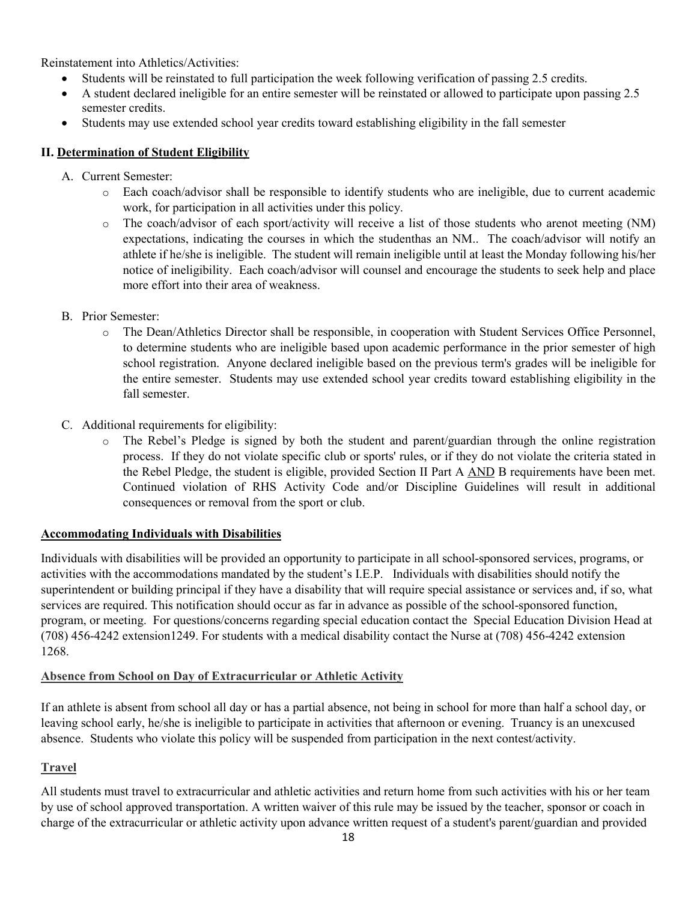Reinstatement into Athletics/Activities:

- Students will be reinstated to full participation the week following verification of passing 2.5 credits.
- A student declared ineligible for an entire semester will be reinstated or allowed to participate upon passing 2.5 semester credits.
- Students may use extended school year credits toward establishing eligibility in the fall semester

**II. <u>Determination of Student Eligibility</u>**

A. Current Semester:
   - Each coach/advisor shall be responsible to identify students who are ineligible, due to current academic work, for participation in all activities under this policy.
   - The coach/advisor of each sport/activity will receive a list of those students who arenot meeting (NM) expectations, indicating the courses in which the studenthas an NM.. The coach/advisor will notify an athlete if he/she is ineligible. The student will remain ineligible until at least the Monday following his/her notice of ineligibility. Each coach/advisor will counsel and encourage the students to seek help and place more effort into their area of weakness.

B. Prior Semester:
   - The Dean/Athletics Director shall be responsible, in cooperation with Student Services Office Personnel, to determine students who are ineligible based upon academic performance in the prior semester of high school registration. Anyone declared ineligible based on the previous term's grades will be ineligible for the entire semester. Students may use extended school year credits toward establishing eligibility in the fall semester.

C. Additional requirements for eligibility:
   - The Rebel's Pledge is signed by both the student and parent/guardian through the online registration process. If they do not violate specific club or sports' rules, or if they do not violate the criteria stated in the Rebel Pledge, the student is eligible, provided Section II Part A <u>AND</u> B requirements have been met. Continued violation of RHS Activity Code and/or Discipline Guidelines will result in additional consequences or removal from the sport or club.

**<u>Accommodating Individuals with Disabilities</u>**

Individuals with disabilities will be provided an opportunity to participate in all school-sponsored services, programs, or activities with the accommodations mandated by the student's I.E.P. Individuals with disabilities should notify the superintendent or building principal if they have a disability that will require special assistance or services and, if so, what services are required. This notification should occur as far in advance as possible of the school-sponsored function, program, or meeting. For questions/concerns regarding special education contact the Special Education Division Head at (708) 456-4242 extension1249. For students with a medical disability contact the Nurse at (708) 456-4242 extension 1268.

**<u>Absence from School on Day of Extracurricular or Athletic Activity</u>**

If an athlete is absent from school all day or has a partial absence, not being in school for more than half a school day, or leaving school early, he/she is ineligible to participate in activities that afternoon or evening. Truancy is an unexcused absence. Students who violate this policy will be suspended from participation in the next contest/activity.

**<u>Travel</u>**

All students must travel to extracurricular and athletic activities and return home from such activities with his or her team by use of school approved transportation. A written waiver of this rule may be issued by the teacher, sponsor or coach in charge of the extracurricular or athletic activity upon advance written request of a student's parent/guardian and provided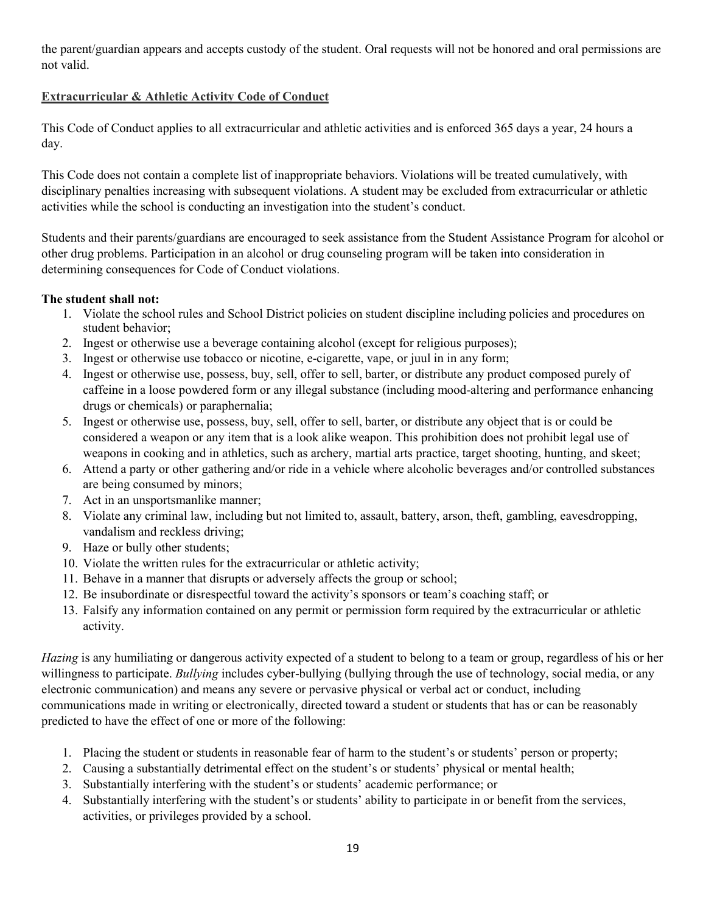the parent/guardian appears and accepts custody of the student. Oral requests will not be honored and oral permissions are not valid.

## Extracurricular & Athletic Activity Code of Conduct

This Code of Conduct applies to all extracurricular and athletic activities and is enforced 365 days a year, 24 hours a day.

This Code does not contain a complete list of inappropriate behaviors. Violations will be treated cumulatively, with disciplinary penalties increasing with subsequent violations. A student may be excluded from extracurricular or athletic activities while the school is conducting an investigation into the student's conduct.

Students and their parents/guardians are encouraged to seek assistance from the Student Assistance Program for alcohol or other drug problems. Participation in an alcohol or drug counseling program will be taken into consideration in determining consequences for Code of Conduct violations.

**The student shall not:**

1. Violate the school rules and School District policies on student discipline including policies and procedures on student behavior;
2. Ingest or otherwise use a beverage containing alcohol (except for religious purposes);
3. Ingest or otherwise use tobacco or nicotine, e-cigarette, vape, or juul in in any form;
4. Ingest or otherwise use, possess, buy, sell, offer to sell, barter, or distribute any product composed purely of caffeine in a loose powdered form or any illegal substance (including mood-altering and performance enhancing drugs or chemicals) or paraphernalia;
5. Ingest or otherwise use, possess, buy, sell, offer to sell, barter, or distribute any object that is or could be considered a weapon or any item that is a look alike weapon. This prohibition does not prohibit legal use of weapons in cooking and in athletics, such as archery, martial arts practice, target shooting, hunting, and skeet;
6. Attend a party or other gathering and/or ride in a vehicle where alcoholic beverages and/or controlled substances are being consumed by minors;
7. Act in an unsportsmanlike manner;
8. Violate any criminal law, including but not limited to, assault, battery, arson, theft, gambling, eavesdropping, vandalism and reckless driving;
9. Haze or bully other students;
10. Violate the written rules for the extracurricular or athletic activity;
11. Behave in a manner that disrupts or adversely affects the group or school;
12. Be insubordinate or disrespectful toward the activity's sponsors or team's coaching staff; or
13. Falsify any information contained on any permit or permission form required by the extracurricular or athletic activity.

*Hazing* is any humiliating or dangerous activity expected of a student to belong to a team or group, regardless of his or her willingness to participate. *Bullying* includes cyber-bullying (bullying through the use of technology, social media, or any electronic communication) and means any severe or pervasive physical or verbal act or conduct, including communications made in writing or electronically, directed toward a student or students that has or can be reasonably predicted to have the effect of one or more of the following:

1. Placing the student or students in reasonable fear of harm to the student's or students' person or property;
2. Causing a substantially detrimental effect on the student's or students' physical or mental health;
3. Substantially interfering with the student's or students' academic performance; or
4. Substantially interfering with the student's or students' ability to participate in or benefit from the services, activities, or privileges provided by a school.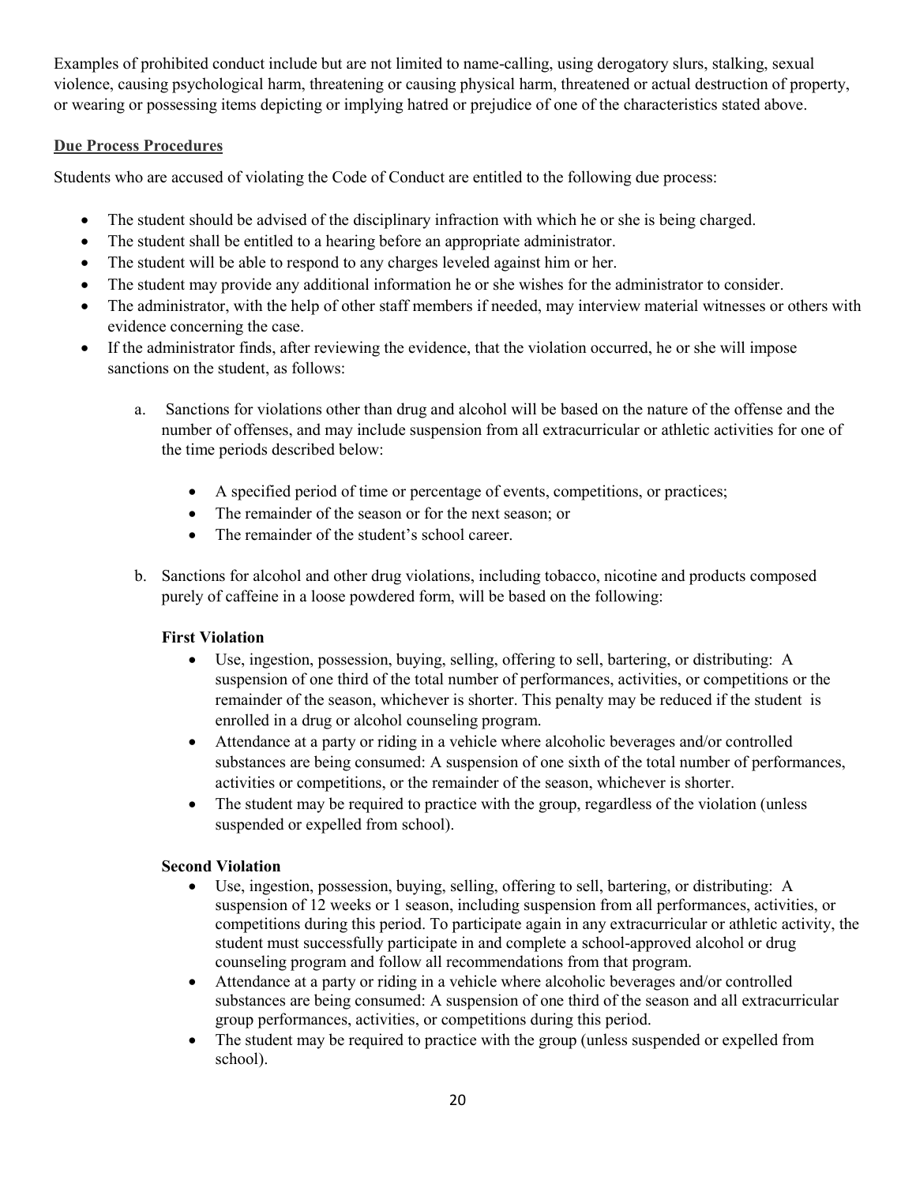Examples of prohibited conduct include but are not limited to name-calling, using derogatory slurs, stalking, sexual violence, causing psychological harm, threatening or causing physical harm, threatened or actual destruction of property, or wearing or possessing items depicting or implying hatred or prejudice of one of the characteristics stated above.

## Due Process Procedures

Students who are accused violating the Code of Conduct are entitled to the following due process:

- The student should be advised of the disciplinary infraction with which he or she is being charged.
- The student shall be entitled to a hearing before an appropriate administrator.
- The student will be able to respond to any charges leveled against him or her.
- The student may provide any additional information he or she wishes for the administrator to consider.
- The administrator, with the help of other staff members if needed, may interview material witnesses or others with evidence concerning the case.
- If the administrator finds, after reviewing the evidence, that the violation occurred, he or she will impose sanctions on the student, as follows:

  a. Sanctions for violations other than drug and alcohol will be based on the nature of the offense and the number of offenses, and may include suspension from all extracurricular or athletic activities for one of the time periods described below:

     - A specified period of time or percentage of events, competitions, or practices;
     - The remainder of the season or for the next season; or
     - The remainder of the student's school career.

  b. Sanctions for alcohol and other drug violations, including tobacco, nicotine and products composed purely of caffeine in a loose powdered form, will be based on the following:

     **First Violation**

     - Use, ingestion, possession, buying, selling, offering to sell, bartering, or distributing: A suspension of one third of the total number of performances, activities, or competitions or the remainder of the season, whichever is shorter. This penalty may be reduced if the student is enrolled in a drug or alcohol counseling program.
     - Attendance at a party or riding in a vehicle where alcoholic beverages and/or controlled substances are being consumed: A suspension of one sixth of the total number of performances, activities or competitions, or the remainder of the season, whichever is shorter.
     - The student may be required to practice with the group, regardless of the violation (unless suspended or expelled from school).

     **Second Violation**

     - Use, ingestion, possession, buying, selling, offering to sell, bartering, or distributing: A suspension of 12 weeks or 1 season, including suspension from all performances, activities, or competitions during this period. To participate again in any extracurricular or athletic activity, the student must successfully participate in and complete a school-approved alcohol or drug counseling program and follow all recommendations from that program.
     - Attendance at a party or riding in a vehicle where alcoholic beverages and/or controlled substances are being consumed: A suspension of one third of the season and all extracurricular group performances, activities, or competitions during this period.
     - The student may be required to practice with the group (unless suspended or expelled from school).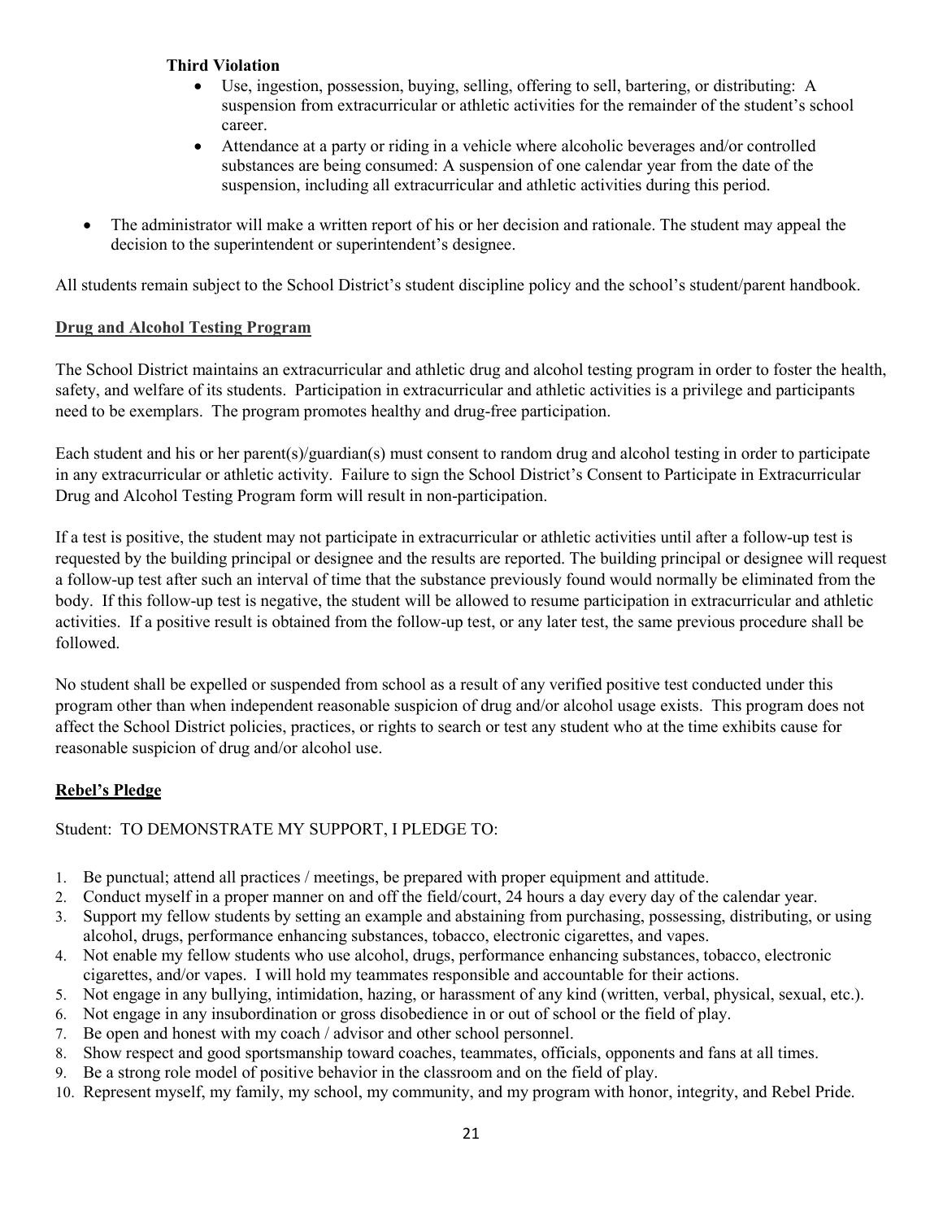**Third Violation**

- Use, ingestion, possession, buying, selling, offering to sell, bartering, or distributing: A suspension from extracurricular or athletic activities for the remainder of the student's school career.
- Attendance at a party or riding in a vehicle where alcoholic beverages and/or controlled substances are being consumed: A suspension of one calendar year from the date of the suspension, including all extracurricular and athletic activities during this period.

- The administrator will make a written report of his or her decision and rationale. The student may appeal the decision to the superintendent or superintendent's designee.

All students remain subject to the School District's student discipline policy and the school's student/parent handbook.

## Drug and Alcohol Testing Program

The School District maintains an extracurricular and athletic drug and alcohol testing program in order to foster the health, safety, and welfare of its students. Participation in extracurricular and athletic activities is a privilege and participants need to be exemplars. The program promotes healthy and drug-free participation.

Each student and his or her parent(s)/guardian(s) must consent to random drug and alcohol testing in order to participate in any extracurricular or athletic activity. Failure to sign the School District's Consent to Participate in Extracurricular Drug and Alcohol Testing Program form will result in non-participation.

If a test is positive, the student may not participate in extracurricular or athletic activities until after a follow-up test is requested by the building principal or designee and the results are reported. The building principal or designee will request a follow-up test after such an interval of time that the substance previously found would normally be eliminated from the body. If this follow-up test is negative, the student will be allowed to resume participation in extracurricular and athletic activities. If a positive result is obtained from the follow-up test, or any later test, the same previous procedure shall be followed.

No student shall be expelled or suspended from school as a result of any verified positive test conducted under this program other than when independent reasonable suspicion of drug and/or alcohol usage exists. This program does not affect the School District policies, practices, or rights to search or test any student who at the time exhibits cause for reasonable suspicion of drug and/or alcohol use.

## Rebel's Pledge

Student: TO DEMONSTRATE MY SUPPORT, I PLEDGE TO:

1. Be punctual; attend all practices / meetings, be prepared with proper equipment and attitude.
2. Conduct myself in a proper manner on and off the field/court, 24 hours a day every day of the calendar year.
3. Support my fellow students by setting an example and abstaining from purchasing, possessing, distributing, or using alcohol, drugs, performance enhancing substances, tobacco, electronic cigarettes, and vapes.
4. Not enable my fellow students who use alcohol, drugs, performance enhancing substances, tobacco, electronic cigarettes, and/or vapes. I will hold my teammates responsible and accountable for their actions.
5. Not engage in any bullying, intimidation, hazing, or harassment of any kind (written, verbal, physical, sexual, etc.).
6. Not engage in any insubordination or gross disobedience in or out of school or the field of play.
7. Be open and honest with my coach / advisor and other school personnel.
8. Show respect and good sportsmanship toward coaches, teammates, officials, opponents and fans at all times.
9. Be a strong role model of positive behavior in the classroom and on the field of play.
10. Represent myself, my family, my school, my community, and my program with honor, integrity, and Rebel Pride.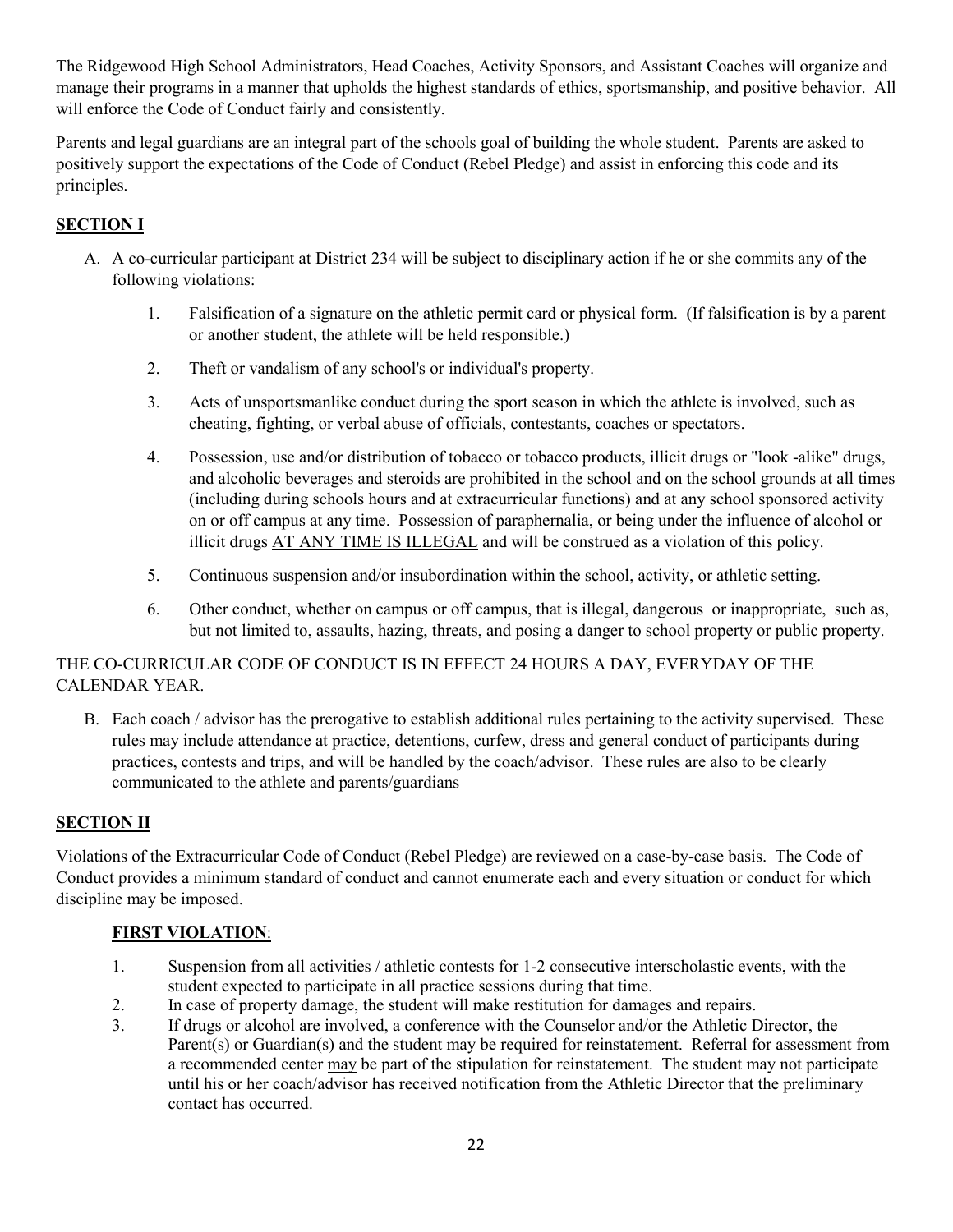The Ridgewood High School Administrators, Head Coaches, Activity Sponsors, and Assistant Coaches will organize and manage their programs in a manner that upholds the highest standards of ethics, sportsmanship, and positive behavior. All will enforce the Code of Conduct fairly and consistently.

Parents and legal guardians are an integral part of the schools goal of building the whole student. Parents are asked to positively support the expectations of the Code of Conduct (Rebel Pledge) and assist in enforcing this code and its principles.

## SECTION I

A. A co-curricular participant at District 234 will be subject to disciplinary action if he or she commits any of the following violations:

   1. Falsification of a signature on the athletic permit card or physical form. (If falsification is by a parent or another student, the athlete will be held responsible.)

   2. Theft or vandalism of any school's or individual's property.

   3. Acts of unsportsmanlike conduct during the sport season in which the athlete is involved, such as cheating, fighting, or verbal abuse of officials, contestants, coaches or spectators.

   4. Possession, use and/or distribution of tobacco or tobacco products, illicit drugs or "look -alike" drugs, and alcoholic beverages and steroids are prohibited in the school and on the school grounds at all times (including during schools hours and at extracurricular functions) and at any school sponsored activity on or off campus at any time. Possession of paraphernalia, or being under the influence of alcohol or illicit drugs <u>AT ANY TIME IS ILLEGAL</u> and will be construed as a violation of this policy.

   5. Continuous suspension and/or insubordination within the school, activity, or athletic setting.

   6. Other conduct, whether on campus or off campus, that is illegal, dangerous or inappropriate, such as, but not limited to, assaults, hazing, threats, and posing a danger to school property or public property.

THE CO-CURRICULAR CODE OF CONDUCT IS IN EFFECT 24 HOURS A DAY, EVERYDAY OF THE CALENDAR YEAR.

B. Each coach / advisor has the prerogative to establish additional rules pertaining to the activity supervised. These rules may include attendance at practice, detentions, curfew, dress and general conduct of participants during practices, contests and trips, and will be handled by the coach/advisor. These rules are also to be clearly communicated to the athlete and parents/guardians

## SECTION II

Violations of the Extracurricular Code of Conduct (Rebel Pledge) are reviewed on a case-by-case basis. The Code of Conduct provides a minimum standard of conduct and cannot enumerate each and every situation or conduct for which discipline may be imposed.

### FIRST VIOLATION:

1. Suspension from all activities / athletic contests for 1-2 consecutive interscholastic events, with the student expected to participate in all practice sessions during that time.
2. In case of property damage, the student will make restitution for damages and repairs.
3. If drugs or alcohol are involved, a conference with the Counselor and/or the Athletic Director, the Parent(s) or Guardian(s) and the student may be required for reinstatement. Referral for assessment from a recommended center <u>may</u> be part of the stipulation for reinstatement. The student may not participate until his or her coach/advisor has received notification from the Athletic Director that the preliminary contact has occurred.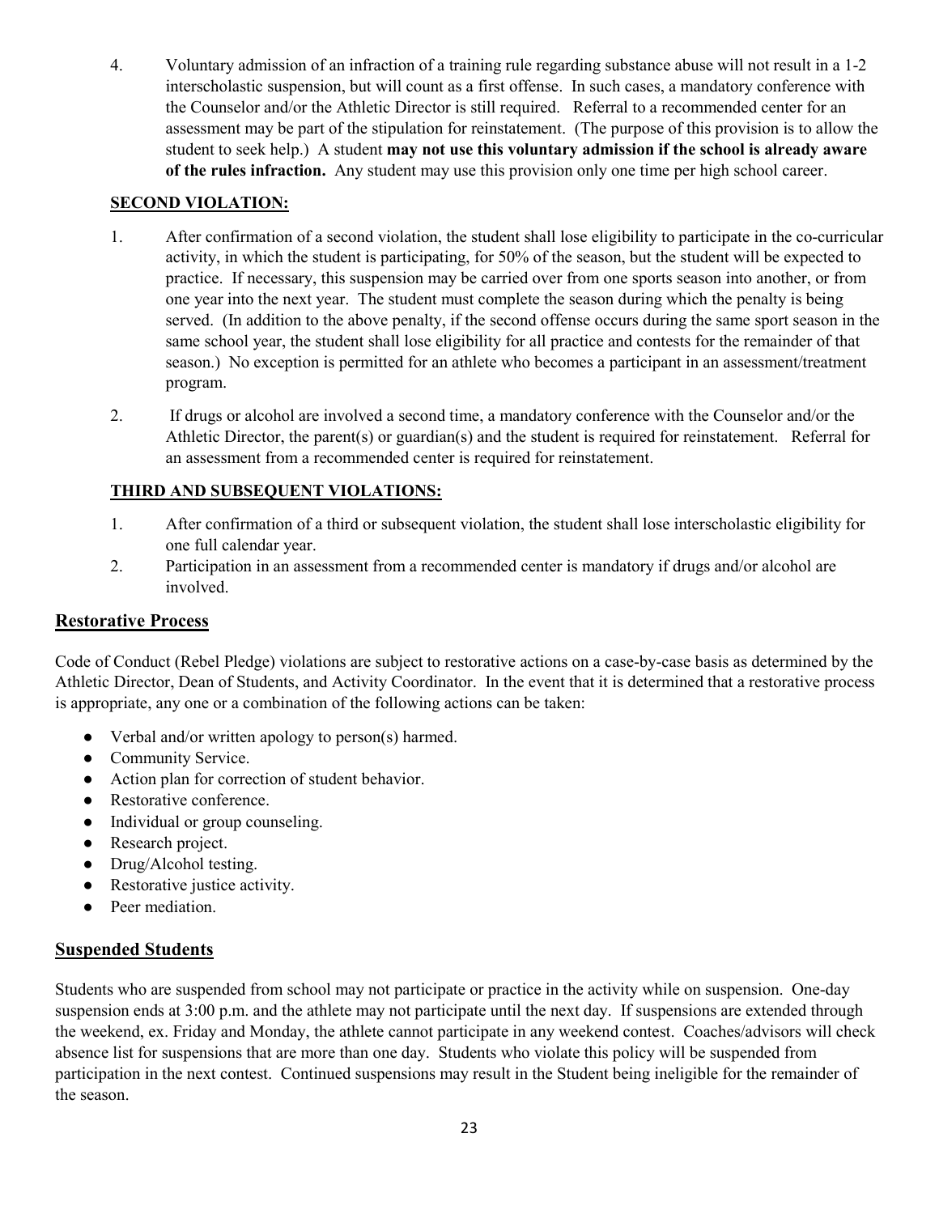4. Voluntary admission of an infraction of a training rule regarding substance abuse will not result in a 1-2 interscholastic suspension, but will count as a first offense. In such cases, a mandatory conference with the Counselor and/or the Athletic Director is still required. Referral to a recommended center for an assessment may be part of the stipulation for reinstatement. (The purpose of this provision is to allow the student to seek help.) A student **may not use this voluntary admission if the school is already aware of the rules infraction.** Any student may use this provision only one time per high school career.

**SECOND VIOLATION:**

1. After confirmation of a second violation, the student shall lose eligibility to participate in the co-curricular activity, in which the student is participating, for 50% of the season, but the student will be expected to practice. If necessary, this suspension may be carried over from one sports season into another, or from one year into the next year. The student must complete the season during which the penalty is being served. (In addition to the above penalty, if the second offense occurs during the same sport season in the same school year, the student shall lose eligibility for all practice and contests for the remainder of that season.) No exception is permitted for an athlete who becomes a participant in an assessment/treatment program.

2. If drugs or alcohol are involved a second time, a mandatory conference with the Counselor and/or the Athletic Director, the parent(s) or guardian(s) and the student is required for reinstatement. Referral for an assessment from a recommended center is required for reinstatement.

**THIRD AND SUBSEQUENT VIOLATIONS:**

1. After confirmation of a third or subsequent violation, the student shall lose interscholastic eligibility for one full calendar year.
2. Participation in an assessment from a recommended center is mandatory if drugs and/or alcohol are involved.

## Restorative Process

Code of Conduct (Rebel Pledge) violations are subject to restorative actions on a case-by-case basis as determined by the Athletic Director, Dean of Students, and Activity Coordinator. In the event that it is determined that a restorative process is appropriate, any one or a combination of the following actions can be taken:

- Verbal and/or written apology to person(s) harmed.
- Community Service.
- Action plan for correction of student behavior.
- Restorative conference.
- Individual or group counseling.
- Research project.
- Drug/Alcohol testing.
- Restorative justice activity.
- Peer mediation.

## Suspended Students

Students who are suspended from school may not participate or practice in the activity while on suspension. One-day suspension ends at 3:00 p.m. and the athlete may not participate until the next day. If suspensions are extended through the weekend, ex. Friday and Monday, the athlete cannot participate in any weekend contest. Coaches/advisors will check absence list for suspensions that are more than one day. Students who violate this policy will be suspended from participation in the next contest. Continued suspensions may result in the Student being ineligible for the remainder of the season.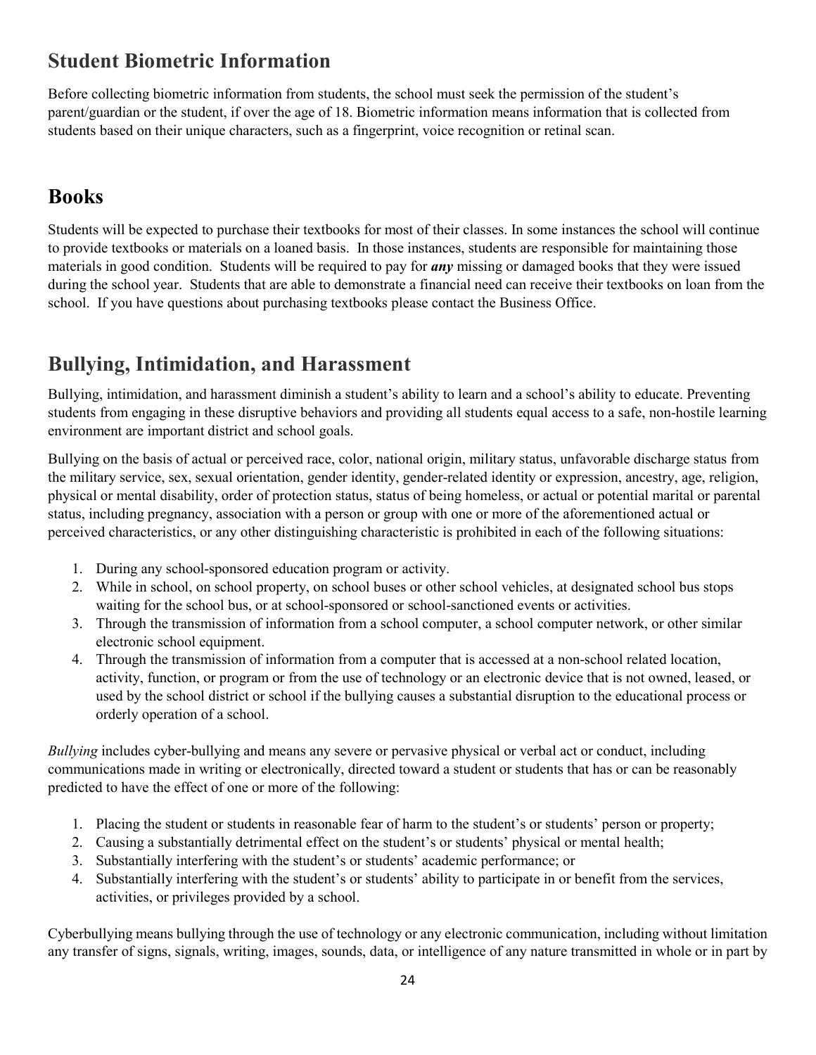## Student Biometric Information

Before collecting biometric information from students, the school must seek the permission of the student's parent/guardian or the student, if over the age of 18. Biometric information means information that is collected from students based on their unique characters, such as a fingerprint, voice recognition or retinal scan.

## Books

Students will be expected to purchase their textbooks for most of their classes. In some instances the school will continue to provide textbooks or materials on a loaned basis. In those instances, students are responsible for maintaining those materials in good condition. Students will be required to pay for ***any*** missing or damaged books that they were issued during the school year. Students that are able to demonstrate a financial need can receive their textbooks on loan from the school. If you have questions about purchasing textbooks please contact the Business Office.

## Bullying, Intimidation, and Harassment

Bullying, intimidation, and harassment diminish a student's ability to learn and a school's ability to educate. Preventing students from engaging in these disruptive behaviors and providing all students equal access to a safe, non-hostile learning environment are important district and school goals.

Bullying on the basis of actual or perceived race, color, national origin, military status, unfavorable discharge status from the military service, sex, sexual orientation, gender identity, gender-related identity or expression, ancestry, age, religion, physical or mental disability, order of protection status, status of being homeless, or actual or potential marital or parental status, including pregnancy, association with a person or group with one or more of the aforementioned actual or perceived characteristics, or any other distinguishing characteristic is prohibited in each of the following situations:

1. During any school-sponsored education program or activity.
2. While in school, on school property, on school buses or other school vehicles, at designated school bus stops waiting for the school bus, or at school-sponsored or school-sanctioned events or activities.
3. Through the transmission of information from a school computer, a school computer network, or other similar electronic school equipment.
4. Through the transmission of information from a computer that is accessed at a non-school related location, activity, function, or program or from the use of technology or an electronic device that is not owned, leased, or used by the school district or school if the bullying causes a substantial disruption to the educational process or orderly operation of a school.

*Bullying* includes cyber-bullying and means any severe or pervasive physical or verbal act or conduct, including communications made in writing or electronically, directed toward a student or students that has or can be reasonably predicted to have the effect of one or more of the following:

1. Placing the student or students in reasonable fear of harm to the student's or students' person or property;
2. Causing a substantially detrimental effect on the student's or students' physical or mental health;
3. Substantially interfering with the student's or students' academic performance; or
4. Substantially interfering with the student's or students' ability to participate in or benefit from the services, activities, or privileges provided by a school.

Cyberbullying means bullying through the use of technology or any electronic communication, including without limitation any transfer of signs, signals, writing, images, sounds, data, or intelligence of any nature transmitted in whole or in part by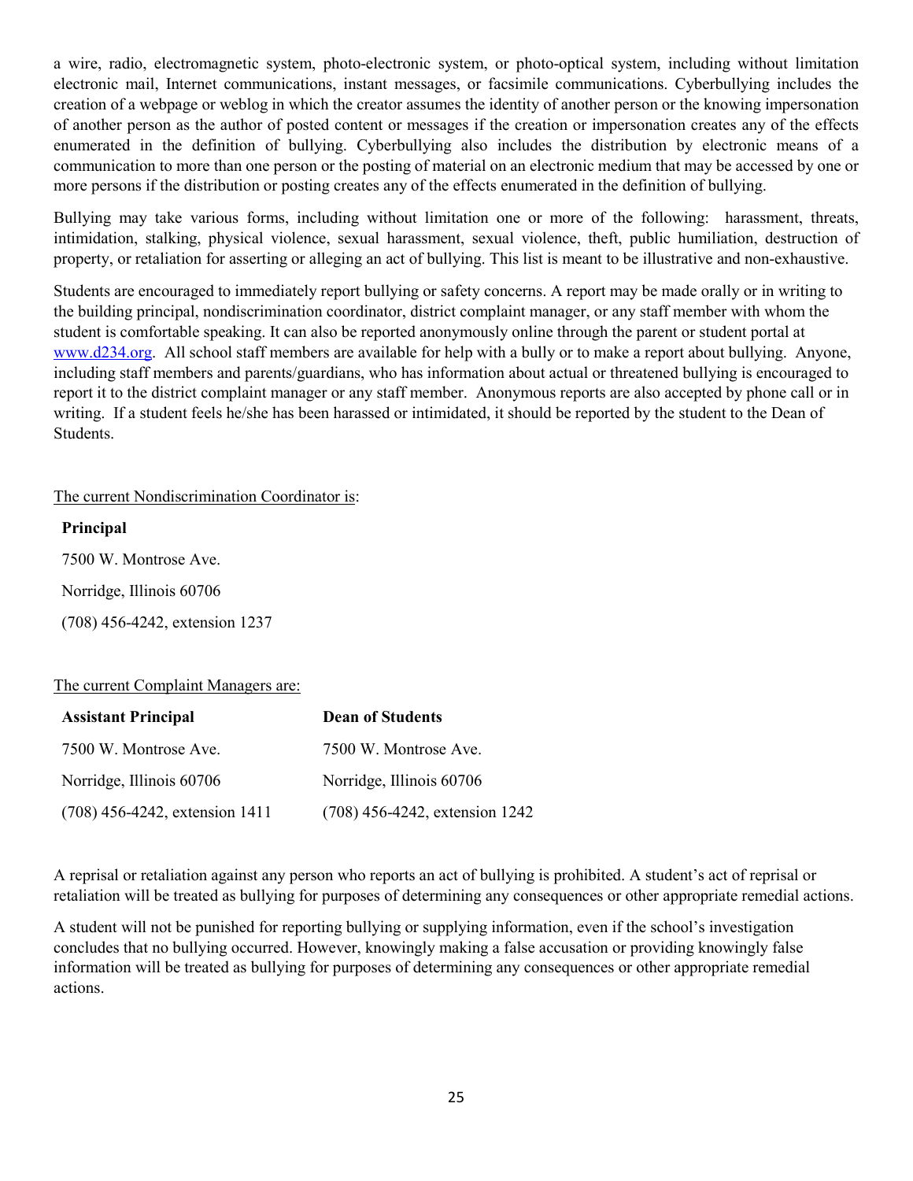a wire, radio, electromagnetic system, photo-electronic system, or photo-optical system, including without limitation electronic mail, Internet communications, instant messages, or facsimile communications. Cyberbullying includes the creation of a webpage or weblog in which the creator assumes the identity of another person or the knowing impersonation of another person as the author of posted content or messages if the creation or impersonation creates any of the effects enumerated in the definition of bullying. Cyberbullying also includes the distribution by electronic means of a communication to more than one person or the posting of material on an electronic medium that may be accessed by one or more persons if the distribution or posting creates any of the effects enumerated in the definition of bullying.

Bullying may take various forms, including without limitation one or more of the following: harassment, threats, intimidation, stalking, physical violence, sexual harassment, sexual violence, theft, public humiliation, destruction of property, or retaliation for asserting or alleging an act of bullying. This list is meant to be illustrative and non-exhaustive.

Students are encouraged to immediately report bullying or safety concerns. A report may be made orally or in writing to the building principal, nondiscrimination coordinator, district complaint manager, or any staff member with whom the student is comfortable speaking. It can also be reported anonymously online through the parent or student portal at www.d234.org. All school staff members are available for help with a bully or to make a report about bullying. Anyone, including staff members and parents/guardians, who has information about actual or threatened bullying is encouraged to report it to the district complaint manager or any staff member. Anonymous reports are also accepted by phone call or in writing. If a student feels he/she has been harassed or intimidated, it should be reported by the student to the Dean of Students.

The current Nondiscrimination Coordinator is:

**Principal**

7500 W. Montrose Ave.

Norridge, Illinois 60706

(708) 456-4242, extension 1237

The current Complaint Managers are:

| **Assistant Principal** | **Dean of Students** |
|---|---|
| 7500 W. Montrose Ave. | 7500 W. Montrose Ave. |
| Norridge, Illinois 60706 | Norridge, Illinois 60706 |
| (708) 456-4242, extension 1411 | (708) 456-4242, extension 1242 |

A reprisal or retaliation against any person who reports an act of bullying is prohibited. A student's act of reprisal or retaliation will be treated as bullying for purposes of determining any consequences or other appropriate remedial actions.

A student will not be punished for reporting bullying or supplying information, even if the school's investigation concludes that no bullying occurred. However, knowingly making a false accusation or providing knowingly false information will be treated as bullying for purposes of determining any consequences or other appropriate remedial actions.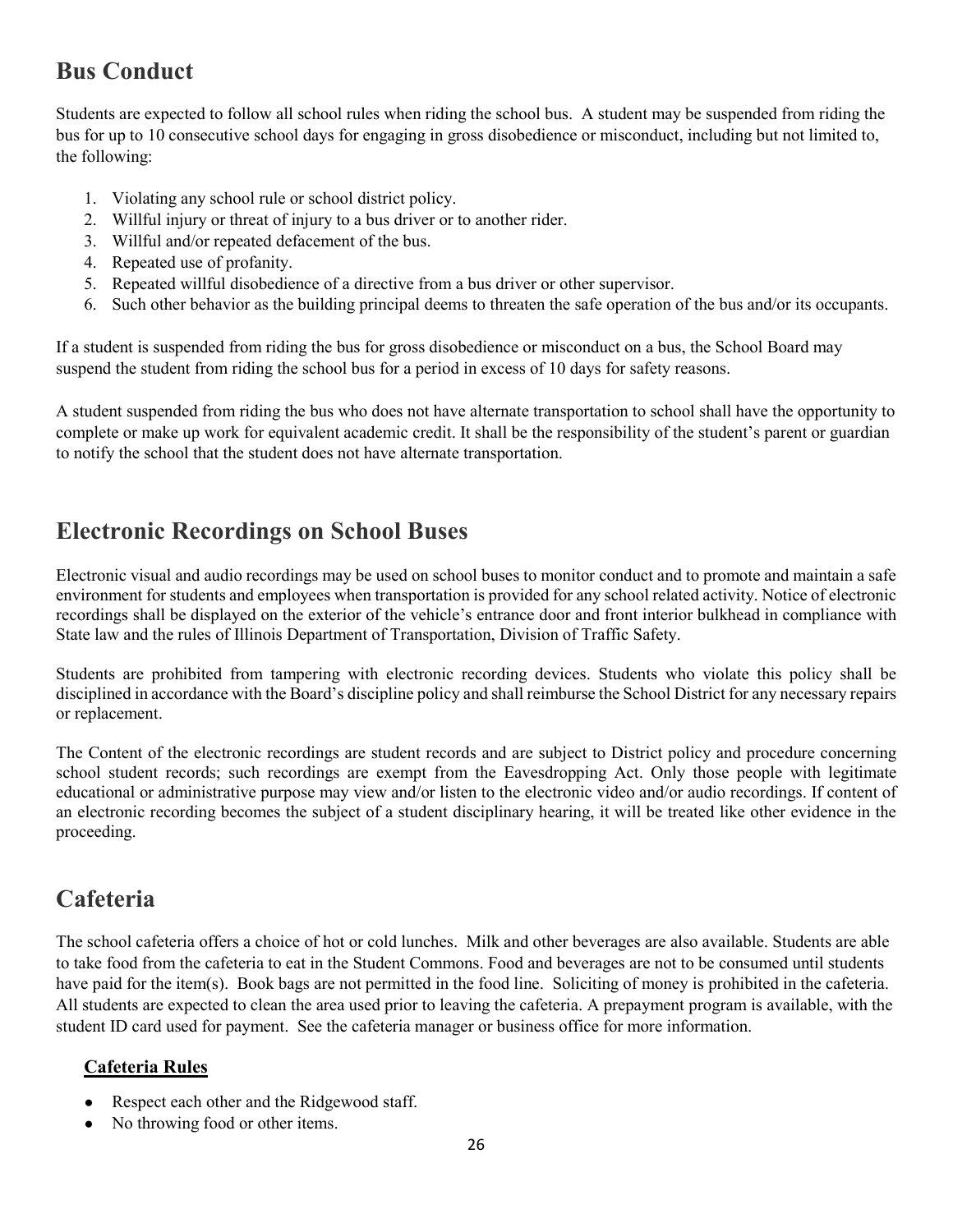## Bus Conduct

Students are expected to follow all school rules when riding the school bus. A student may be suspended from riding the bus for up to 10 consecutive school days for engaging in gross disobedience or misconduct, including but not limited to, the following:

1. Violating any school rule or school district policy.
2. Willful injury or threat of injury to a bus driver or to another rider.
3. Willful and/or repeated defacement of the bus.
4. Repeated use of profanity.
5. Repeated willful disobedience of a directive from a bus driver or other supervisor.
6. Such other behavior as the building principal deems to threaten the safe operation of the bus and/or its occupants.

If a student is suspended from riding the bus for gross disobedience or misconduct on a bus, the School Board may suspend the student from riding the school bus for a period in excess of 10 days for safety reasons.

A student suspended from riding the bus who does not have alternate transportation to school shall have the opportunity to complete or make up work for equivalent academic credit. It shall be the responsibility of the student's parent or guardian to notify the school that the student does not have alternate transportation.

## Electronic Recordings on School Buses

Electronic visual and audio recordings may be used on school buses to monitor conduct and to promote and maintain a safe environment for students and employees when transportation is provided for any school related activity. Notice of electronic recordings shall be displayed on the exterior of the vehicle's entrance door and front interior bulkhead in compliance with State law and the rules of Illinois Department of Transportation, Division of Traffic Safety.

Students are prohibited from tampering with electronic recording devices. Students who violate this policy shall be disciplined in accordance with the Board's discipline policy and shall reimburse the School District for any necessary repairs or replacement.

The Content of the electronic recordings are student records and are subject to District policy and procedure concerning school student records; such recordings are exempt from the Eavesdropping Act. Only those people with legitimate educational or administrative purpose may view and/or listen to the electronic video and/or audio recordings. If content of an electronic recording becomes the subject of a student disciplinary hearing, it will be treated like other evidence in the proceeding.

## Cafeteria

The school cafeteria offers a choice of hot or cold lunches. Milk and other beverages are also available. Students are able to take food from the cafeteria to eat in the Student Commons. Food and beverages are not to be consumed until students have paid for the item(s). Book bags are not permitted in the food line. Soliciting of money is prohibited in the cafeteria. All students are expected to clean the area used prior to leaving the cafeteria. A prepayment program is available, with the student ID card used for payment. See the cafeteria manager or business office for more information.

### Cafeteria Rules

- Respect each other and the Ridgewood staff.
- No throwing food or other items.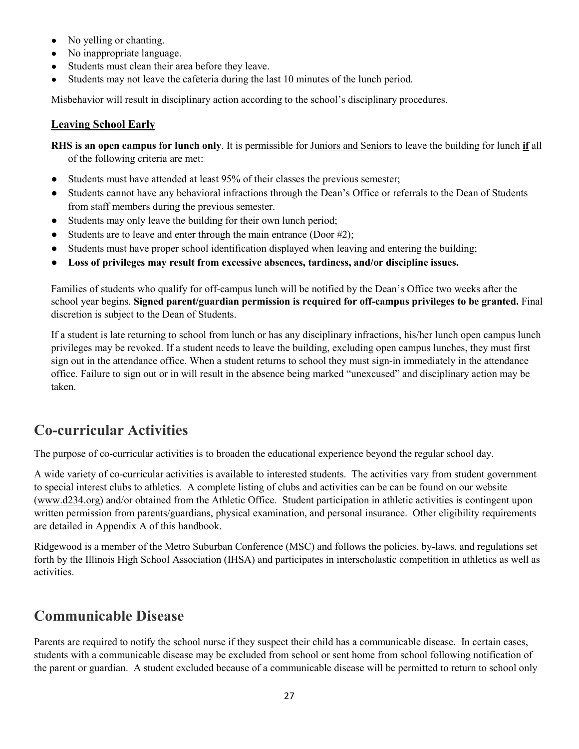- No yelling or chanting.
- No inappropriate language.
- Students must clean their area before they leave.
- Students may not leave the cafeteria during the last 10 minutes of the lunch period.

Misbehavior will result in disciplinary action according to the school's disciplinary procedures.

### Leaving School Early

**RHS is an open campus for lunch only**. It is permissible for Juniors and Seniors to leave the building for lunch **if** all of the following criteria are met:

- Students must have attended at least 95% of their classes the previous semester;
- Students cannot have any behavioral infractions through the Dean's Office or referrals to the Dean of Students from staff members during the previous semester.
- Students may only leave the building for their own lunch period;
- Students are to leave and enter through the main entrance (Door #2);
- Students must have proper school identification displayed when leaving and entering the building;
- **Loss of privileges may result from excessive absences, tardiness, and/or discipline issues.**

Families of students who qualify for off-campus lunch will be notified by the Dean's Office two weeks after the school year begins. **Signed parent/guardian permission is required for off-campus privileges to be granted.** Final discretion is subject to the Dean of Students.

If a student is late returning to school from lunch or has any disciplinary infractions, his/her lunch open campus lunch privileges may be revoked. If a student needs to leave the building, excluding open campus lunches, they must first sign out in the attendance office. When a student returns to school they must sign-in immediately in the attendance office. Failure to sign out or in will result in the absence being marked "unexcused" and disciplinary action may be taken.

## Co-curricular Activities

The purpose of co-curricular activities is to broaden the educational experience beyond the regular school day.

A wide variety of co-curricular activities is available to interested students. The activities vary from student government to special interest clubs to athletics. A complete listing of clubs and activities can be can be found on our website (www.d234.org) and/or obtained from the Athletic Office. Student participation in athletic activities is contingent upon written permission from parents/guardians, physical examination, and personal insurance. Other eligibility requirements are detailed in Appendix A of this handbook.

Ridgewood is a member of the Metro Suburban Conference (MSC) and follows the policies, by-laws, and regulations set forth by the Illinois High School Association (IHSA) and participates in interscholastic competition in athletics as well as activities.

## Communicable Disease

Parents are required to notify the school nurse if they suspect their child has a communicable disease. In certain cases, students with a communicable disease may be excluded from school or sent home from school following notification of the parent or guardian. A student excluded because of a communicable disease will be permitted to return to school only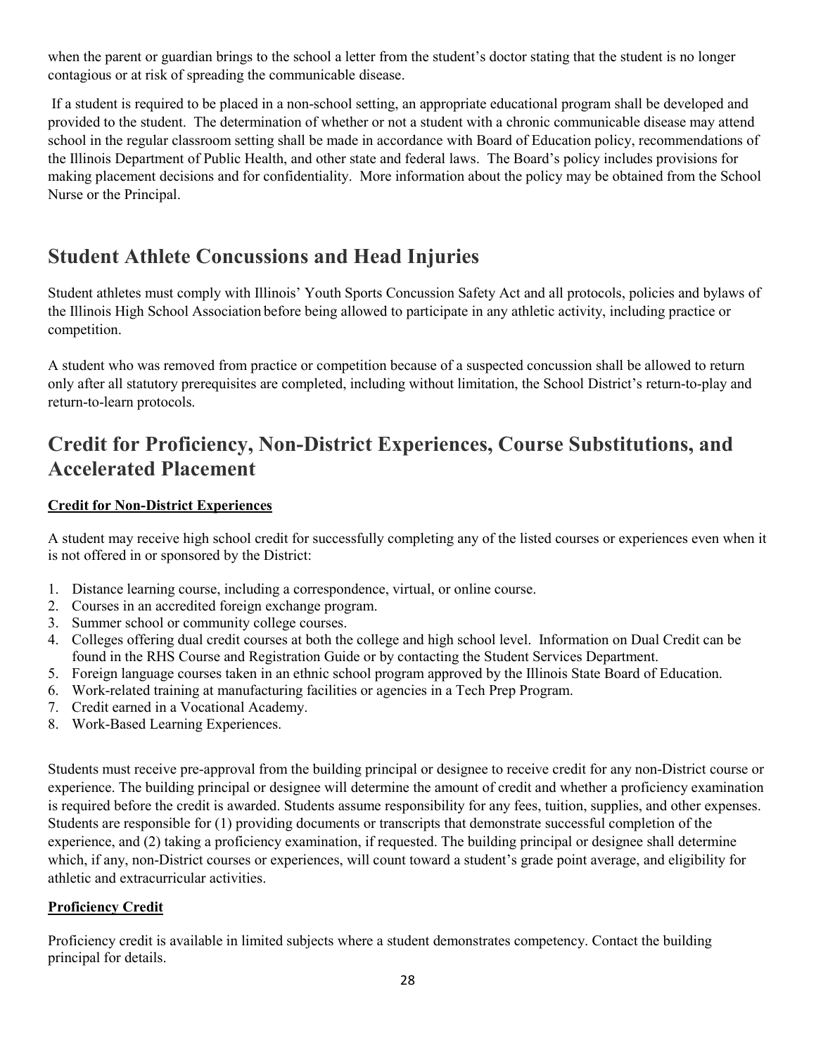when the parent or guardian brings to the school a letter from the student's doctor stating that the student is no longer contagious or at risk of spreading the communicable disease.

If a student is required to be placed in a non-school setting, an appropriate educational program shall be developed and provided to the student. The determination of whether or not a student with a chronic communicable disease may attend school in the regular classroom setting shall be made in accordance with Board of Education policy, recommendations of the Illinois Department of Public Health, and other state and federal laws. The Board's policy includes provisions for making placement decisions and for confidentiality. More information about the policy may be obtained from the School Nurse or the Principal.

## Student Athlete Concussions and Head Injuries

Student athletes must comply with Illinois' Youth Sports Concussion Safety Act and all protocols, policies and bylaws of the Illinois High School Association before being allowed to participate in any athletic activity, including practice or competition.

A student who was removed from practice or competition because of a suspected concussion shall be allowed to return only after all statutory prerequisites are completed, including without limitation, the School District's return-to-play and return-to-learn protocols.

## Credit for Proficiency, Non-District Experiences, Course Substitutions, and Accelerated Placement

**Credit for Non-District Experiences**

A student may receive high school credit for successfully completing any of the listed courses or experiences even when it is not offered in or sponsored by the District:

1. Distance learning course, including a correspondence, virtual, or online course.
2. Courses in an accredited foreign exchange program.
3. Summer school or community college courses.
4. Colleges offering dual credit courses at both the college and high school level. Information on Dual Credit can be found in the RHS Course and Registration Guide or by contacting the Student Services Department.
5. Foreign language courses taken in an ethnic school program approved by the Illinois State Board of Education.
6. Work-related training at manufacturing facilities or agencies in a Tech Prep Program.
7. Credit earned in a Vocational Academy.
8. Work-Based Learning Experiences.

Students must receive pre-approval from the building principal or designee to receive credit for any non-District course or experience. The building principal or designee will determine the amount of credit and whether a proficiency examination is required before the credit is awarded. Students assume responsibility for any fees, tuition, supplies, and other expenses. Students are responsible for (1) providing documents or transcripts that demonstrate successful completion of the experience, and (2) taking a proficiency examination, if requested. The building principal or designee shall determine which, if any, non-District courses or experiences, will count toward a student's grade point average, and eligibility for athletic and extracurricular activities.

**Proficiency Credit**

Proficiency credit is available in limited subjects where a student demonstrates competency. Contact the building principal for details.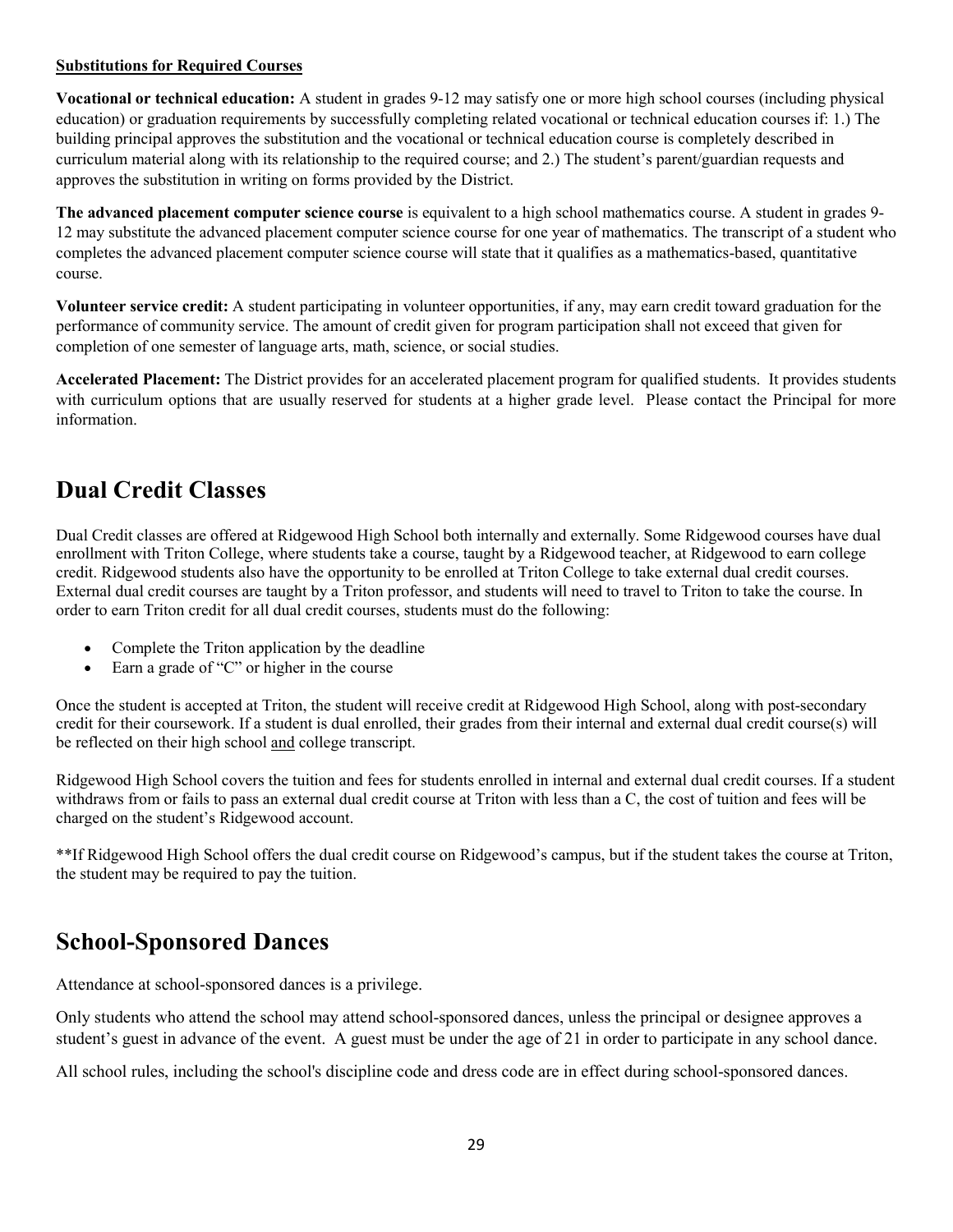**Substitutions for Required Courses**

**Vocational or technical education:** A student in grades 9-12 may satisfy one or more high school courses (including physical education) or graduation requirements by successfully completing related vocational or technical education courses if: 1.) The building principal approves the substitution and the vocational or technical education course is completely described in curriculum material along with its relationship to the required course; and 2.) The student's parent/guardian requests and approves the substitution in writing on forms provided by the District.

**The advanced placement computer science course** is equivalent to a high school mathematics course. A student in grades 9-12 may substitute the advanced placement computer science course for one year of mathematics. The transcript of a student who completes the advanced placement computer science course will state that it qualifies as a mathematics-based, quantitative course.

**Volunteer service credit:** A student participating in volunteer opportunities, if any, may earn credit toward graduation for the performance of community service. The amount of credit given for program participation shall not exceed that given for completion of one semester of language arts, math, science, or social studies.

**Accelerated Placement:** The District provides for an accelerated placement program for qualified students. It provides students with curriculum options that are usually reserved for students at a higher grade level. Please contact the Principal for more information.

# Dual Credit Classes

Dual Credit classes are offered at Ridgewood High School both internally and externally. Some Ridgewood courses have dual enrollment with Triton College, where students take a course, taught by a Ridgewood teacher, at Ridgewood to earn college credit. Ridgewood students also have the opportunity to be enrolled at Triton College to take external dual credit courses. External dual credit courses are taught by a Triton professor, and students will need to travel to Triton to take the course. In order to earn Triton credit for all dual credit courses, students must do the following:

- Complete the Triton application by the deadline
- Earn a grade of "C" or higher in the course

Once the student is accepted at Triton, the student will receive credit at Ridgewood High School, along with post-secondary credit for their coursework. If a student is dual enrolled, their grades from their internal and external dual credit course(s) will be reflected on their high school <u>and</u> college transcript.

Ridgewood High School covers the tuition and fees for students enrolled in internal and external dual credit courses. If a student withdraws from or fails to pass an external dual credit course at Triton with less than a C, the cost of tuition and fees will be charged on the student's Ridgewood account.

**If Ridgewood High School offers the dual credit course on Ridgewood's campus, but if the student takes the course at Triton, the student may be required to pay the tuition.

# School-Sponsored Dances

Attendance at school-sponsored dances is a privilege.

Only students who attend the school may attend school-sponsored dances, unless the principal or designee approves a student's guest in advance of the event. A guest must be under the age of 21 in order to participate in any school dance.

All school rules, including the school's discipline code and dress code are in effect during school-sponsored dances.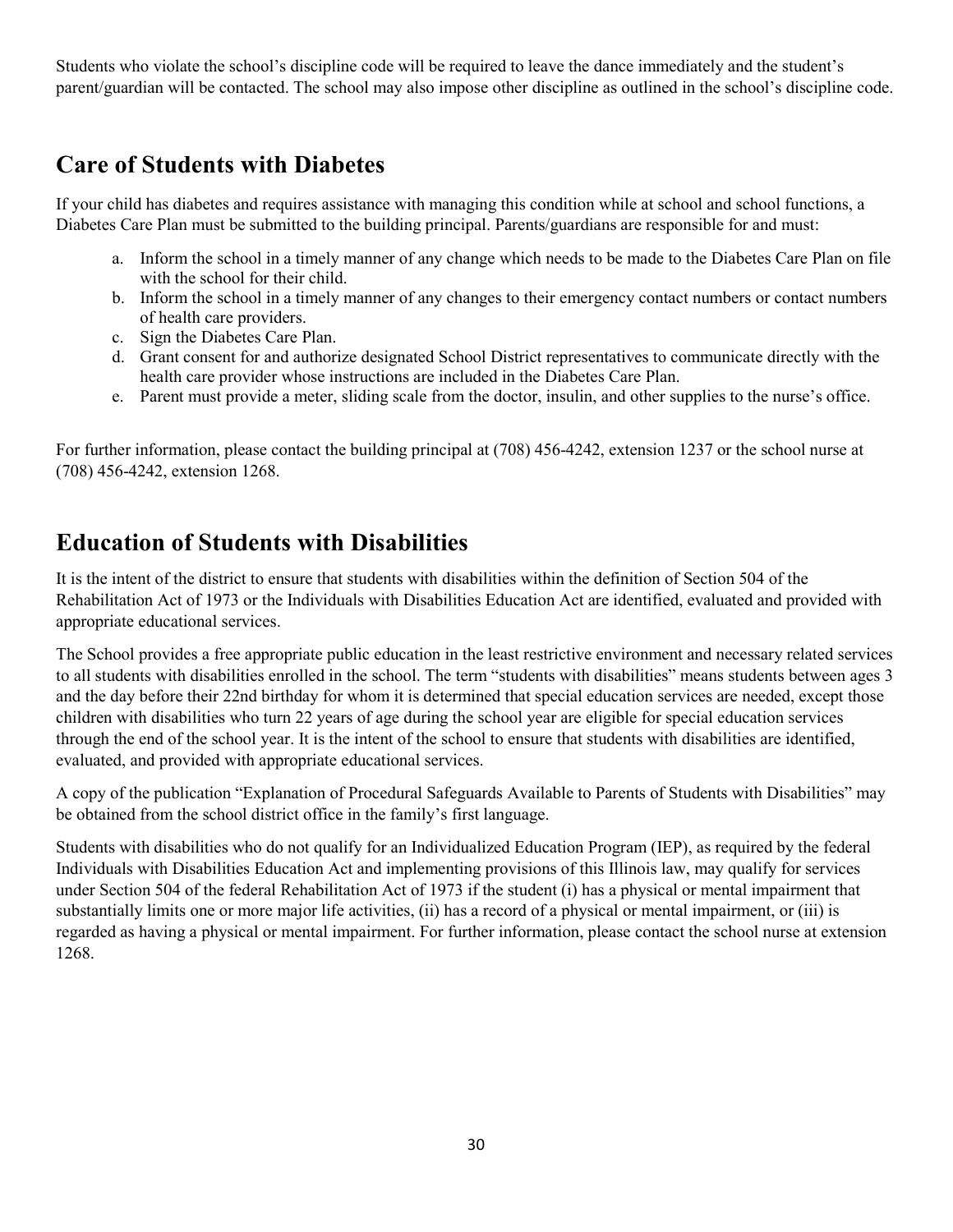Students who violate the school's discipline code will be required to leave the dance immediately and the student's parent/guardian will be contacted. The school may also impose other discipline as outlined in the school's discipline code.

## Care of Students with Diabetes

If your child has diabetes and requires assistance with managing this condition while at school and school functions, a Diabetes Care Plan must be submitted to the building principal. Parents/guardians are responsible for and must:

a. Inform the school in a timely manner of any change which needs to be made to the Diabetes Care Plan on file with the school for their child.
b. Inform the school in a timely manner of any changes to their emergency contact numbers or contact numbers of health care providers.
c. Sign the Diabetes Care Plan.
d. Grant consent for and authorize designated School District representatives to communicate directly with the health care provider whose instructions are included in the Diabetes Care Plan.
e. Parent must provide a meter, sliding scale from the doctor, insulin, and other supplies to the nurse's office.

For further information, please contact the building principal at (708) 456-4242, extension 1237 or the school nurse at (708) 456-4242, extension 1268.

## Education of Students with Disabilities

It is the intent of the district to ensure that students with disabilities within the definition of Section 504 of the Rehabilitation Act of 1973 or the Individuals with Disabilities Education Act are identified, evaluated and provided with appropriate educational services.

The School provides a free appropriate public education in the least restrictive environment and necessary related services to all students with disabilities enrolled in the school. The term "students with disabilities" means students between ages 3 and the day before their 22nd birthday for whom it is determined that special education services are needed, except those children with disabilities who turn 22 years of age during the school year are eligible for special education services through the end of the school year. It is the intent of the school to ensure that students with disabilities are identified, evaluated, and provided with appropriate educational services.

A copy of the publication "Explanation of Procedural Safeguards Available to Parents of Students with Disabilities" may be obtained from the school district office in the family's first language.

Students with disabilities who do not qualify for an Individualized Education Program (IEP), as required by the federal Individuals with Disabilities Education Act and implementing provisions of this Illinois law, may qualify for services under Section 504 of the federal Rehabilitation Act of 1973 if the student (i) has a physical or mental impairment that substantially limits one or more major life activities, (ii) has a record of a physical or mental impairment, or (iii) is regarded as having a physical or mental impairment. For further information, please contact the school nurse at extension 1268.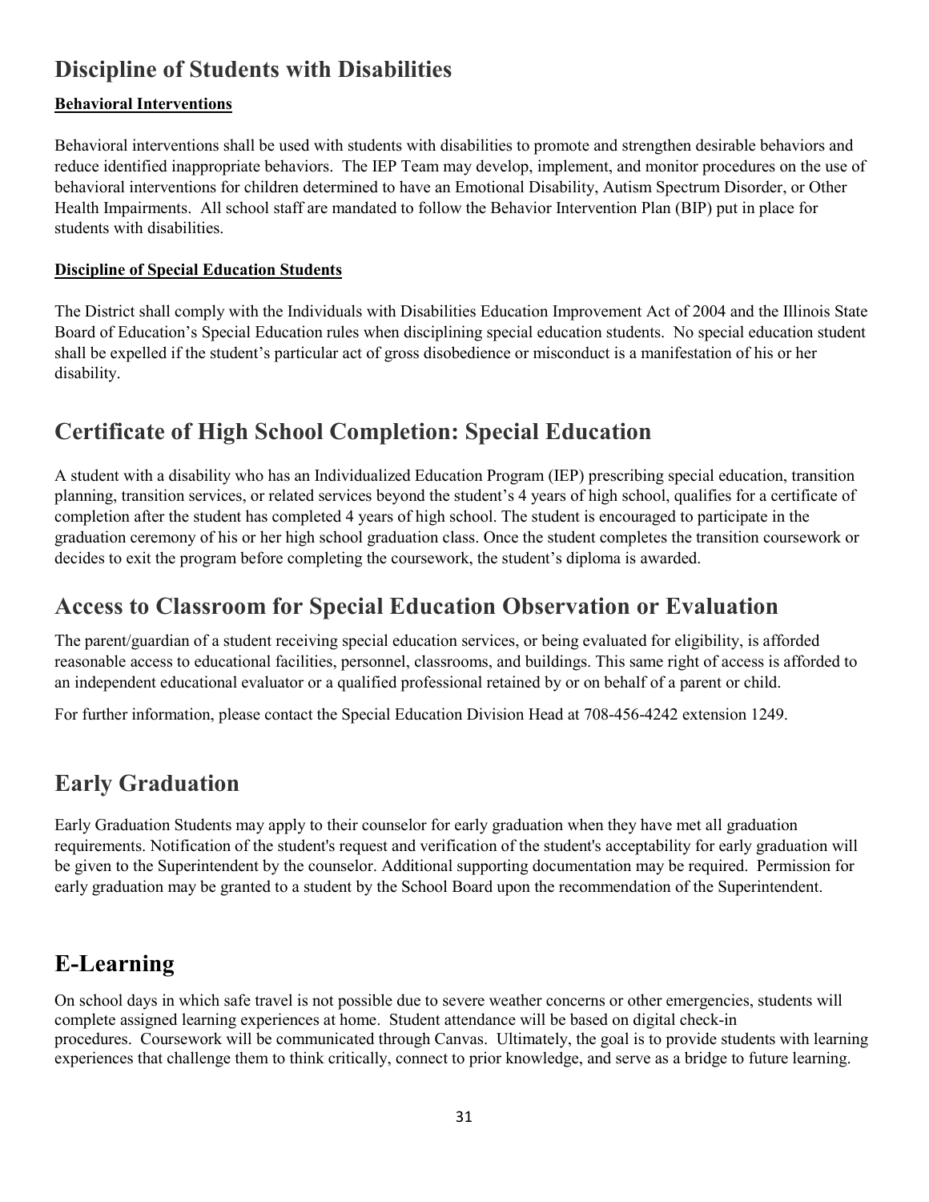## Discipline of Students with Disabilities

**Behavioral Interventions**

Behavioral interventions shall be used with students with disabilities to promote and strengthen desirable behaviors and reduce identified inappropriate behaviors. The IEP Team may develop, implement, and monitor procedures on the use of behavioral interventions for children determined to have an Emotional Disability, Autism Spectrum Disorder, or Other Health Impairments. All school staff are mandated to follow the Behavior Intervention Plan (BIP) put in place for students with disabilities.

**Discipline of Special Education Students**

The District shall comply with the Individuals with Disabilities Education Improvement Act of 2004 and the Illinois State Board of Education's Special Education rules when disciplining special education students. No special education student shall be expelled if the student's particular act of gross disobedience or misconduct is a manifestation of his or her disability.

## Certificate of High School Completion: Special Education

A student with a disability who has an Individualized Education Program (IEP) prescribing special education, transition planning, transition services, or related services beyond the student's 4 years of high school, qualifies for a certificate of completion after the student has completed 4 years of high school. The student is encouraged to participate in the graduation ceremony of his or her high school graduation class. Once the student completes the transition coursework or decides to exit the program before completing the coursework, the student's diploma is awarded.

## Access to Classroom for Special Education Observation or Evaluation

The parent/guardian of a student receiving special education services, or being evaluated for eligibility, is afforded reasonable access to educational facilities, personnel, classrooms, and buildings. This same right of access is afforded to an independent educational evaluator or a qualified professional retained by or on behalf of a parent or child.

For further information, please contact the Special Education Division Head at 708-456-4242 extension 1249.

## Early Graduation

Early Graduation Students may apply to their counselor for early graduation when they have met all graduation requirements. Notification of the student's request and verification of the student's acceptability for early graduation will be given to the Superintendent by the counselor. Additional supporting documentation may be required. Permission for early graduation may be granted to a student by the School Board upon the recommendation of the Superintendent.

## E-Learning

On school days in which safe travel is not possible due to severe weather concerns or other emergencies, students will complete assigned learning experiences at home. Student attendance will be based on digital check-in procedures. Coursework will be communicated through Canvas. Ultimately, the goal is to provide students with learning experiences that challenge them to think critically, connect to prior knowledge, and serve as a bridge to future learning.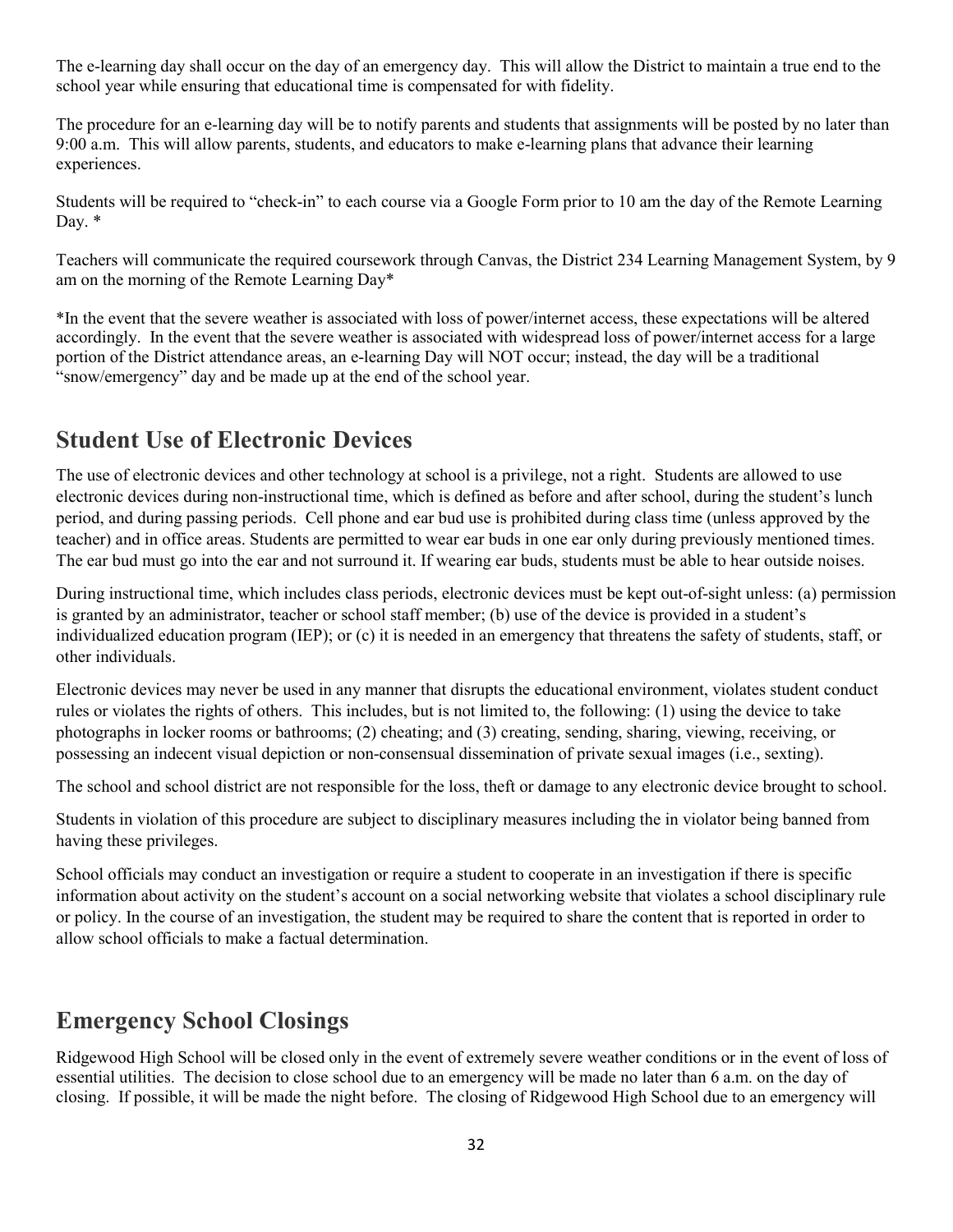The e-learning day shall occur on the day of an emergency day. This will allow the District to maintain a true end to the school year while ensuring that educational time is compensated for with fidelity.

The procedure for an e-learning day will be to notify parents and students that assignments will be posted by no later than 9:00 a.m. This will allow parents, students, and educators to make e-learning plans that advance their learning experiences.

Students will be required to "check-in" to each course via a Google Form prior to 10 am the day of the Remote Learning Day. *

Teachers will communicate the required coursework through Canvas, the District 234 Learning Management System, by 9 am on the morning of the Remote Learning Day*

*In the event that the severe weather is associated with loss of power/internet access, these expectations will be altered accordingly. In the event that the severe weather is associated with widespread loss of power/internet access for a large portion of the District attendance areas, an e-learning Day will NOT occur; instead, the day will be a traditional "snow/emergency" day and be made up at the end of the school year.

## Student Use of Electronic Devices

The use of electronic devices and other technology at school is a privilege, not a right. Students are allowed to use electronic devices during non-instructional time, which is defined as before and after school, during the student's lunch period, and during passing periods. Cell phone and ear bud use is prohibited during class time (unless approved by the teacher) and in office areas. Students are permitted to wear ear buds in one ear only during previously mentioned times. The ear bud must go into the ear and not surround it. If wearing ear buds, students must be able to hear outside noises.

During instructional time, which includes class periods, electronic devices must be kept out-of-sight unless: (a) permission is granted by an administrator, teacher or school staff member; (b) use of the device is provided in a student's individualized education program (IEP); or (c) it is needed in an emergency that threatens the safety of students, staff, or other individuals.

Electronic devices may never be used in any manner that disrupts the educational environment, violates student conduct rules or violates the rights of others. This includes, but is not limited to, the following: (1) using the device to take photographs in locker rooms or bathrooms; (2) cheating; and (3) creating, sending, sharing, viewing, receiving, or possessing an indecent visual depiction or non-consensual dissemination of private sexual images (i.e., sexting).

The school and school district are not responsible for the loss, theft or damage to any electronic device brought to school.

Students in violation of this procedure are subject to disciplinary measures including the in violator being banned from having these privileges.

School officials may conduct an investigation or require a student to cooperate in an investigation if there is specific information about activity on the student's account on a social networking website that violates a school disciplinary rule or policy. In the course of an investigation, the student may be required to share the content that is reported in order to allow school officials to make a factual determination.

## Emergency School Closings

Ridgewood High School will be closed only in the event of extremely severe weather conditions or in the event of loss of essential utilities. The decision to close school due to an emergency will be made no later than 6 a.m. on the day of closing. If possible, it will be made the night before. The closing of Ridgewood High School due to an emergency will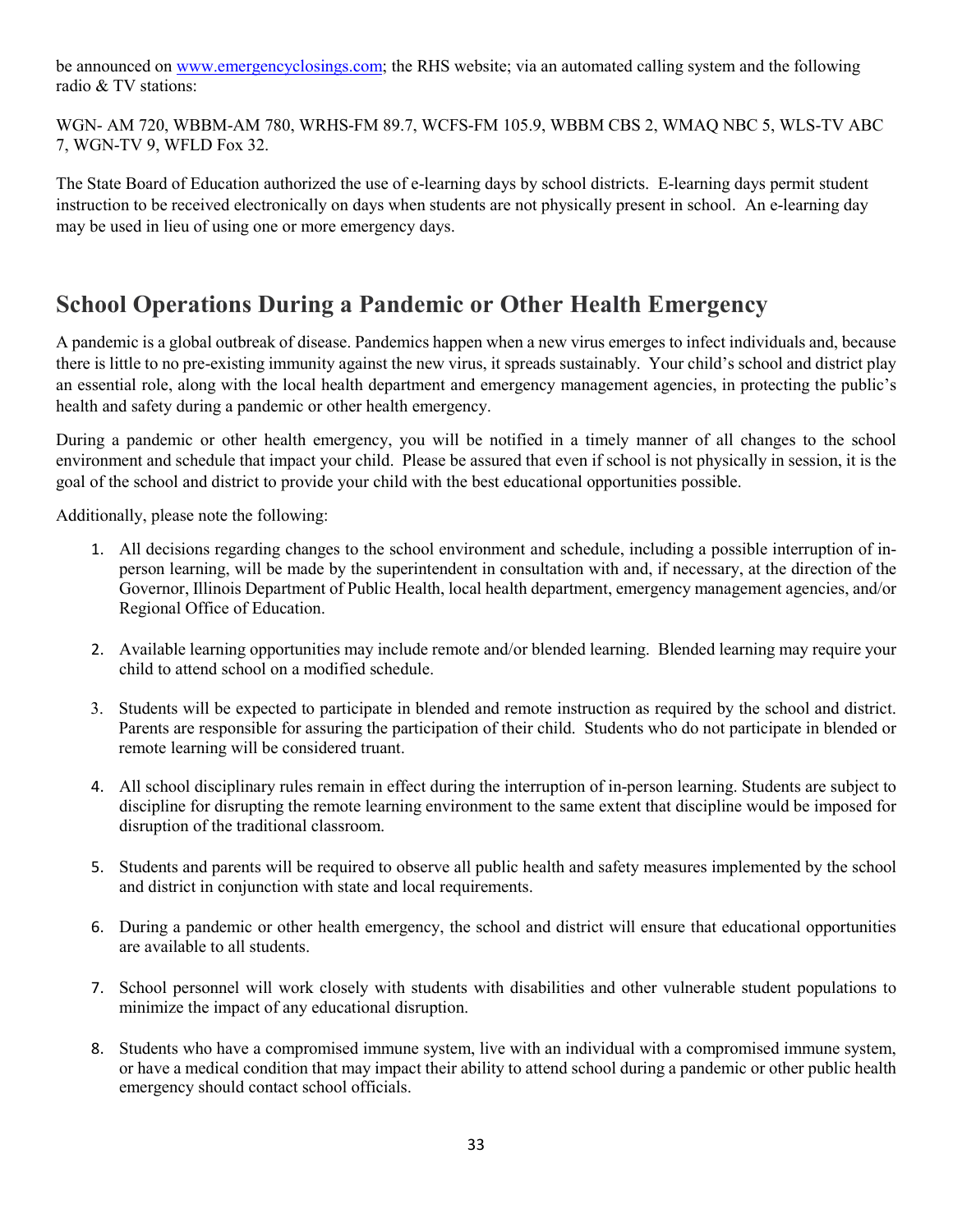be announced on [www.emergencyclosings.com](http://www.emergencyclosings.com); the RHS website; via an automated calling system and the following radio & TV stations:

WGN- AM 720, WBBM-AM 780, WRHS-FM 89.7, WCFS-FM 105.9, WBBM CBS 2, WMAQ NBC 5, WLS-TV ABC 7, WGN-TV 9, WFLD Fox 32.

The State Board of Education authorized the use of e-learning days by school districts. E-learning days permit student instruction to be received electronically on days when students are not physically present in school. An e-learning day may be used in lieu of using one or more emergency days.

## School Operations During a Pandemic or Other Health Emergency

A pandemic is a global outbreak of disease. Pandemics happen when a new virus emerges to infect individuals and, because there is little to no pre-existing immunity against the new virus, it spreads sustainably. Your child's school and district play an essential role, along with the local health department and emergency management agencies, in protecting the public's health and safety during a pandemic or other health emergency.

During a pandemic or other health emergency, you will be notified in a timely manner of all changes to the school environment and schedule that impact your child. Please be assured that even if school is not physically in session, it is the goal of the school and district to provide your child with the best educational opportunities possible.

Additionally, please note the following:

1. All decisions regarding changes to the school environment and schedule, including a possible interruption of in-person learning, will be made by the superintendent in consultation with and, if necessary, at the direction of the Governor, Illinois Department of Public Health, local health department, emergency management agencies, and/or Regional Office of Education.

2. Available learning opportunities may include remote and/or blended learning. Blended learning may require your child to attend school on a modified schedule.

3. Students will be expected to participate in blended and remote instruction as required by the school and district. Parents are responsible for assuring the participation of their child. Students who do not participate in blended or remote learning will be considered truant.

4. All school disciplinary rules remain in effect during the interruption of in-person learning. Students are subject to discipline for disrupting the remote learning environment to the same extent that discipline would be imposed for disruption of the traditional classroom.

5. Students and parents will be required to observe all public health and safety measures implemented by the school and district in conjunction with state and local requirements.

6. During a pandemic or other health emergency, the school and district will ensure that educational opportunities are available to all students.

7. School personnel will work closely with students with disabilities and other vulnerable student populations to minimize the impact of any educational disruption.

8. Students who have a compromised immune system, live with an individual with a compromised immune system, or have a medical condition that may impact their ability to attend school during a pandemic or other public health emergency should contact school officials.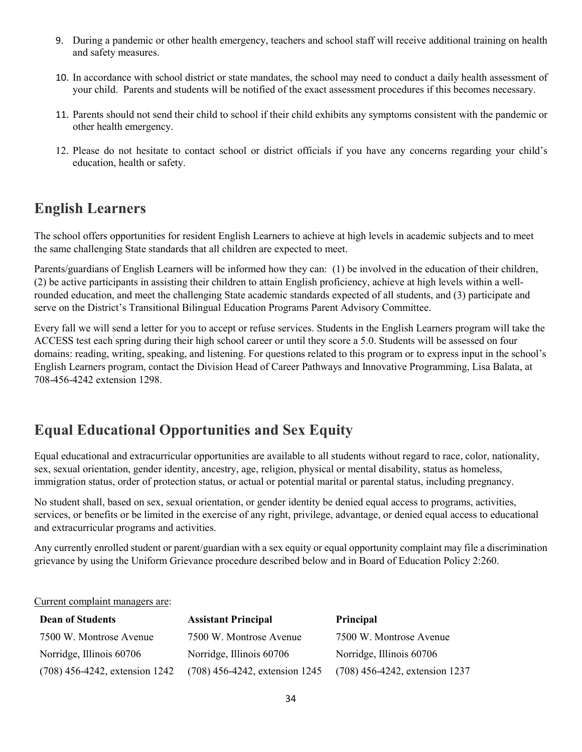9. During a pandemic or other health emergency, teachers and school staff will receive additional training on health and safety measures.

10. In accordance with school district or state mandates, the school may need to conduct a daily health assessment of your child. Parents and students will be notified of the exact assessment procedures if this becomes necessary.

11. Parents should not send their child to school if their child exhibits any symptoms consistent with the pandemic or other health emergency.

12. Please do not hesitate to contact school or district officials if you have any concerns regarding your child's education, health or safety.

## English Learners

The school offers opportunities for resident English Learners to achieve at high levels in academic subjects and to meet the same challenging State standards that all children are expected to meet.

Parents/guardians of English Learners will be informed how they can: (1) be involved in the education of their children, (2) be active participants in assisting their children to attain English proficiency, achieve at high levels within a well-rounded education, and meet the challenging State academic standards expected of all students, and (3) participate and serve on the District's Transitional Bilingual Education Programs Parent Advisory Committee.

Every fall we will send a letter for you to accept or refuse services. Students in the English Learners program will take the ACCESS test each spring during their high school career or until they score a 5.0. Students will be assessed on four domains: reading, writing, speaking, and listening. For questions related to this program or to express input in the school's English Learners program, contact the Division Head of Career Pathways and Innovative Programming, Lisa Balata, at 708-456-4242 extension 1298.

## Equal Educational Opportunities and Sex Equity

Equal educational and extracurricular opportunities are available to all students without regard to race, color, nationality, sex, sexual orientation, gender identity, ancestry, age, religion, physical or mental disability, status as homeless, immigration status, order of protection status, or actual or potential marital or parental status, including pregnancy.

No student shall, based on sex, sexual orientation, or gender identity be denied equal access to programs, activities, services, or benefits or be limited in the exercise of any right, privilege, advantage, or denied equal access to educational and extracurricular programs and activities.

Any currently enrolled student or parent/guardian with a sex equity or equal opportunity complaint may file a discrimination grievance by using the Uniform Grievance procedure described below and in Board of Education Policy 2:260.

Current complaint managers are:

| **Dean of Students** | **Assistant Principal** | **Principal** |
|---|---|---|
| 7500 W. Montrose Avenue | 7500 W. Montrose Avenue | 7500 W. Montrose Avenue |
| Norridge, Illinois 60706 | Norridge, Illinois 60706 | Norridge, Illinois 60706 |
| (708) 456-4242, extension 1242 | (708) 456-4242, extension 1245 | (708) 456-4242, extension 1237 |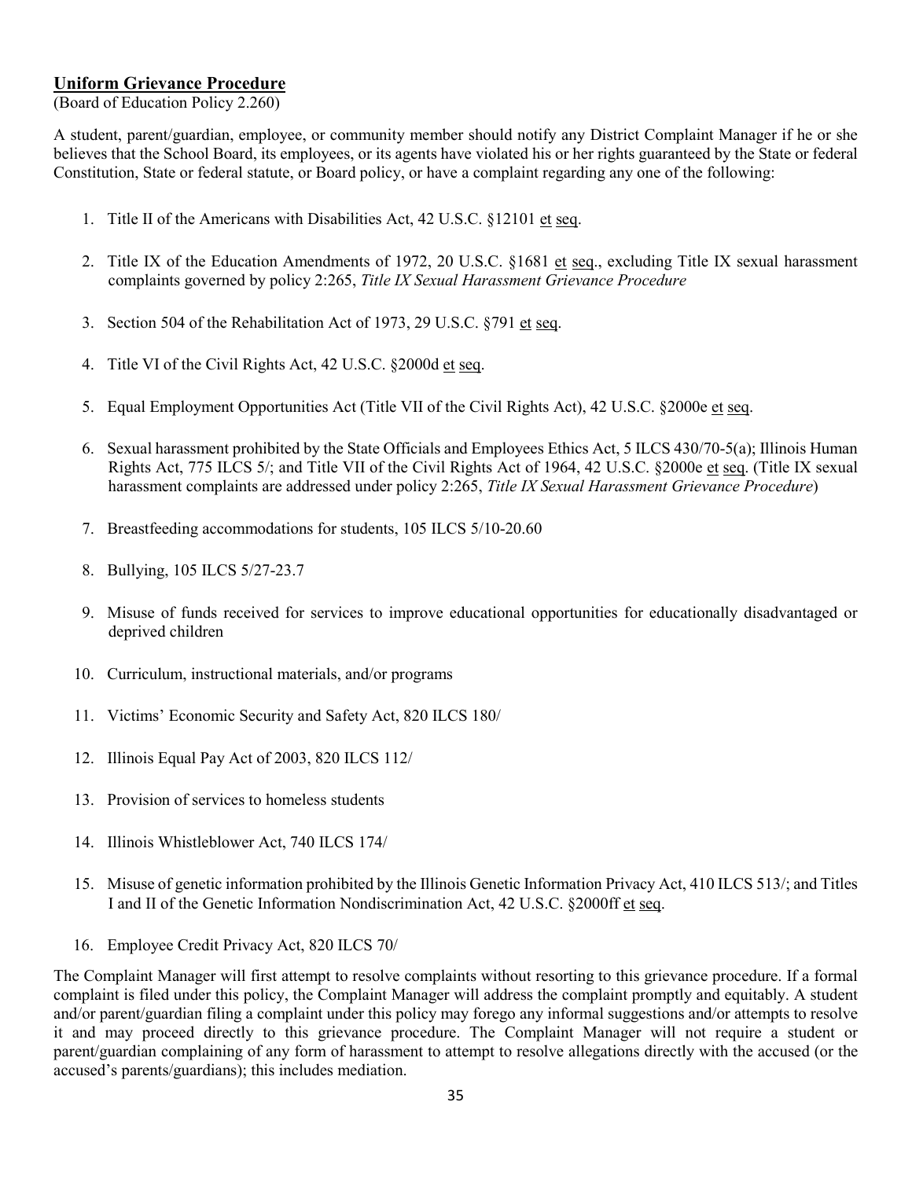## Uniform Grievance Procedure

(Board of Education Policy 2.260)

A student, parent/guardian, employee, or community member should notify any District Complaint Manager if he or she believes that the School Board, its employees, or its agents have violated his or her rights guaranteed by the State or federal Constitution, State or federal statute, or Board policy, or have a complaint regarding any one of the following:

1. Title II of the Americans with Disabilities Act, 42 U.S.C. §12101 et seq.
2. Title IX of the Education Amendments of 1972, 20 U.S.C. §1681 et seq., excluding Title IX sexual harassment complaints governed by policy 2:265, *Title IX Sexual Harassment Grievance Procedure*
3. Section 504 of the Rehabilitation Act of 1973, 29 U.S.C. §791 et seq.
4. Title VI of the Civil Rights Act, 42 U.S.C. §2000d et seq.
5. Equal Employment Opportunities Act (Title VII of the Civil Rights Act), 42 U.S.C. §2000e et seq.
6. Sexual harassment prohibited by the State Officials and Employees Ethics Act, 5 ILCS 430/70-5(a); Illinois Human Rights Act, 775 ILCS 5/; and Title VII of the Civil Rights Act of 1964, 42 U.S.C. §2000e et seq. (Title IX sexual harassment complaints are addressed under policy 2:265, *Title IX Sexual Harassment Grievance Procedure*)
7. Breastfeeding accommodations for students, 105 ILCS 5/10-20.60
8. Bullying, 105 ILCS 5/27-23.7
9. Misuse of funds received for services to improve educational opportunities for educationally disadvantaged or deprived children
10. Curriculum, instructional materials, and/or programs
11. Victims' Economic Security and Safety Act, 820 ILCS 180/
12. Illinois Equal Pay Act of 2003, 820 ILCS 112/
13. Provision of services to homeless students
14. Illinois Whistleblower Act, 740 ILCS 174/
15. Misuse of genetic information prohibited by the Illinois Genetic Information Privacy Act, 410 ILCS 513/; and Titles I and II of the Genetic Information Nondiscrimination Act, 42 U.S.C. §2000ff et seq.
16. Employee Credit Privacy Act, 820 ILCS 70/

The Complaint Manager will first attempt to resolve complaints without resorting to this grievance procedure. If a formal complaint is filed under this policy, the Complaint Manager will address the complaint promptly and equitably. A student and/or parent/guardian filing a complaint under this policy may forego any informal suggestions and/or attempts to resolve it and may proceed directly to this grievance procedure. The Complaint Manager will not require a student or parent/guardian complaining of any form of harassment to attempt to resolve allegations directly with the accused (or the accused's parents/guardians); this includes mediation.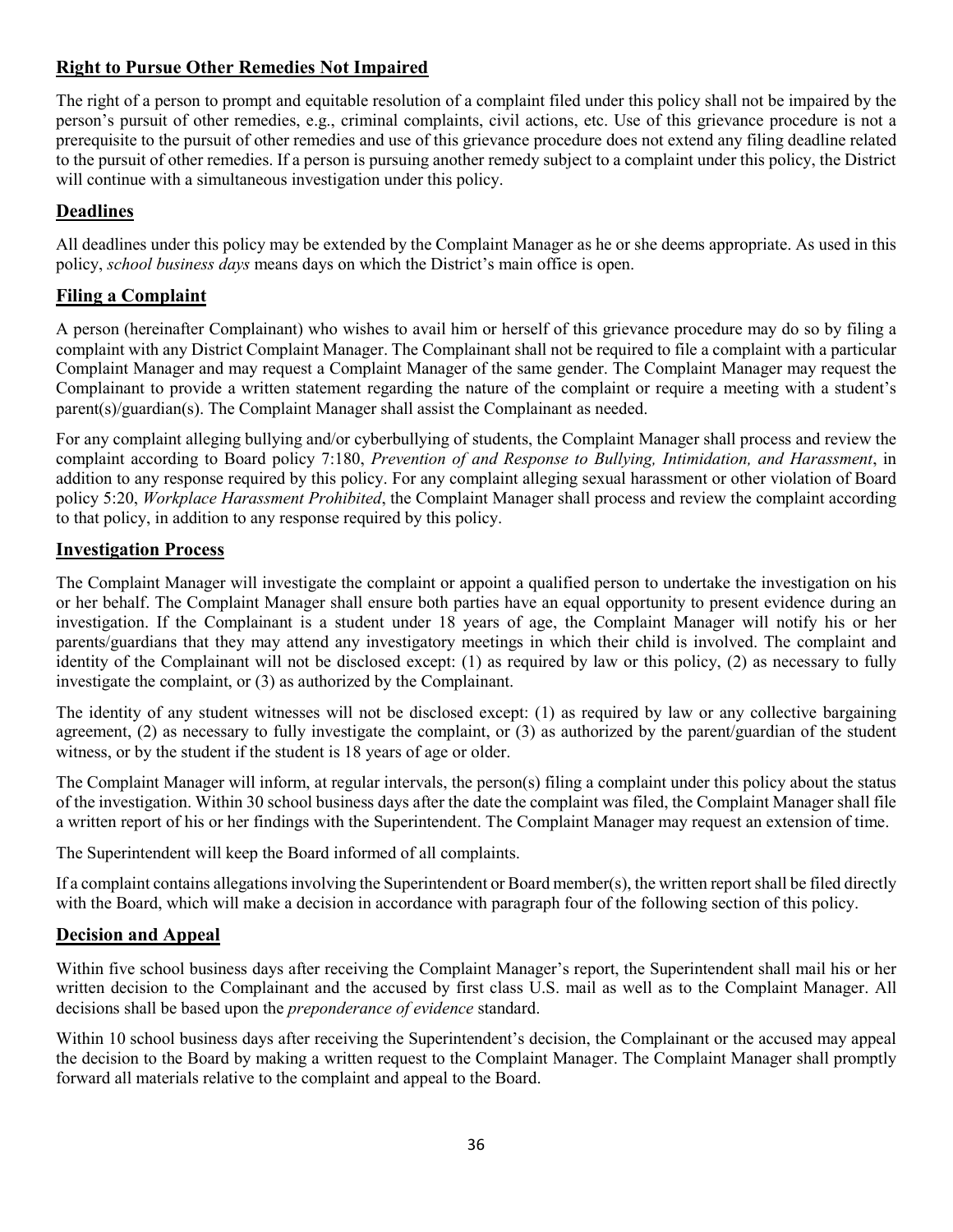## Right to Pursue Other Remedies Not Impaired

The right of a person to prompt and equitable resolution of a complaint filed under this policy shall not be impaired by the person's pursuit of other remedies, e.g., criminal complaints, civil actions, etc. Use of this grievance procedure is not a prerequisite to the pursuit of other remedies and use of this grievance procedure does not extend any filing deadline related to the pursuit of other remedies. If a person is pursuing another remedy subject to a complaint under this policy, the District will continue with a simultaneous investigation under this policy.

## Deadlines

All deadlines under this policy may be extended by the Complaint Manager as he or she deems appropriate. As used in this policy, *school business days* means days on which the District's main office is open.

## Filing a Complaint

A person (hereinafter Complainant) who wishes to avail him or herself of this grievance procedure may do so by filing a complaint with any District Complaint Manager. The Complainant shall not be required to file a complaint with a particular Complaint Manager and may request a Complaint Manager of the same gender. The Complaint Manager may request the Complainant to provide a written statement regarding the nature of the complaint or require a meeting with a student's parent(s)/guardian(s). The Complaint Manager shall assist the Complainant as needed.

For any complaint alleging bullying and/or cyberbullying of students, the Complaint Manager shall process and review the complaint according to Board policy 7:180, *Prevention of and Response to Bullying, Intimidation, and Harassment*, in addition to any response required by this policy. For any complaint alleging sexual harassment or other violation of Board policy 5:20, *Workplace Harassment Prohibited*, the Complaint Manager shall process and review the complaint according to that policy, in addition to any response required by this policy.

## Investigation Process

The Complaint Manager will investigate the complaint or appoint a qualified person to undertake the investigation on his or her behalf. The Complaint Manager shall ensure both parties have an equal opportunity to present evidence during an investigation. If the Complainant is a student under 18 years of age, the Complaint Manager will notify his or her parents/guardians that they may attend any investigatory meetings in which their child is involved. The complaint and identity of the Complainant will not be disclosed except: (1) as required by law or this policy, (2) as necessary to fully investigate the complaint, or (3) as authorized by the Complainant.

The identity of any student witnesses will not be disclosed except: (1) as required by law or any collective bargaining agreement, (2) as necessary to fully investigate the complaint, or (3) as authorized by the parent/guardian of the student witness, or by the student if the student is 18 years of age or older.

The Complaint Manager will inform, at regular intervals, the person(s) filing a complaint under this policy about the status of the investigation. Within 30 school business days after the date the complaint was filed, the Complaint Manager shall file a written report of his or her findings with the Superintendent. The Complaint Manager may request an extension of time.

The Superintendent will keep the Board informed of all complaints.

If a complaint contains allegations involving the Superintendent or Board member(s), the written report shall be filed directly with the Board, which will make a decision in accordance with paragraph four of the following section of this policy.

## Decision and Appeal

Within five school business days after receiving the Complaint Manager's report, the Superintendent shall mail his or her written decision to the Complainant and the accused by first class U.S. mail as well as to the Complaint Manager. All decisions shall be based upon the *preponderance of evidence* standard.

Within 10 school business days after receiving the Superintendent's decision, the Complainant or the accused may appeal the decision to the Board by making a written request to the Complaint Manager. The Complaint Manager shall promptly forward all materials relative to the complaint and appeal to the Board.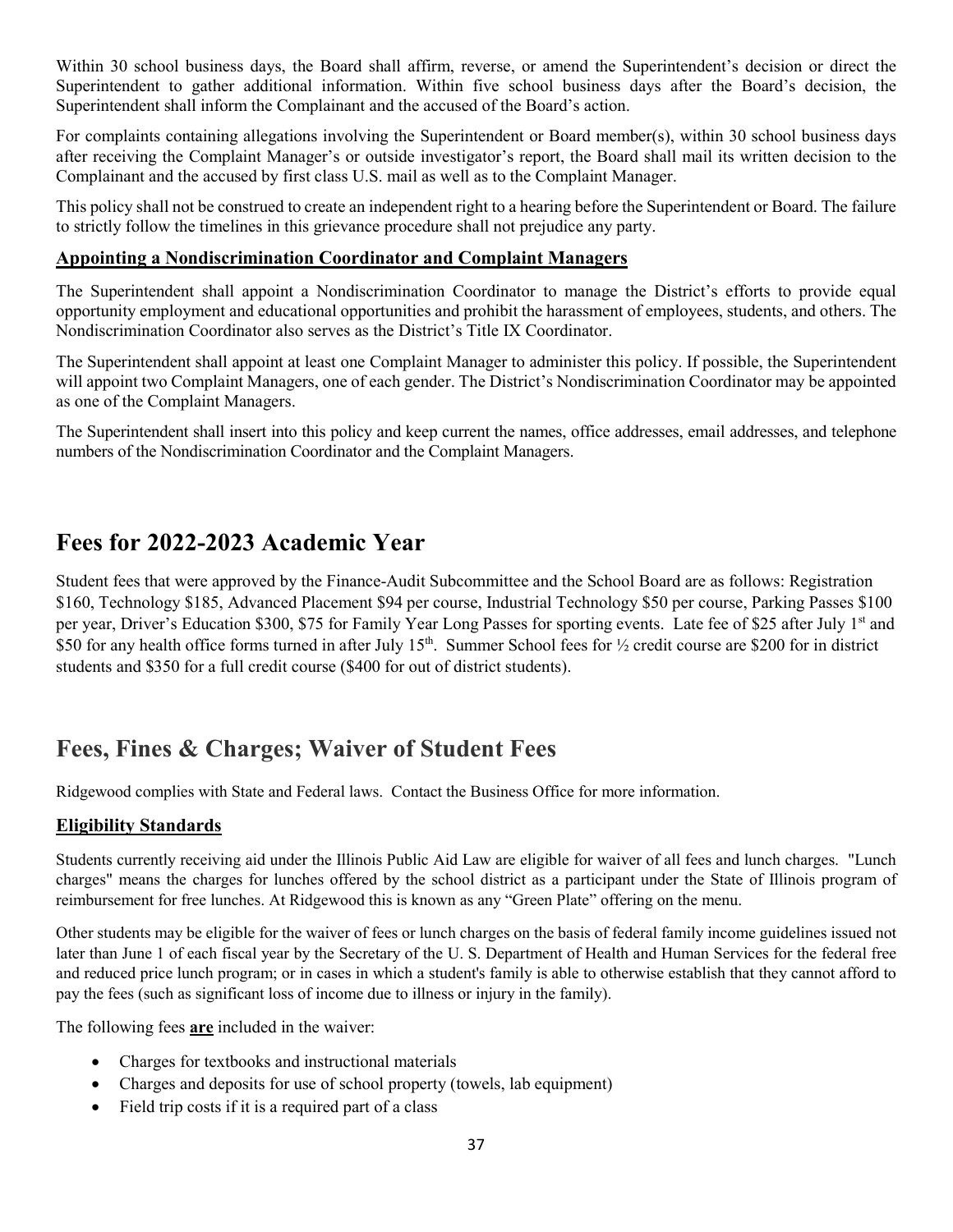Within 30 school business days, the Board shall affirm, reverse, or amend the Superintendent's decision or direct the Superintendent to gather additional information. Within five school business days after the Board's decision, the Superintendent shall inform the Complainant and the accused of the Board's action.

For complaints containing allegations involving the Superintendent or Board member(s), within 30 school business days after receiving the Complaint Manager's or outside investigator's report, the Board shall mail its written decision to the Complainant and the accused by first class U.S. mail as well as to the Complaint Manager.

This policy shall not be construed to create an independent right to a hearing before the Superintendent or Board. The failure to strictly follow the timelines in this grievance procedure shall not prejudice any party.

### Appointing a Nondiscrimination Coordinator and Complaint Managers

The Superintendent shall appoint a Nondiscrimination Coordinator to manage the District's efforts to provide equal opportunity employment and educational opportunities and prohibit the harassment of employees, students, and others. The Nondiscrimination Coordinator also serves as the District's Title IX Coordinator.

The Superintendent shall appoint at least one Complaint Manager to administer this policy. If possible, the Superintendent will appoint two Complaint Managers, one of each gender. The District's Nondiscrimination Coordinator may be appointed as one of the Complaint Managers.

The Superintendent shall insert into this policy and keep current the names, office addresses, email addresses, and telephone numbers of the Nondiscrimination Coordinator and the Complaint Managers.

## Fees for 2022-2023 Academic Year

Student fees that were approved by the Finance-Audit Subcommittee and the School Board are as follows: Registration $160, Technology $185, Advanced Placement $94 per course, Industrial Technology $50 per course, Parking Passes $100 per year, Driver's Education $300, $75 for Family Year Long Passes for sporting events. Late fee of $25 after July 1st and $50 for any health office forms turned in after July 15th. Summer School fees for ½ credit course are $200 for in district students and $350 for a full credit course ($400 for out of district students).

## Fees, Fines & Charges; Waiver of Student Fees

Ridgewood complies with State and Federal laws. Contact the Business Office for more information.

### Eligibility Standards

Students currently receiving aid under the Illinois Public Aid Law are eligible for waiver of all fees and lunch charges. "Lunch charges" means the charges for lunches offered by the school district as a participant under the State of Illinois program of reimbursement for free lunches. At Ridgewood this is known as any "Green Plate" offering on the menu.

Other students may be eligible for the waiver of fees or lunch charges on the basis of federal family income guidelines issued not later than June 1 of each fiscal year by the Secretary of the U. S. Department of Health and Human Services for the federal free and reduced price lunch program; or in cases in which a student's family is able to otherwise establish that they cannot afford to pay the fees (such as significant loss of income due to illness or injury in the family).

The following fees **are** included in the waiver:

- Charges for textbooks and instructional materials
- Charges and deposits for use of school property (towels, lab equipment)
- Field trip costs if it is a required part of a class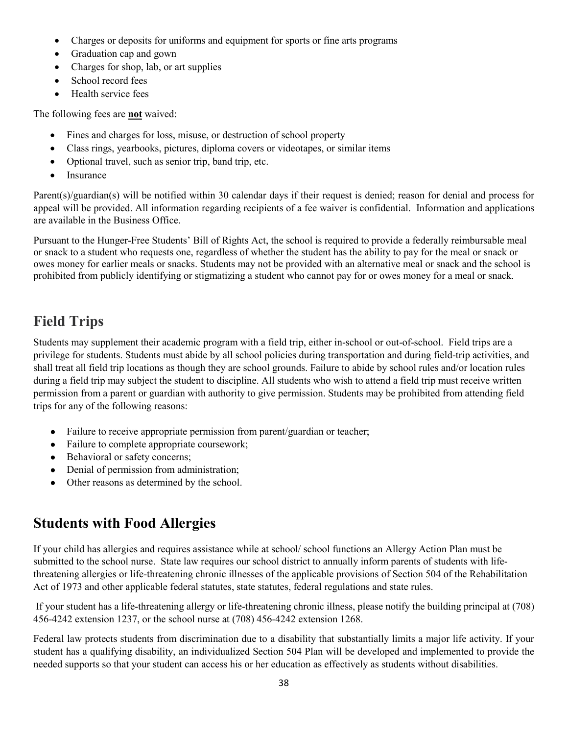- Charges or deposits for uniforms and equipment for sports or fine arts programs
- Graduation cap and gown
- Charges for shop, lab, or art supplies
- School record fees
- Health service fees

The following fees are **not** waived:

- Fines and charges for loss, misuse, or destruction of school property
- Class rings, yearbooks, pictures, diploma covers or videotapes, or similar items
- Optional travel, such as senior trip, band trip, etc.
- Insurance

Parent(s)/guardian(s) will be notified within 30 calendar days if their request is denied; reason for denial and process for appeal will be provided. All information regarding recipients of a fee waiver is confidential. Information and applications are available in the Business Office.

Pursuant to the Hunger-Free Students' Bill of Rights Act, the school is required to provide a federally reimbursable meal or snack to a student who requests one, regardless of whether the student has the ability to pay for the meal or snack or owes money for earlier meals or snacks. Students may not be provided with an alternative meal or snack and the school is prohibited from publicly identifying or stigmatizing a student who cannot pay for or owes money for a meal or snack.

## Field Trips

Students may supplement their academic program with a field trip, either in-school or out-of-school. Field trips are a privilege for students. Students must abide by all school policies during transportation and during field-trip activities, and shall treat all field trip locations as though they are school grounds. Failure to abide by school rules and/or location rules during a field trip may subject the student to discipline. All students who wish to attend a field trip must receive written permission from a parent or guardian with authority to give permission. Students may be prohibited from attending field trips for any of the following reasons:

- Failure to receive appropriate permission from parent/guardian or teacher;
- Failure to complete appropriate coursework;
- Behavioral or safety concerns;
- Denial of permission from administration;
- Other reasons as determined by the school.

## Students with Food Allergies

If your child has allergies and requires assistance while at school/ school functions an Allergy Action Plan must be submitted to the school nurse. State law requires our school district to annually inform parents of students with life-threatening allergies or life-threatening chronic illnesses of the applicable provisions of Section 504 of the Rehabilitation Act of 1973 and other applicable federal statutes, state statutes, federal regulations and state rules.

If your student has a life-threatening allergy or life-threatening chronic illness, please notify the building principal at (708) 456-4242 extension 1237, or the school nurse at (708) 456-4242 extension 1268.

Federal law protects students from discrimination due to a disability that substantially limits a major life activity. If your student has a qualifying disability, an individualized Section 504 Plan will be developed and implemented to provide the needed supports so that your student can access his or her education as effectively as students without disabilities.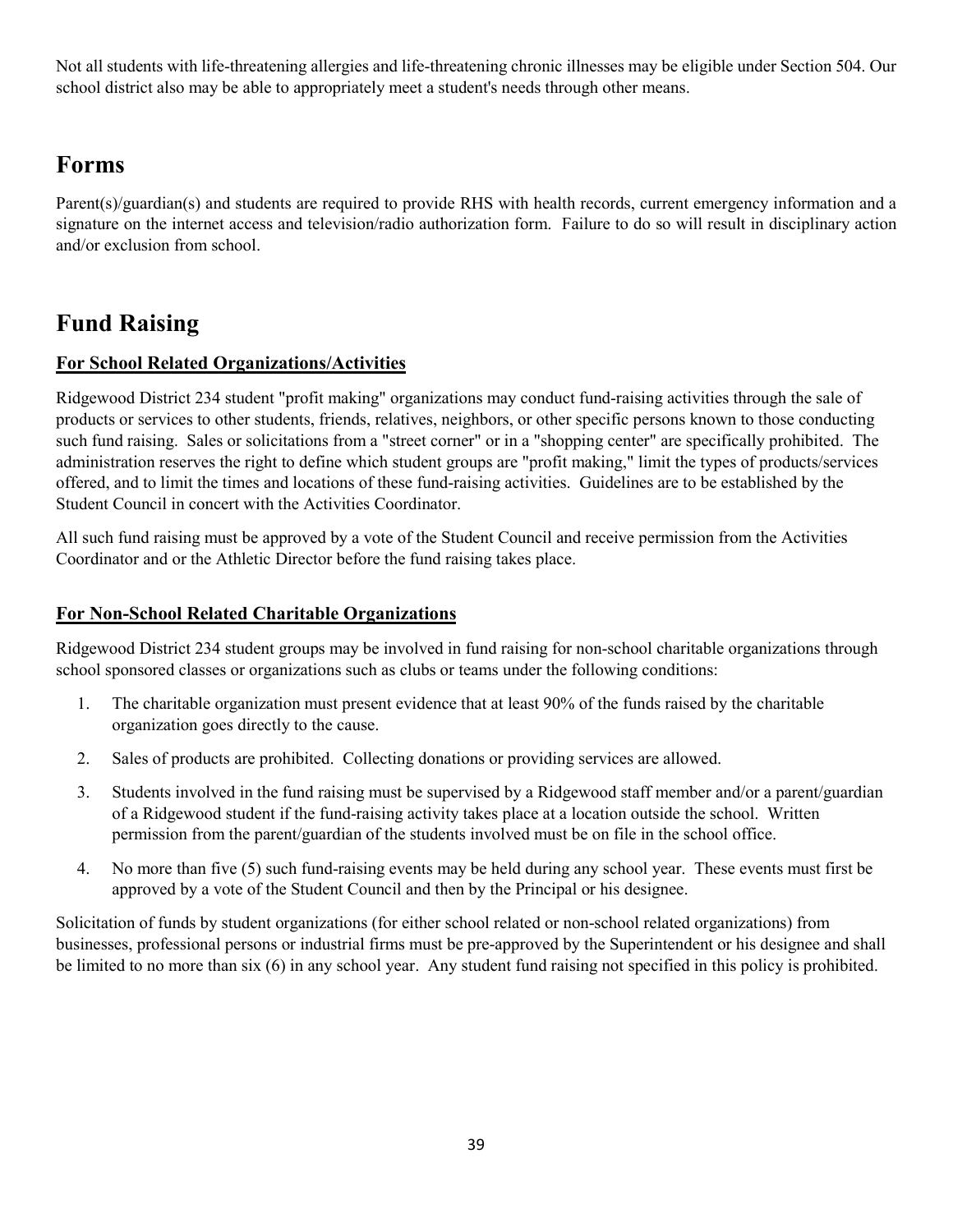Not all students with life-threatening allergies and life-threatening chronic illnesses may be eligible under Section 504. Our school district also may be able to appropriately meet a student's needs through other means.

## Forms

Parent(s)/guardian(s) and students are required to provide RHS with health records, current emergency information and a signature on the internet access and television/radio authorization form.  Failure to do so will result in disciplinary action and/or exclusion from school.

## Fund Raising

### For School Related Organizations/Activities

Ridgewood District 234 student "profit making" organizations may conduct fund-raising activities through the sale of products or services to other students, friends, relatives, neighbors, or other specific persons known to those conducting such fund raising.  Sales or solicitations from a "street corner" or in a "shopping center" are specifically prohibited.  The administration reserves the right to define which student groups are "profit making," limit the types of products/services offered, and to limit the times and locations of these fund-raising activities.  Guidelines are to be established by the Student Council in concert with the Activities Coordinator.

All such fund raising must be approved by a vote of the Student Council and receive permission from the Activities Coordinator and or the Athletic Director before the fund raising takes place.

### For Non-School Related Charitable Organizations

Ridgewood District 234 student groups may be involved in fund raising for non-school charitable organizations through school sponsored classes or organizations such as clubs or teams under the following conditions:

1. The charitable organization must present evidence that at least 90% of the funds raised by the charitable organization goes directly to the cause.
2. Sales of products are prohibited.  Collecting donations or providing services are allowed.
3. Students involved in the fund raising must be supervised by a Ridgewood staff member and/or a parent/guardian of a Ridgewood student if the fund-raising activity takes place at a location outside the school.  Written permission from the parent/guardian of the students involved must be on file in the school office.
4. No more than five (5) such fund-raising events may be held during any school year.  These events must first be approved by a vote of the Student Council and then by the Principal or his designee.

Solicitation of funds by student organizations (for either school related or non-school related organizations) from businesses, professional persons or industrial firms must be pre-approved by the Superintendent or his designee and shall be limited to no more than six (6) in any school year.  Any student fund raising not specified in this policy is prohibited.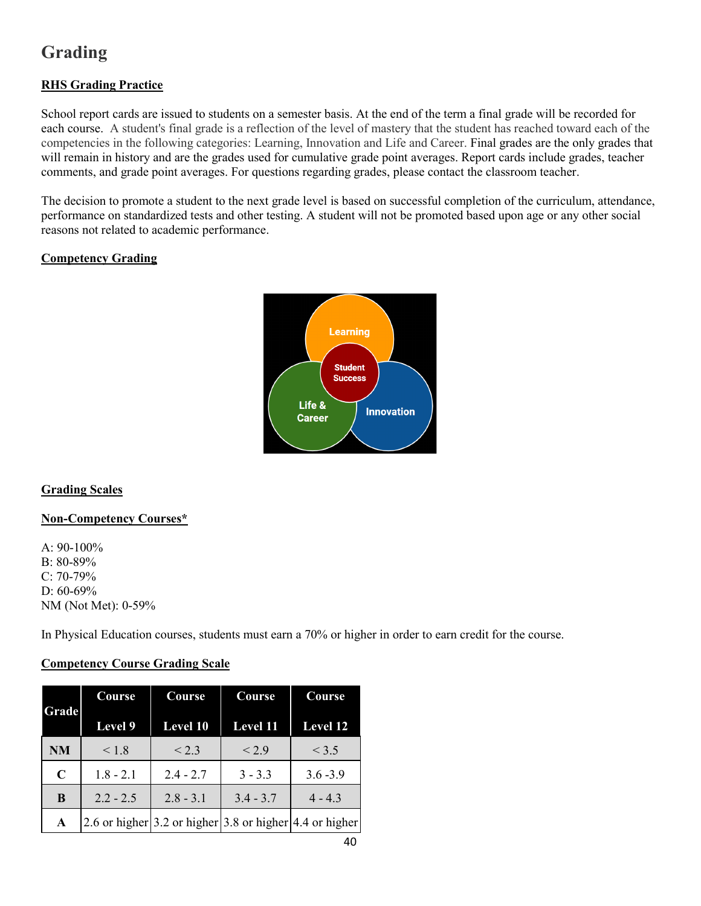# Grading

**RHS Grading Practice**

School report cards are issued to students on a semester basis. At the end of the term a final grade will be recorded for each course. A student's final grade is a reflection of the level of mastery that the student has reached toward each of the competencies in the following categories: Learning, Innovation and Life and Career. Final grades are the only grades that will remain in history and are the grades used for cumulative grade point averages. Report cards include grades, teacher comments, and grade point averages. For questions regarding grades, please contact the classroom teacher.

The decision to promote a student to the next grade level is based on successful completion of the curriculum, attendance, performance on standardized tests and other testing. A student will not be promoted based upon age or any other social reasons not related to academic performance.

**Competency Grading**

**Grading Scales**

**Non-Competency Courses***

A: 90-100%
B: 80-89%
C: 70-79%
D: 60-69%
NM (Not Met): 0-59%

In Physical Education courses, students must earn a 70% or higher in order to earn credit for the course.

**Competency Course Grading Scale**

| Grade | Course Level 9 | Course Level 10 | Course Level 11 | Course Level 12 |
|---|---|---|---|---|
| NM | < 1.8 | < 2.3 | < 2.9 | < 3.5 |
| C | 1.8 - 2.1 | 2.4 - 2.7 | 3 - 3.3 | 3.6 -3.9 |
| B | 2.2 - 2.5 | 2.8 - 3.1 | 3.4 - 3.7 | 4 - 4.3 |
| A | 2.6 or higher | 3.2 or higher | 3.8 or higher | 4.4 or higher |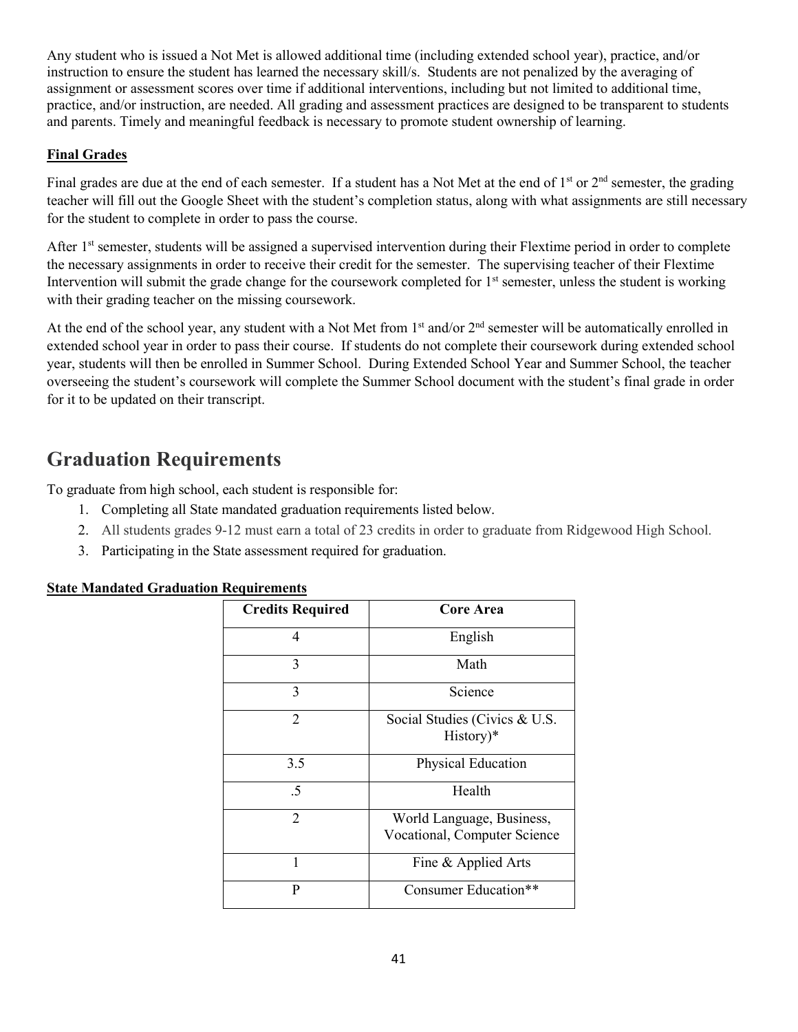Any student who is issued a Not Met is allowed additional time (including extended school year), practice, and/or instruction to ensure the student has learned the necessary skill/s. Students are not penalized by the averaging of assignment or assessment scores over time if additional interventions, including but not limited to additional time, practice, and/or instruction, are needed. All grading and assessment practices are designed to be transparent to students and parents. Timely and meaningful feedback is necessary to promote student ownership of learning.

**Final Grades**

Final grades are due at the end of each semester. If a student has a Not Met at the end of 1st or 2nd semester, the grading teacher will fill out the Google Sheet with the student's completion status, along with what assignments are still necessary for the student to complete in order to pass the course.

After 1st semester, students will be assigned a supervised intervention during their Flextime period in order to complete the necessary assignments in order to receive their credit for the semester. The supervising teacher of their Flextime Intervention will submit the grade change for the coursework completed for 1st semester, unless the student is working with their grading teacher on the missing coursework.

At the end of the school year, any student with a Not Met from 1st and/or 2nd semester will be automatically enrolled in extended school year in order to pass their course. If students do not complete their coursework during extended school year, students will then be enrolled in Summer School. During Extended School Year and Summer School, the teacher overseeing the student's coursework will complete the Summer School document with the student's final grade in order for it to be updated on their transcript.

# Graduation Requirements

To graduate from high school, each student is responsible for:

1. Completing all State mandated graduation requirements listed below.
2. All students grades 9-12 must earn a total of 23 credits in order to graduate from Ridgewood High School.
3. Participating in the State assessment required for graduation.

**State Mandated Graduation Requirements**

| Credits Required | Core Area |
|---|---|
| 4 | English |
| 3 | Math |
| 3 | Science |
| 2 | Social Studies (Civics & U.S. History)* |
| 3.5 | Physical Education |
| .5 | Health |
| 2 | World Language, Business, Vocational, Computer Science |
| 1 | Fine & Applied Arts |
| P | Consumer Education** |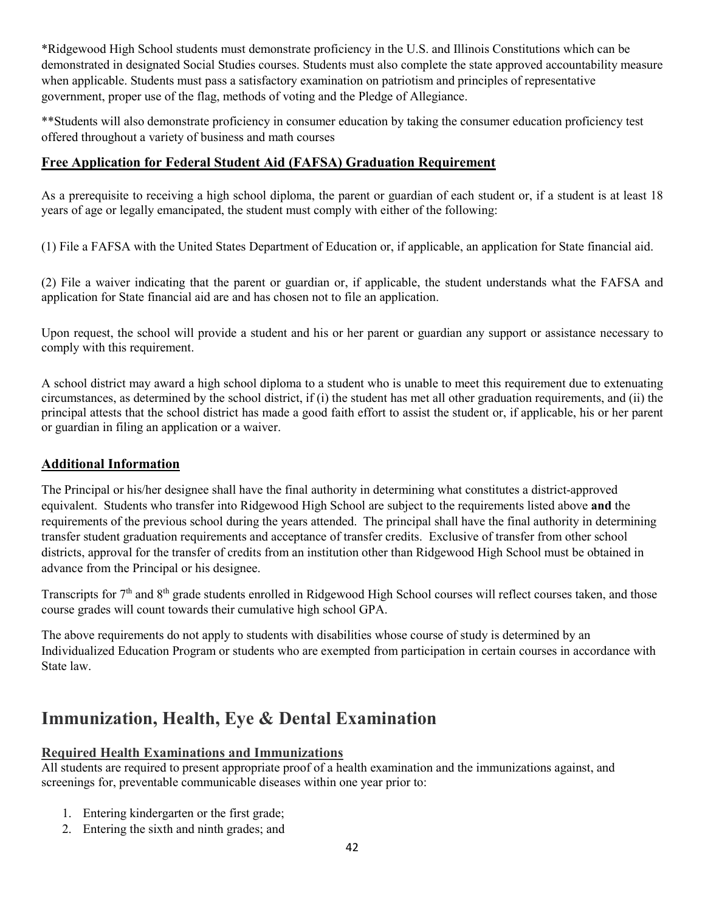*Ridgewood High School students must demonstrate proficiency in the U.S. and Illinois Constitutions which can be demonstrated in designated Social Studies courses. Students must also complete the state approved accountability measure when applicable. Students must pass a satisfactory examination on patriotism and principles of representative government, proper use of the flag, methods of voting and the Pledge of Allegiance.

**Students will also demonstrate proficiency in consumer education by taking the consumer education proficiency test offered throughout a variety of business and math courses

### Free Application for Federal Student Aid (FAFSA) Graduation Requirement

As a prerequisite to receiving a high school diploma, the parent or guardian of each student or, if a student is at least 18 years of age or legally emancipated, the student must comply with either of the following:

(1) File a FAFSA with the United States Department of Education or, if applicable, an application for State financial aid.

(2) File a waiver indicating that the parent or guardian or, if applicable, the student understands what the FAFSA and application for State financial aid are and has chosen not to file an application.

Upon request, the school will provide a student and his or her parent or guardian any support or assistance necessary to comply with this requirement.

A school district may award a high school diploma to a student who is unable to meet this requirement due to extenuating circumstances, as determined by the school district, if (i) the student has met all other graduation requirements, and (ii) the principal attests that the school district has made a good faith effort to assist the student or, if applicable, his or her parent or guardian in filing an application or a waiver.

### Additional Information

The Principal or his/her designee shall have the final authority in determining what constitutes a district-approved equivalent. Students who transfer into Ridgewood High School are subject to the requirements listed above **and** the requirements of the previous school during the years attended. The principal shall have the final authority in determining transfer student graduation requirements and acceptance of transfer credits. Exclusive of transfer from other school districts, approval for the transfer of credits from an institution other than Ridgewood High School must be obtained in advance from the Principal or his designee.

Transcripts for 7th and 8th grade students enrolled in Ridgewood High School courses will reflect courses taken, and those course grades will count towards their cumulative high school GPA.

The above requirements do not apply to students with disabilities whose course of study is determined by an Individualized Education Program or students who are exempted from participation in certain courses in accordance with State law.

## Immunization, Health, Eye & Dental Examination

### Required Health Examinations and Immunizations

All students are required to present appropriate proof of a health examination and the immunizations against, and screenings for, preventable communicable diseases within one year prior to:

1. Entering kindergarten or the first grade;
2. Entering the sixth and ninth grades; and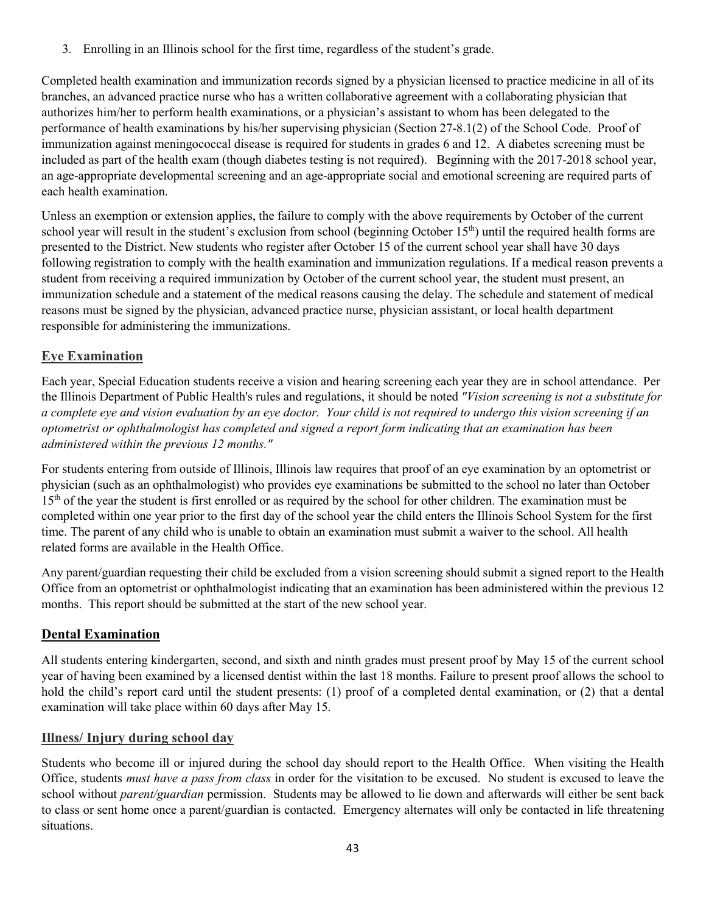3. Enrolling in an Illinois school for the first time, regardless of the student's grade.

Completed health examination and immunization records signed by a physician licensed to practice medicine in all of its branches, an advanced practice nurse who has a written collaborative agreement with a collaborating physician that authorizes him/her to perform health examinations, or a physician's assistant to whom has been delegated to the performance of health examinations by his/her supervising physician (Section 27-8.1(2) of the School Code. Proof of immunization against meningococcal disease is required for students in grades 6 and 12. A diabetes screening must be included as part of the health exam (though diabetes testing is not required). Beginning with the 2017-2018 school year, an age-appropriate developmental screening and an age-appropriate social and emotional screening are required parts of each health examination.

Unless an exemption or extension applies, the failure to comply with the above requirements by October of the current school year will result in the student's exclusion from school (beginning October 15th) until the required health forms are presented to the District. New students who register after October 15 of the current school year shall have 30 days following registration to comply with the health examination and immunization regulations. If a medical reason prevents a student from receiving a required immunization by October of the current school year, the student must present, an immunization schedule and a statement of the medical reasons causing the delay. The schedule and statement of medical reasons must be signed by the physician, advanced practice nurse, physician assistant, or local health department responsible for administering the immunizations.

## Eye Examination

Each year, Special Education students receive a vision and hearing screening each year they are in school attendance. Per the Illinois Department of Public Health's rules and regulations, it should be noted *"Vision screening is not a substitute for a complete eye and vision evaluation by an eye doctor. Your child is not required to undergo this vision screening if an optometrist or ophthalmologist has completed and signed a report form indicating that an examination has been administered within the previous 12 months."*

For students entering from outside of Illinois, Illinois law requires that proof of an eye examination by an optometrist or physician (such as an ophthalmologist) who provides eye examinations be submitted to the school no later than October 15th of the year the student is first enrolled or as required by the school for other children. The examination must be completed within one year prior to the first day of the school year the child enters the Illinois School System for the first time. The parent of any child who is unable to obtain an examination must submit a waiver to the school. All health related forms are available in the Health Office.

Any parent/guardian requesting their child be excluded from a vision screening should submit a signed report to the Health Office from an optometrist or ophthalmologist indicating that an examination has been administered within the previous 12 months. This report should be submitted at the start of the new school year.

## Dental Examination

All students entering kindergarten, second, and sixth and ninth grades must present proof by May 15 of the current school year of having been examined by a licensed dentist within the last 18 months. Failure to present proof allows the school to hold the child's report card until the student presents: (1) proof of a completed dental examination, or (2) that a dental examination will take place within 60 days after May 15.

## Illness/ Injury during school day

Students who become ill or injured during the school day should report to the Health Office. When visiting the Health Office, students *must have a pass from class* in order for the visitation to be excused. No student is excused to leave the school without *parent/guardian* permission. Students may be allowed to lie down and afterwards will either be sent back to class or sent home once a parent/guardian is contacted. Emergency alternates will only be contacted in life threatening situations.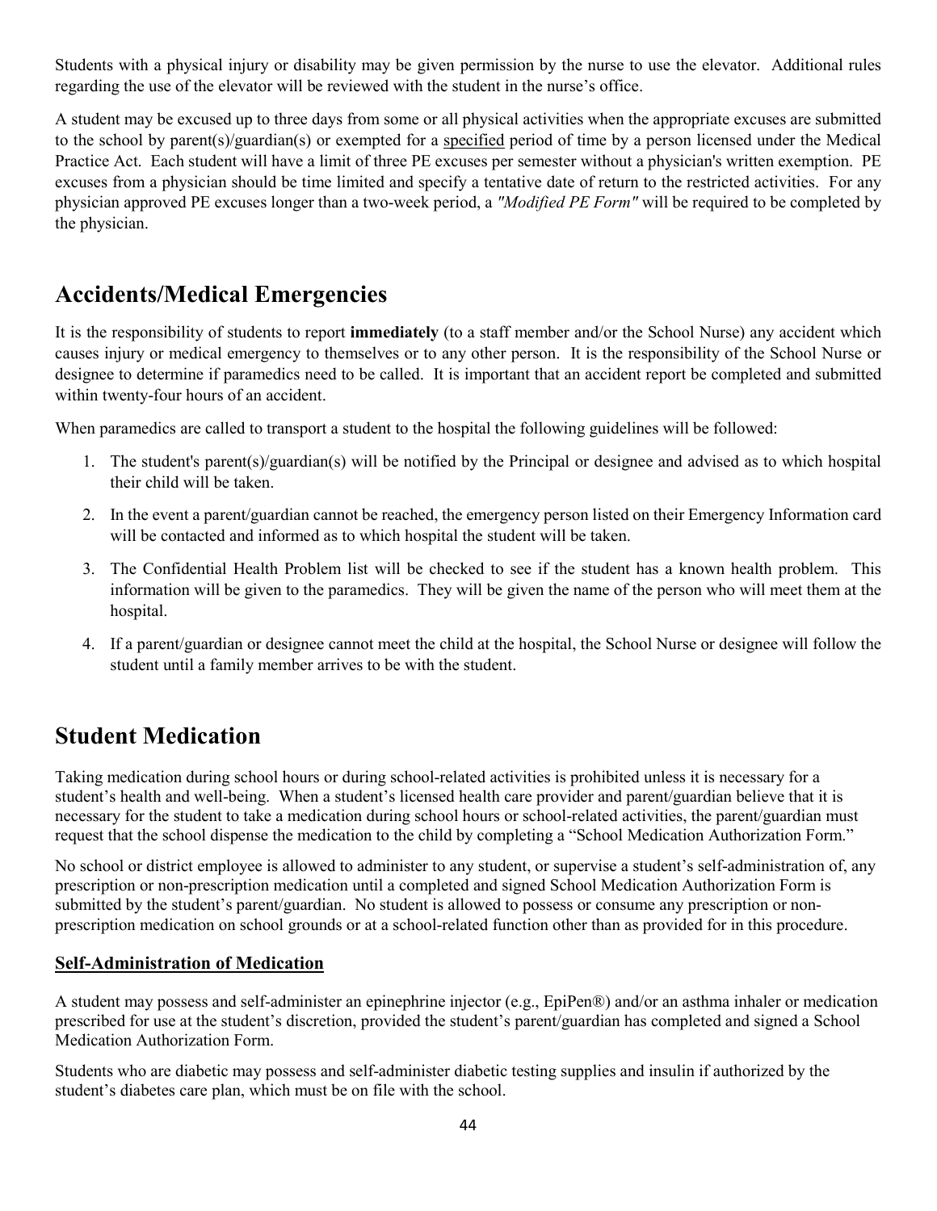Students with a physical injury or disability may be given permission by the nurse to use the elevator. Additional rules regarding the use of the elevator will be reviewed with the student in the nurse's office.

A student may be excused up to three days from some or all physical activities when the appropriate excuses are submitted to the school by parent(s)/guardian(s) or exempted for a <u>specified</u> period of time by a person licensed under the Medical Practice Act. Each student will have a limit of three PE excuses per semester without a physician's written exemption. PE excuses from a physician should be time limited and specify a tentative date of return to the restricted activities. For any physician approved PE excuses longer than a two-week period, a *"Modified PE Form"* will be required to be completed by the physician.

## Accidents/Medical Emergencies

It is the responsibility of students to report **immediately** (to a staff member and/or the School Nurse) any accident which causes injury or medical emergency to themselves or to any other person. It is the responsibility of the School Nurse or designee to determine if paramedics need to be called. It is important that an accident report be completed and submitted within twenty-four hours of an accident.

When paramedics are called to transport a student to the hospital the following guidelines will be followed:

1. The student's parent(s)/guardian(s) will be notified by the Principal or designee and advised as to which hospital their child will be taken.
2. In the event a parent/guardian cannot be reached, the emergency person listed on their Emergency Information card will be contacted and informed as to which hospital the student will be taken.
3. The Confidential Health Problem list will be checked to see if the student has a known health problem. This information will be given to the paramedics. They will be given the name of the person who will meet them at the hospital.
4. If a parent/guardian or designee cannot meet the child at the hospital, the School Nurse or designee will follow the student until a family member arrives to be with the student.

## Student Medication

Taking medication during school hours or during school-related activities is prohibited unless it is necessary for a student's health and well-being. When a student's licensed health care provider and parent/guardian believe that it is necessary for the student to take a medication during school hours or school-related activities, the parent/guardian must request that the school dispense the medication to the child by completing a "School Medication Authorization Form."

No school or district employee is allowed to administer to any student, or supervise a student's self-administration of, any prescription or non-prescription medication until a completed and signed School Medication Authorization Form is submitted by the student's parent/guardian. No student is allowed to possess or consume any prescription or non-prescription medication on school grounds or at a school-related function other than as provided for in this procedure.

### <u>Self-Administration of Medication</u>

A student may possess and self-administer an epinephrine injector (e.g., EpiPen®) and/or an asthma inhaler or medication prescribed for use at the student's discretion, provided the student's parent/guardian has completed and signed a School Medication Authorization Form.

Students who are diabetic may possess and self-administer diabetic testing supplies and insulin if authorized by the student's diabetes care plan, which must be on file with the school.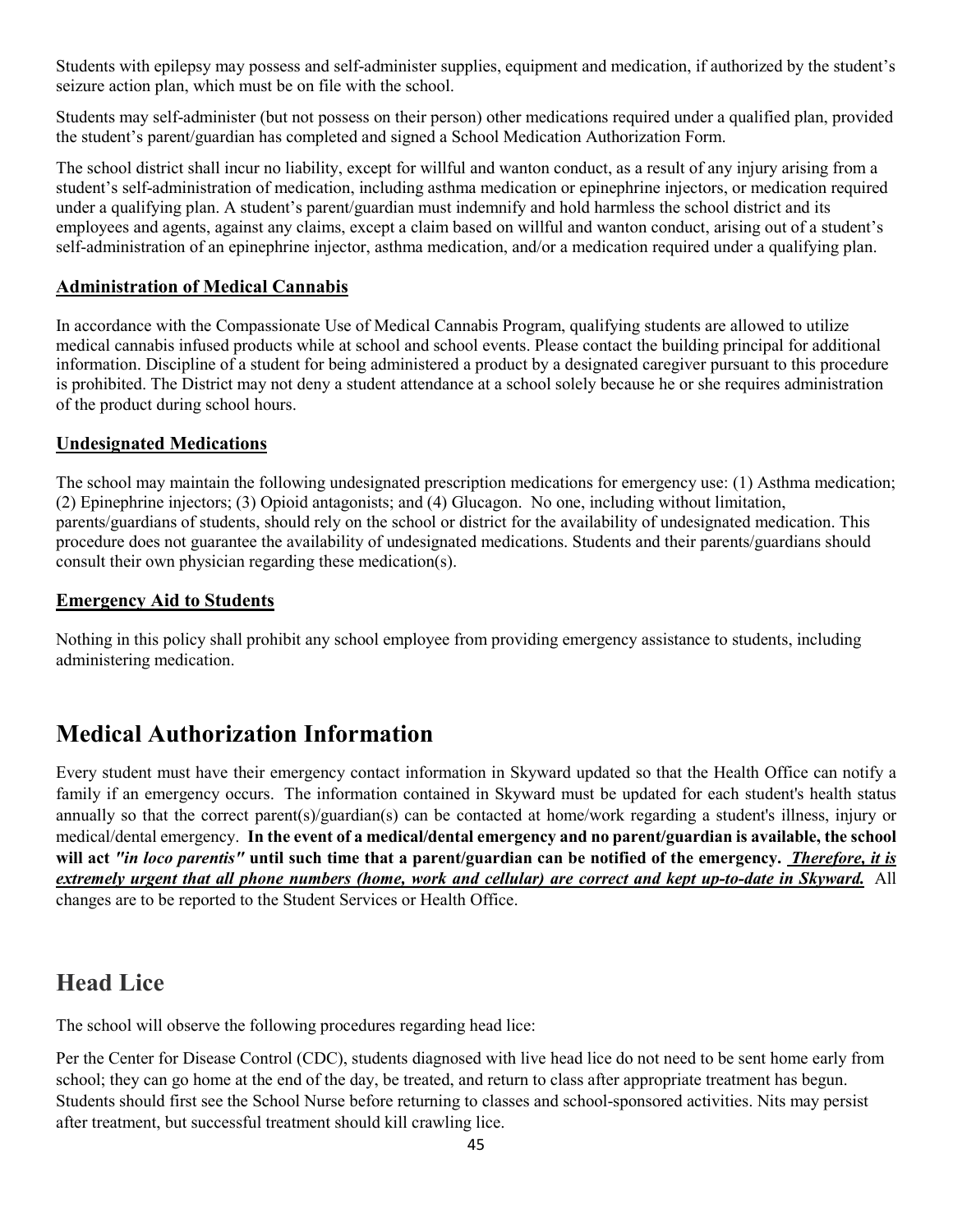Students with epilepsy may possess and self-administer supplies, equipment and medication, if authorized by the student's seizure action plan, which must be on file with the school.

Students may self-administer (but not possess on their person) other medications required under a qualified plan, provided the student's parent/guardian has completed and signed a School Medication Authorization Form.

The school district shall incur no liability, except for willful and wanton conduct, as a result of any injury arising from a student's self-administration of medication, including asthma medication or epinephrine injectors, or medication required under a qualifying plan. A student's parent/guardian must indemnify and hold harmless the school district and its employees and agents, against any claims, except a claim based on willful and wanton conduct, arising out of a student's self-administration of an epinephrine injector, asthma medication, and/or a medication required under a qualifying plan.

### Administration of Medical Cannabis

In accordance with the Compassionate Use of Medical Cannabis Program, qualifying students are allowed to utilize medical cannabis infused products while at school and school events. Please contact the building principal for additional information. Discipline of a student for being administered a product by a designated caregiver pursuant to this procedure is prohibited. The District may not deny a student attendance at a school solely because he or she requires administration of the product during school hours.

### Undesignated Medications

The school may maintain the following undesignated prescription medications for emergency use: (1) Asthma medication; (2) Epinephrine injectors; (3) Opioid antagonists; and (4) Glucagon. No one, including without limitation, parents/guardians of students, should rely on the school or district for the availability of undesignated medication. This procedure does not guarantee the availability of undesignated medications. Students and their parents/guardians should consult their own physician regarding these medication(s).

### Emergency Aid to Students

Nothing in this policy shall prohibit any school employee from providing emergency assistance to students, including administering medication.

## Medical Authorization Information

Every student must have their emergency contact information in Skyward updated so that the Health Office can notify a family if an emergency occurs. The information contained in Skyward must be updated for each student's health status annually so that the correct parent(s)/guardian(s) can be contacted at home/work regarding a student's illness, injury or medical/dental emergency. **In the event of a medical/dental emergency and no parent/guardian is available, the school will act *"in loco parentis"* until such time that a parent/guardian can be notified of the emergency. *Therefore, it is extremely urgent that all phone numbers (home, work and cellular) are correct and kept up-to-date in Skyward.*** All changes are to be reported to the Student Services or Health Office.

## Head Lice

The school will observe the following procedures regarding head lice:

Per the Center for Disease Control (CDC), students diagnosed with live head lice do not need to be sent home early from school; they can go home at the end of the day, be treated, and return to class after appropriate treatment has begun. Students should first see the School Nurse before returning to classes and school-sponsored activities. Nits may persist after treatment, but successful treatment should kill crawling lice.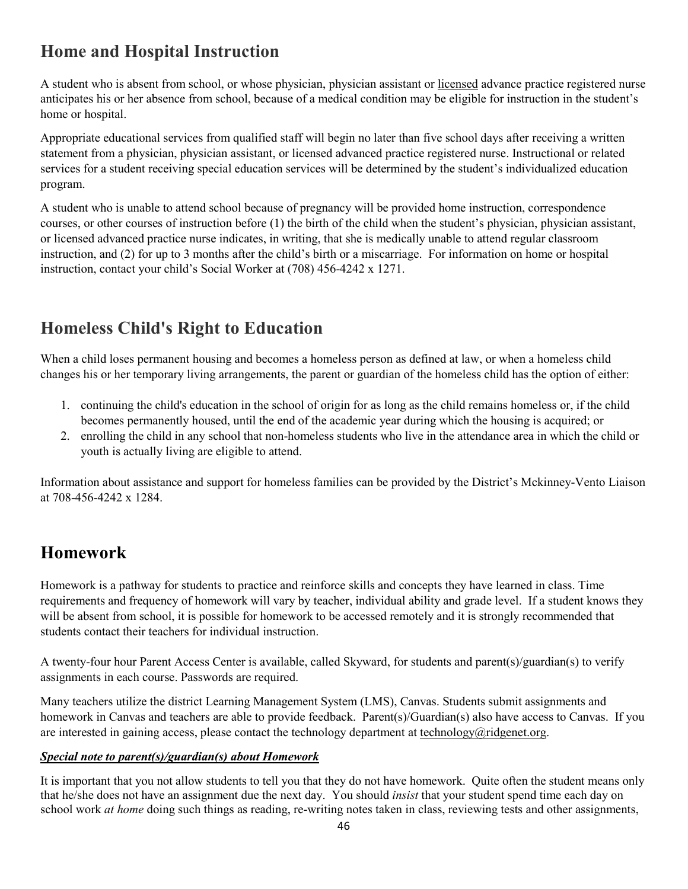## Home and Hospital Instruction

A student who is absent from school, or whose physician, physician assistant or licensed advance practice registered nurse anticipates his or her absence from school, because of a medical condition may be eligible for instruction in the student's home or hospital.

Appropriate educational services from qualified staff will begin no later than five school days after receiving a written statement from a physician, physician assistant, or licensed advanced practice registered nurse. Instructional or related services for a student receiving special education services will be determined by the student's individualized education program.

A student who is unable to attend school because of pregnancy will be provided home instruction, correspondence courses, or other courses of instruction before (1) the birth of the child when the student's physician, physician assistant, or licensed advanced practice nurse indicates, in writing, that she is medically unable to attend regular classroom instruction, and (2) for up to 3 months after the child's birth or a miscarriage. For information on home or hospital instruction, contact your child's Social Worker at (708) 456-4242 x 1271.

## Homeless Child's Right to Education

When a child loses permanent housing and becomes a homeless person as defined at law, or when a homeless child changes his or her temporary living arrangements, the parent or guardian of the homeless child has the option of either:

1. continuing the child's education in the school of origin for as long as the child remains homeless or, if the child becomes permanently housed, until the end of the academic year during which the housing is acquired; or
2. enrolling the child in any school that non-homeless students who live in the attendance area in which the child or youth is actually living are eligible to attend.

Information about assistance and support for homeless families can be provided by the District's Mckinney-Vento Liaison at 708-456-4242 x 1284.

## Homework

Homework is a pathway for students to practice and reinforce skills and concepts they have learned in class. Time requirements and frequency of homework will vary by teacher, individual ability and grade level. If a student knows they will be absent from school, it is possible for homework to be accessed remotely and it is strongly recommended that students contact their teachers for individual instruction.

A twenty-four hour Parent Access Center is available, called Skyward, for students and parent(s)/guardian(s) to verify assignments in each course. Passwords are required.

Many teachers utilize the district Learning Management System (LMS), Canvas. Students submit assignments and homework in Canvas and teachers are able to provide feedback. Parent(s)/Guardian(s) also have access to Canvas. If you are interested in gaining access, please contact the technology department at technology@ridgenet.org.

***Special note to parent(s)/guardian(s) about Homework***

It is important that you not allow students to tell you that they do not have homework. Quite often the student means only that he/she does not have an assignment due the next day. You should *insist* that your student spend time each day on school work *at home* doing such things as reading, re-writing notes taken in class, reviewing tests and other assignments,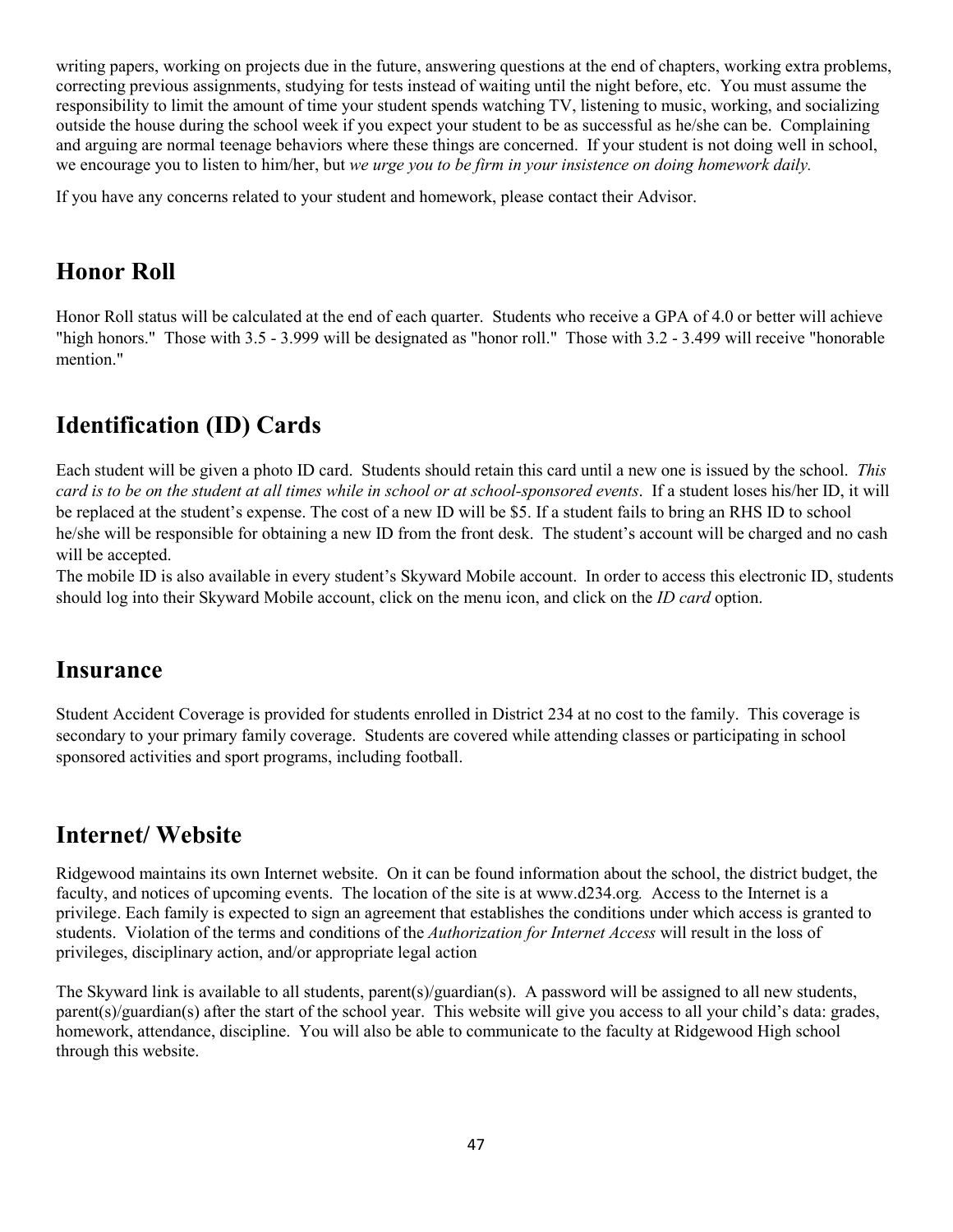writing papers, working on projects due in the future, answering questions at the end of chapters, working extra problems, correcting previous assignments, studying for tests instead of waiting until the night before, etc. You must assume the responsibility to limit the amount of time your student spends watching TV, listening to music, working, and socializing outside the house during the school week if you expect your student to be as successful as he/she can be. Complaining and arguing are normal teenage behaviors where these things are concerned. If your student is not doing well in school, we encourage you to listen to him/her, but *we urge you to be firm in your insistence on doing homework daily.*

If you have any concerns related to your student and homework, please contact their Advisor.

## Honor Roll

Honor Roll status will be calculated at the end of each quarter. Students who receive a GPA of 4.0 or better will achieve "high honors." Those with 3.5 - 3.999 will be designated as "honor roll." Those with 3.2 - 3.499 will receive "honorable mention."

## Identification (ID) Cards

Each student will be given a photo ID card. Students should retain this card until a new one is issued by the school. *This card is to be on the student at all times while in school or at school-sponsored events*. If a student loses his/her ID, it will be replaced at the student's expense. The cost of a new ID will be $5. If a student fails to bring an RHS ID to school he/she will be responsible for obtaining a new ID from the front desk. The student's account will be charged and no cash will be accepted.
The mobile ID is also available in every student's Skyward Mobile account. In order to access this electronic ID, students should log into their Skyward Mobile account, click on the menu icon, and click on the *ID card* option.

## Insurance

Student Accident Coverage is provided for students enrolled in District 234 at no cost to the family. This coverage is secondary to your primary family coverage. Students are covered while attending classes or participating in school sponsored activities and sport programs, including football.

## Internet/ Website

Ridgewood maintains its own Internet website. On it can be found information about the school, the district budget, the faculty, and notices of upcoming events. The location of the site is at www.d234.org. Access to the Internet is a privilege. Each family is expected to sign an agreement that establishes the conditions under which access is granted to students. Violation of the terms and conditions of the *Authorization for Internet Access* will result in the loss of privileges, disciplinary action, and/or appropriate legal action

The Skyward link is available to all students, parent(s)/guardian(s). A password will be assigned to all new students, parent(s)/guardian(s) after the start of the school year. This website will give you access to all your child's data: grades, homework, attendance, discipline. You will also be able to communicate to the faculty at Ridgewood High school through this website.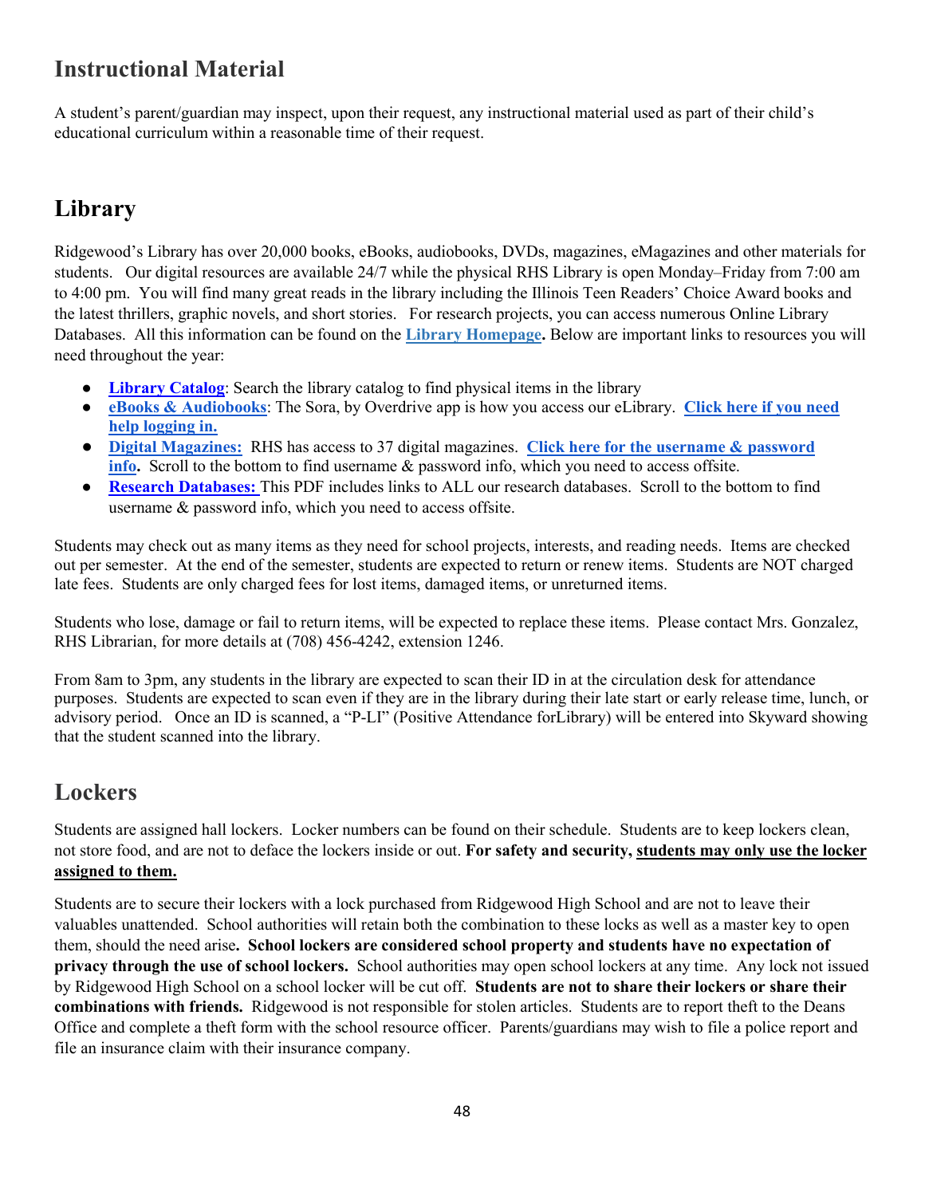## Instructional Material

A student's parent/guardian may inspect, upon their request, any instructional material used as part of their child's educational curriculum within a reasonable time of their request.

## Library

Ridgewood's Library has over 20,000 books, eBooks, audiobooks, DVDs, magazines, eMagazines and other materials for students. Our digital resources are available 24/7 while the physical RHS Library is open Monday–Friday from 7:00 am to 4:00 pm. You will find many great reads in the library including the Illinois Teen Readers' Choice Award books and the latest thrillers, graphic novels, and short stories. For research projects, you can access numerous Online Library Databases. All this information can be found on the **Library Homepage**. Below are important links to resources you will need throughout the year:

- **Library Catalog**: Search the library catalog to find physical items in the library
- **eBooks & Audiobooks**: The Sora, by Overdrive app is how you access our eLibrary. **Click here if you need help logging in.**
- **Digital Magazines:** RHS has access to 37 digital magazines. **Click here for the username & password info.** Scroll to the bottom to find username & password info, which you need to access offsite.
- **Research Databases:** This PDF includes links to ALL our research databases. Scroll to the bottom to find username & password info, which you need to access offsite.

Students may check out as many items as they need for school projects, interests, and reading needs. Items are checked out per semester. At the end of the semester, students are expected to return or renew items. Students are NOT charged late fees. Students are only charged fees for lost items, damaged items, or unreturned items.

Students who lose, damage or fail to return items, will be expected to replace these items. Please contact Mrs. Gonzalez, RHS Librarian, for more details at (708) 456-4242, extension 1246.

From 8am to 3pm, any students in the library are expected to scan their ID in at the circulation desk for attendance purposes. Students are expected to scan even if they are in the library during their late start or early release time, lunch, or advisory period. Once an ID is scanned, a "P-LI" (Positive Attendance forLibrary) will be entered into Skyward showing that the student scanned into the library.

## Lockers

Students are assigned hall lockers. Locker numbers can be found on their schedule. Students are to keep lockers clean, not store food, and are not to deface the lockers inside or out. **For safety and security, <u>students may only use the locker assigned to them.</u>**

Students are to secure their lockers with a lock purchased from Ridgewood High School and are not to leave their valuables unattended. School authorities will retain both the combination to these locks as well as a master key to open them, should the need arise**. School lockers are considered school property and students have no expectation of privacy through the use of school lockers.** School authorities may open school lockers at any time. Any lock not issued by Ridgewood High School on a school locker will be cut off. **Students are not to share their lockers or share their combinations with friends.** Ridgewood is not responsible for stolen articles. Students are to report theft to the Deans Office and complete a theft form with the school resource officer. Parents/guardians may wish to file a police report and file an insurance claim with their insurance company.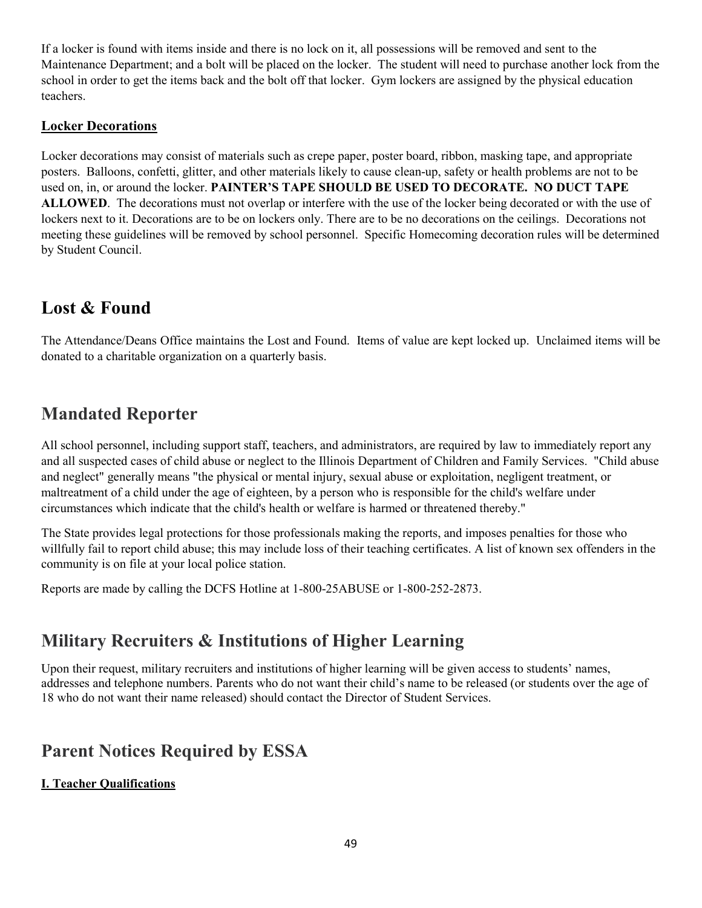If a locker is found with items inside and there is no lock on it, all possessions will be removed and sent to the Maintenance Department; and a bolt will be placed on the locker. The student will need to purchase another lock from the school in order to get the items back and the bolt off that locker. Gym lockers are assigned by the physical education teachers.

**Locker Decorations**

Locker decorations may consist of materials such as crepe paper, poster board, ribbon, masking tape, and appropriate posters. Balloons, confetti, glitter, and other materials likely to cause clean-up, safety or health problems are not to be used on, in, or around the locker. **PAINTER'S TAPE SHOULD BE USED TO DECORATE. NO DUCT TAPE ALLOWED**. The decorations must not overlap or interfere with the use of the locker being decorated or with the use of lockers next to it. Decorations are to be on lockers only. There are to be no decorations on the ceilings. Decorations not meeting these guidelines will be removed by school personnel. Specific Homecoming decoration rules will be determined by Student Council.

## Lost & Found

The Attendance/Deans Office maintains the Lost and Found. Items of value are kept locked up. Unclaimed items will be donated to a charitable organization on a quarterly basis.

## Mandated Reporter

All school personnel, including support staff, teachers, and administrators, are required by law to immediately report any and all suspected cases of child abuse or neglect to the Illinois Department of Children and Family Services. "Child abuse and neglect" generally means "the physical or mental injury, sexual abuse or exploitation, negligent treatment, or maltreatment of a child under the age of eighteen, by a person who is responsible for the child's welfare under circumstances which indicate that the child's health or welfare is harmed or threatened thereby."

The State provides legal protections for those professionals making the reports, and imposes penalties for those who willfully fail to report child abuse; this may include loss of their teaching certificates. A list of known sex offenders in the community is on file at your local police station.

Reports are made by calling the DCFS Hotline at 1-800-25ABUSE or 1-800-252-2873.

## Military Recruiters & Institutions of Higher Learning

Upon their request, military recruiters and institutions of higher learning will be given access to students' names, addresses and telephone numbers. Parents who do not want their child's name to be released (or students over the age of 18 who do not want their name released) should contact the Director of Student Services.

## Parent Notices Required by ESSA

**I. Teacher Qualifications**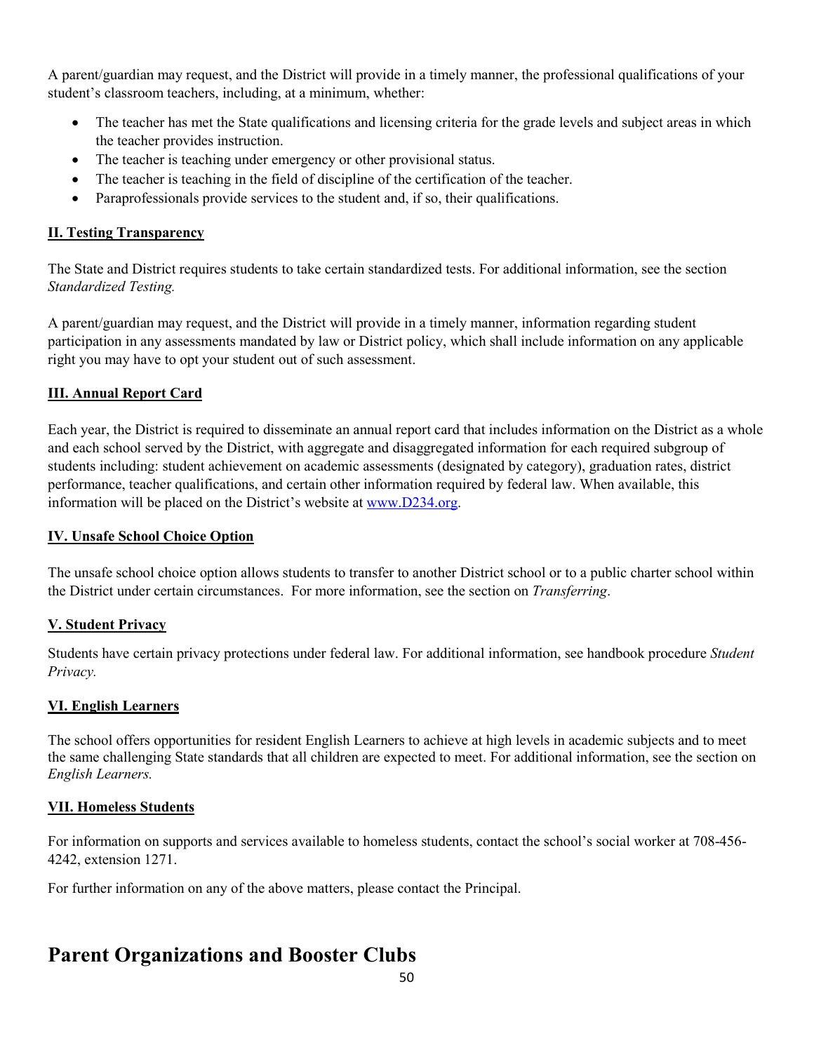A parent/guardian may request, and the District will provide in a timely manner, the professional qualifications of your student's classroom teachers, including, at a minimum, whether:

- The teacher has met the State qualifications and licensing criteria for the grade levels and subject areas in which the teacher provides instruction.
- The teacher is teaching under emergency or other provisional status.
- The teacher is teaching in the field of discipline of the certification of the teacher.
- Paraprofessionals provide services to the student and, if so, their qualifications.

**II. Testing Transparency**

The State and District requires students to take certain standardized tests. For additional information, see the section *Standardized Testing.*

A parent/guardian may request, and the District will provide in a timely manner, information regarding student participation in any assessments mandated by law or District policy, which shall include information on any applicable right you may have to opt your student out of such assessment.

**III. Annual Report Card**

Each year, the District is required to disseminate an annual report card that includes information on the District as a whole and each school served by the District, with aggregate and disaggregated information for each required subgroup of students including: student achievement on academic assessments (designated by category), graduation rates, district performance, teacher qualifications, and certain other information required by federal law. When available, this information will be placed on the District's website at www.D234.org.

**IV. Unsafe School Choice Option**

The unsafe school choice option allows students to transfer to another District school or to a public charter school within the District under certain circumstances. For more information, see the section on *Transferring*.

**V. Student Privacy**

Students have certain privacy protections under federal law. For additional information, see handbook procedure *Student Privacy.*

**VI. English Learners**

The school offers opportunities for resident English Learners to achieve at high levels in academic subjects and to meet the same challenging State standards that all children are expected to meet. For additional information, see the section on *English Learners.*

**VII. Homeless Students**

For information on supports and services available to homeless students, contact the school's social worker at 708-456-4242, extension 1271.

For further information on any of the above matters, please contact the Principal.

# Parent Organizations and Booster Clubs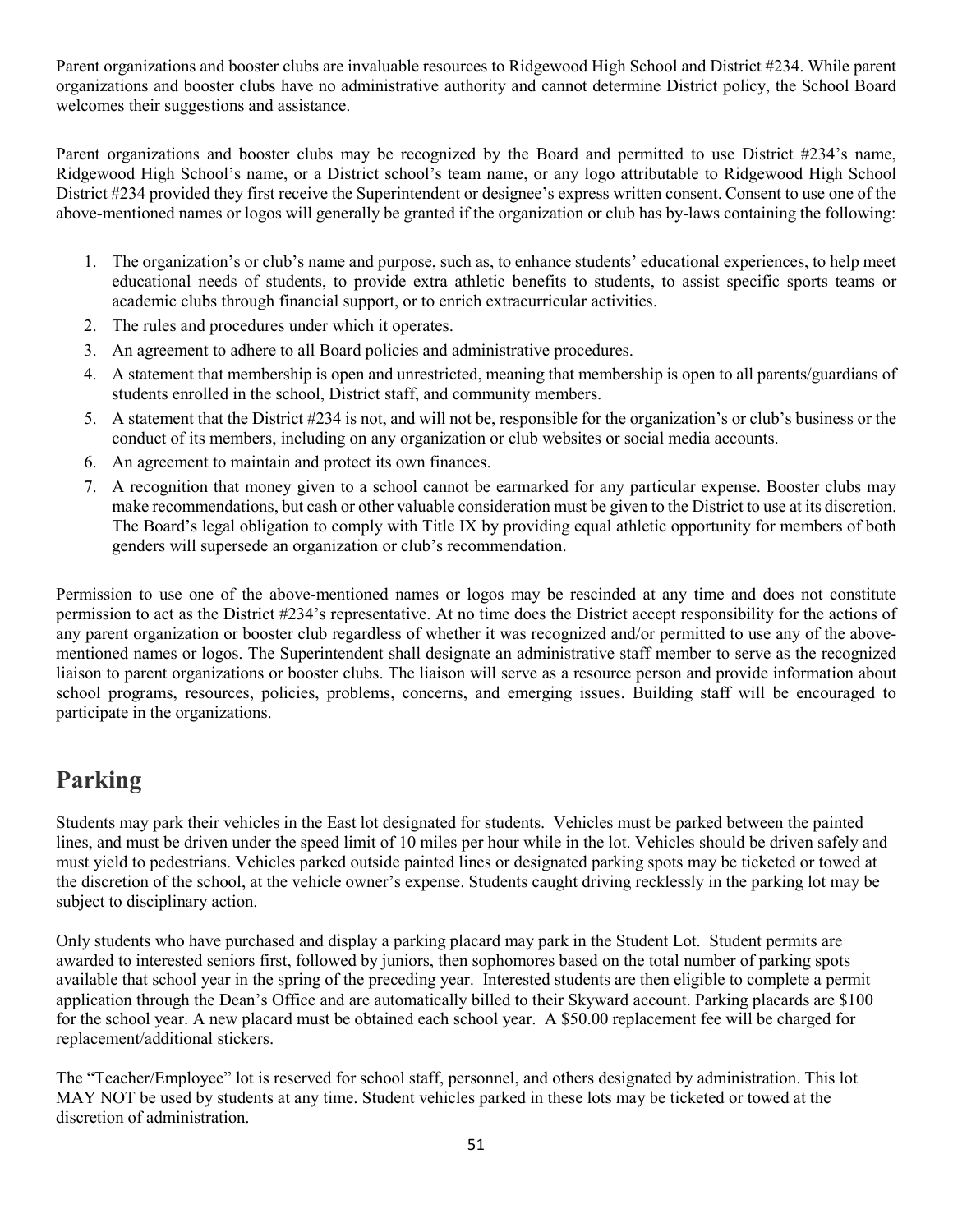Parent organizations and booster clubs are invaluable resources to Ridgewood High School and District #234. While parent organizations and booster clubs have no administrative authority and cannot determine District policy, the School Board welcomes their suggestions and assistance.

Parent organizations and booster clubs may be recognized by the Board and permitted to use District #234's name, Ridgewood High School's name, or a District school's team name, or any logo attributable to Ridgewood High School District #234 provided they first receive the Superintendent or designee's express written consent. Consent to use one of the above-mentioned names or logos will generally be granted if the organization or club has by-laws containing the following:

1. The organization's or club's name and purpose, such as, to enhance students' educational experiences, to help meet educational needs of students, to provide extra athletic benefits to students, to assist specific sports teams or academic clubs through financial support, or to enrich extracurricular activities.
2. The rules and procedures under which it operates.
3. An agreement to adhere to all Board policies and administrative procedures.
4. A statement that membership is open and unrestricted, meaning that membership is open to all parents/guardians of students enrolled in the school, District staff, and community members.
5. A statement that the District #234 is not, and will not be, responsible for the organization's or club's business or the conduct of its members, including on any organization or club websites or social media accounts.
6. An agreement to maintain and protect its own finances.
7. A recognition that money given to a school cannot be earmarked for any particular expense. Booster clubs may make recommendations, but cash or other valuable consideration must be given to the District to use at its discretion. The Board's legal obligation to comply with Title IX by providing equal athletic opportunity for members of both genders will supersede an organization or club's recommendation.

Permission to use one of the above-mentioned names or logos may be rescinded at any time and does not constitute permission to act as the District #234's representative. At no time does the District accept responsibility for the actions of any parent organization or booster club regardless of whether it was recognized and/or permitted to use any of the above-mentioned names or logos. The Superintendent shall designate an administrative staff member to serve as the recognized liaison to parent organizations or booster clubs. The liaison will serve as a resource person and provide information about school programs, resources, policies, problems, concerns, and emerging issues. Building staff will be encouraged to participate in the organizations.

## Parking

Students may park their vehicles in the East lot designated for students. Vehicles must be parked between the painted lines, and must be driven under the speed limit of 10 miles per hour while in the lot. Vehicles should be driven safely and must yield to pedestrians. Vehicles parked outside painted lines or designated parking spots may be ticketed or towed at the discretion of the school, at the vehicle owner's expense. Students caught driving recklessly in the parking lot may be subject to disciplinary action.

Only students who have purchased and display a parking placard may park in the Student Lot. Student permits are awarded to interested seniors first, followed by juniors, then sophomores based on the total number of parking spots available that school year in the spring of the preceding year. Interested students are then eligible to complete a permit application through the Dean's Office and are automatically billed to their Skyward account. Parking placards are $100 for the school year. A new placard must be obtained each school year. A $50.00 replacement fee will be charged for replacement/additional stickers.

The "Teacher/Employee" lot is reserved for school staff, personnel, and others designated by administration. This lot MAY NOT be used by students at any time. Student vehicles parked in these lots may be ticketed or towed at the discretion of administration.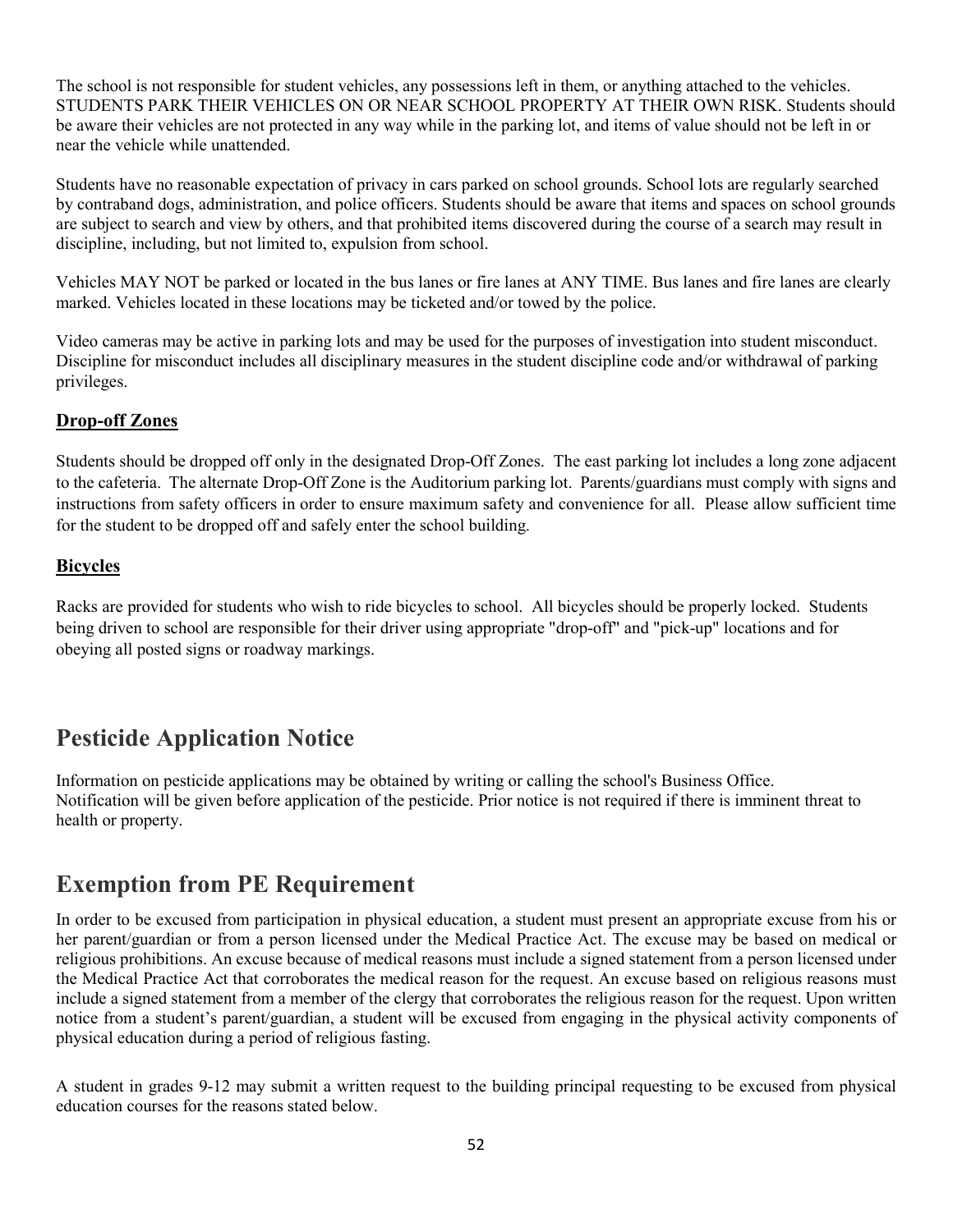The school is not responsible for student vehicles, any possessions left in them, or anything attached to the vehicles. STUDENTS PARK THEIR VEHICLES ON OR NEAR SCHOOL PROPERTY AT THEIR OWN RISK. Students should be aware their vehicles are not protected in any way while in the parking lot, and items of value should not be left in or near the vehicle while unattended.

Students have no reasonable expectation of privacy in cars parked on school grounds. School lots are regularly searched by contraband dogs, administration, and police officers. Students should be aware that items and spaces on school grounds are subject to search and view by others, and that prohibited items discovered during the course of a search may result in discipline, including, but not limited to, expulsion from school.

Vehicles MAY NOT be parked or located in the bus lanes or fire lanes at ANY TIME. Bus lanes and fire lanes are clearly marked. Vehicles located in these locations may be ticketed and/or towed by the police.

Video cameras may be active in parking lots and may be used for the purposes of investigation into student misconduct. Discipline for misconduct includes all disciplinary measures in the student discipline code and/or withdrawal of parking privileges.

### Drop-off Zones

Students should be dropped off only in the designated Drop-Off Zones. The east parking lot includes a long zone adjacent to the cafeteria. The alternate Drop-Off Zone is the Auditorium parking lot. Parents/guardians must comply with signs and instructions from safety officers in order to ensure maximum safety and convenience for all. Please allow sufficient time for the student to be dropped off and safely enter the school building.

### Bicycles

Racks are provided for students who wish to ride bicycles to school. All bicycles should be properly locked. Students being driven to school are responsible for their driver using appropriate "drop-off" and "pick-up" locations and for obeying all posted signs or roadway markings.

## Pesticide Application Notice

Information on pesticide applications may be obtained by writing or calling the school's Business Office. Notification will be given before application of the pesticide. Prior notice is not required if there is imminent threat to health or property.

## Exemption from PE Requirement

In order to be excused from participation in physical education, a student must present an appropriate excuse from his or her parent/guardian or from a person licensed under the Medical Practice Act. The excuse may be based on medical or religious prohibitions. An excuse because of medical reasons must include a signed statement from a person licensed under the Medical Practice Act that corroborates the medical reason for the request. An excuse based on religious reasons must include a signed statement from a member of the clergy that corroborates the religious reason for the request. Upon written notice from a student's parent/guardian, a student will be excused from engaging in the physical activity components of physical education during a period of religious fasting.

A student in grades 9-12 may submit a written request to the building principal requesting to be excused from physical education courses for the reasons stated below.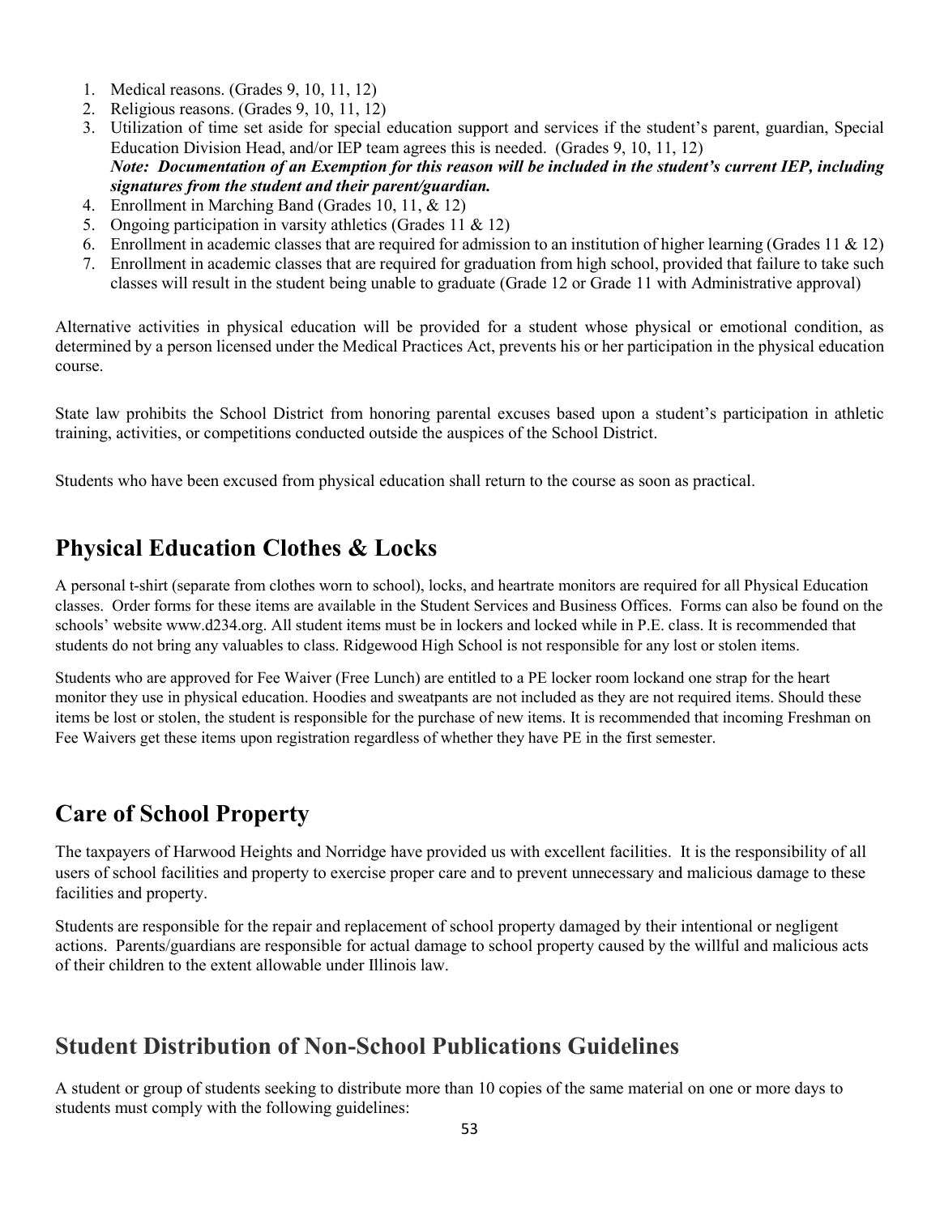1. Medical reasons. (Grades 9, 10, 11, 12)
2. Religious reasons. (Grades 9, 10, 11, 12)
3. Utilization of time set aside for special education support and services if the student's parent, guardian, Special Education Division Head, and/or IEP team agrees this is needed. (Grades 9, 10, 11, 12)
   ***Note: Documentation of an Exemption for this reason will be included in the student's current IEP, including signatures from the student and their parent/guardian.***
4. Enrollment in Marching Band (Grades 10, 11, & 12)
5. Ongoing participation in varsity athletics (Grades 11 & 12)
6. Enrollment in academic classes that are required for admission to an institution of higher learning (Grades 11 & 12)
7. Enrollment in academic classes that are required for graduation from high school, provided that failure to take such classes will result in the student being unable to graduate (Grade 12 or Grade 11 with Administrative approval)

Alternative activities in physical education will be provided for a student whose physical or emotional condition, as determined by a person licensed under the Medical Practices Act, prevents his or her participation in the physical education course.

State law prohibits the School District from honoring parental excuses based upon a student's participation in athletic training, activities, or competitions conducted outside the auspices of the School District.

Students who have been excused from physical education shall return to the course as soon as practical.

## Physical Education Clothes & Locks

A personal t-shirt (separate from clothes worn to school), locks, and heartrate monitors are required for all Physical Education classes. Order forms for these items are available in the Student Services and Business Offices. Forms can also be found on the schools' website www.d234.org. All student items must be in lockers and locked while in P.E. class. It is recommended that students do not bring any valuables to class. Ridgewood High School is not responsible for any lost or stolen items.

Students who are approved for Fee Waiver (Free Lunch) are entitled to a PE locker room lockand one strap for the heart monitor they use in physical education. Hoodies and sweatpants are not included as they are not required items. Should these items be lost or stolen, the student is responsible for the purchase of new items. It is recommended that incoming Freshman on Fee Waivers get these items upon registration regardless of whether they have PE in the first semester.

## Care of School Property

The taxpayers of Harwood Heights and Norridge have provided us with excellent facilities. It is the responsibility of all users of school facilities and property to exercise proper care and to prevent unnecessary and malicious damage to these facilities and property.

Students are responsible for the repair and replacement of school property damaged by their intentional or negligent actions. Parents/guardians are responsible for actual damage to school property caused by the willful and malicious acts of their children to the extent allowable under Illinois law.

## Student Distribution of Non-School Publications Guidelines

A student or group of students seeking to distribute more than 10 copies of the same material on one or more days to students must comply with the following guidelines: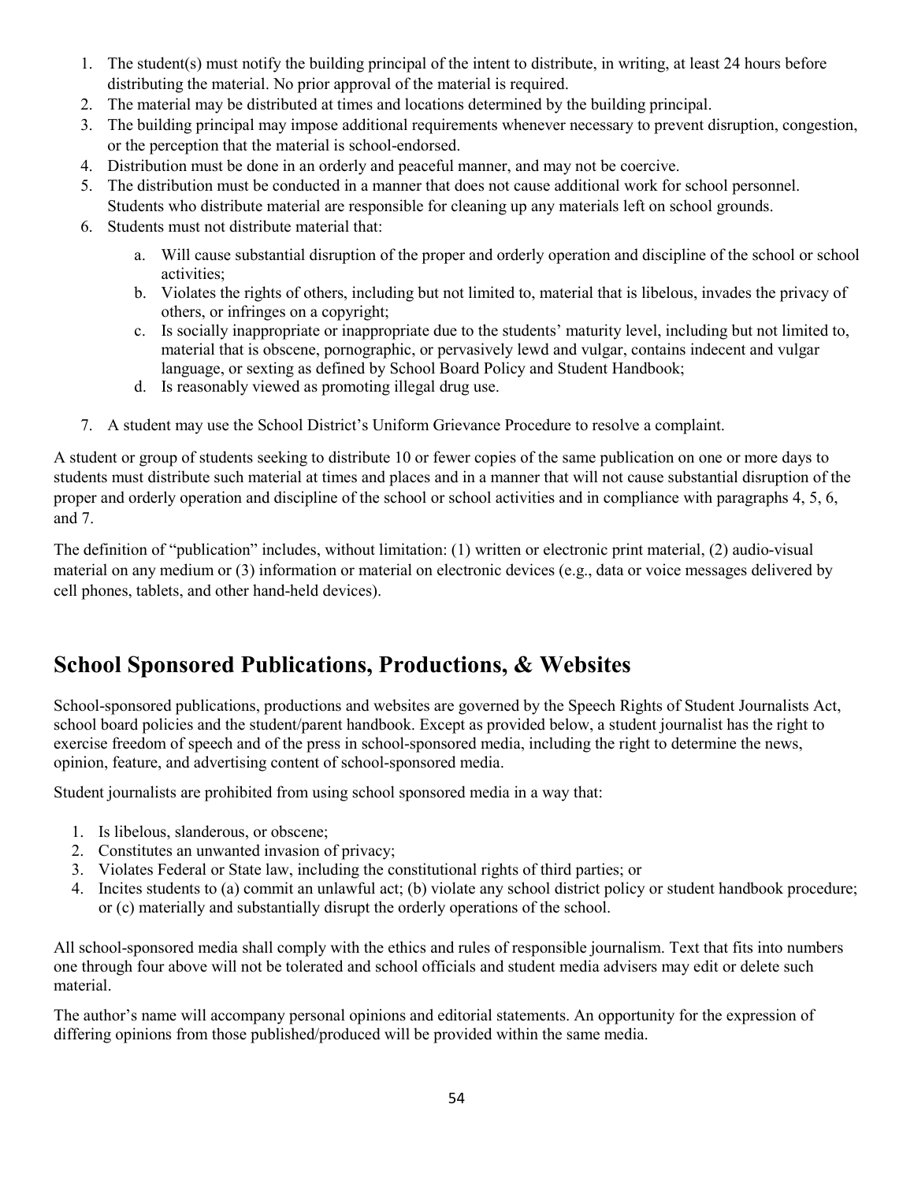1. The student(s) must notify the building principal of the intent to distribute, in writing, at least 24 hours before distributing the material. No prior approval of the material is required.
2. The material may be distributed at times and locations determined by the building principal.
3. The building principal may impose additional requirements whenever necessary to prevent disruption, congestion, or the perception that the material is school-endorsed.
4. Distribution must be done in an orderly and peaceful manner, and may not be coercive.
5. The distribution must be conducted in a manner that does not cause additional work for school personnel. Students who distribute material are responsible for cleaning up any materials left on school grounds.
6. Students must not distribute material that:
    a. Will cause substantial disruption of the proper and orderly operation and discipline of the school or school activities;
    b. Violates the rights of others, including but not limited to, material that is libelous, invades the privacy of others, or infringes on a copyright;
    c. Is socially inappropriate or inappropriate due to the students' maturity level, including but not limited to, material that is obscene, pornographic, or pervasively lewd and vulgar, contains indecent and vulgar language, or sexting as defined by School Board Policy and Student Handbook;
    d. Is reasonably viewed as promoting illegal drug use.
7. A student may use the School District's Uniform Grievance Procedure to resolve a complaint.

A student or group of students seeking to distribute 10 or fewer copies of the same publication on one or more days to students must distribute such material at times and places and in a manner that will not cause substantial disruption of the proper and orderly operation and discipline of the school or school activities and in compliance with paragraphs 4, 5, 6, and 7.

The definition of "publication" includes, without limitation: (1) written or electronic print material, (2) audio-visual material on any medium or (3) information or material on electronic devices (e.g., data or voice messages delivered by cell phones, tablets, and other hand-held devices).

## School Sponsored Publications, Productions, & Websites

School-sponsored publications, productions and websites are governed by the Speech Rights of Student Journalists Act, school board policies and the student/parent handbook. Except as provided below, a student journalist has the right to exercise freedom of speech and of the press in school-sponsored media, including the right to determine the news, opinion, feature, and advertising content of school-sponsored media.

Student journalists are prohibited from using school sponsored media in a way that:

1. Is libelous, slanderous, or obscene;
2. Constitutes an unwanted invasion of privacy;
3. Violates Federal or State law, including the constitutional rights of third parties; or
4. Incites students to (a) commit an unlawful act; (b) violate any school district policy or student handbook procedure; or (c) materially and substantially disrupt the orderly operations of the school.

All school-sponsored media shall comply with the ethics and rules of responsible journalism. Text that fits into numbers one through four above will not be tolerated and school officials and student media advisers may edit or delete such material.

The author's name will accompany personal opinions and editorial statements. An opportunity for the expression of differing opinions from those published/produced will be provided within the same media.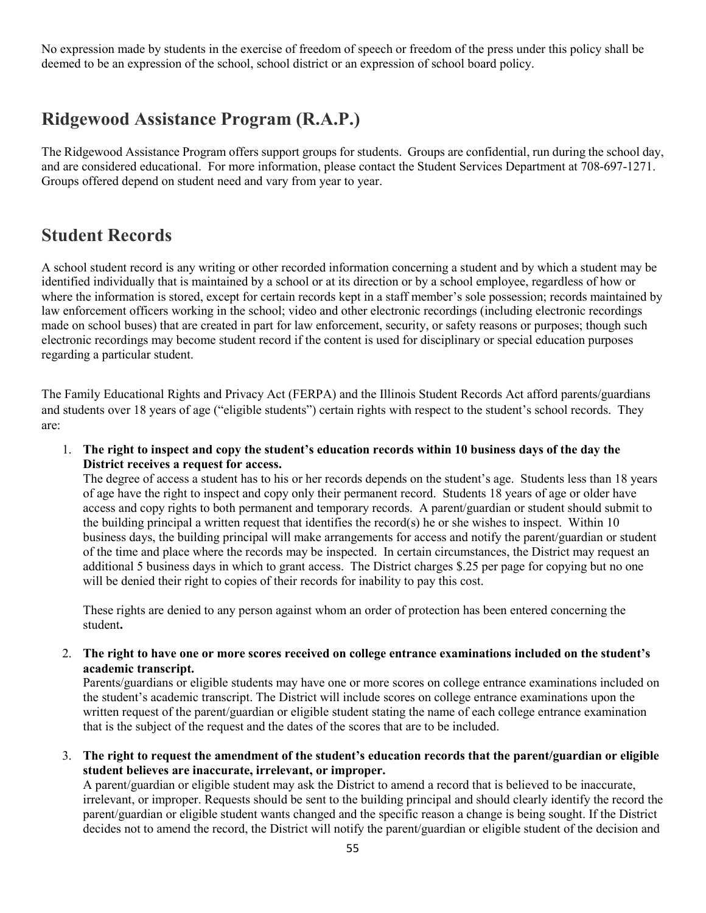No expression made by students in the exercise of freedom of speech or freedom of the press under this policy shall be deemed to be an expression of the school, school district or an expression of school board policy.

## Ridgewood Assistance Program (R.A.P.)

The Ridgewood Assistance Program offers support groups for students. Groups are confidential, run during the school day, and are considered educational. For more information, please contact the Student Services Department at 708-697-1271. Groups offered depend on student need and vary from year to year.

## Student Records

A school student record is any writing or other recorded information concerning a student and by which a student may be identified individually that is maintained by a school or at its direction or by a school employee, regardless of how or where the information is stored, except for certain records kept in a staff member's sole possession; records maintained by law enforcement officers working in the school; video and other electronic recordings (including electronic recordings made on school buses) that are created in part for law enforcement, security, or safety reasons or purposes; though such electronic recordings may become student record if the content is used for disciplinary or special education purposes regarding a particular student.

The Family Educational Rights and Privacy Act (FERPA) and the Illinois Student Records Act afford parents/guardians and students over 18 years of age ("eligible students") certain rights with respect to the student's school records. They are:

1. **The right to inspect and copy the student's education records within 10 business days of the day the District receives a request for access.**
   The degree of access a student has to his or her records depends on the student's age. Students less than 18 years of age have the right to inspect and copy only their permanent record. Students 18 years of age or older have access and copy rights to both permanent and temporary records. A parent/guardian or student should submit to the building principal a written request that identifies the record(s) he or she wishes to inspect. Within 10 business days, the building principal will make arrangements for access and notify the parent/guardian or student of the time and place where the records may be inspected. In certain circumstances, the District may request an additional 5 business days in which to grant access. The District charges $.25 per page for copying but no one will be denied their right to copies of their records for inability to pay this cost.

   These rights are denied to any person against whom an order of protection has been entered concerning the student**.**

2. **The right to have one or more scores received on college entrance examinations included on the student's academic transcript.**
   Parents/guardians or eligible students may have one or more scores on college entrance examinations included on the student's academic transcript. The District will include scores on college entrance examinations upon the written request of the parent/guardian or eligible student stating the name of each college entrance examination that is the subject of the request and the dates of the scores that are to be included.

3. **The right to request the amendment of the student's education records that the parent/guardian or eligible student believes are inaccurate, irrelevant, or improper.**
   A parent/guardian or eligible student may ask the District to amend a record that is believed to be inaccurate, irrelevant, or improper. Requests should be sent to the building principal and should clearly identify the record the parent/guardian or eligible student wants changed and the specific reason a change is being sought. If the District decides not to amend the record, the District will notify the parent/guardian or eligible student of the decision and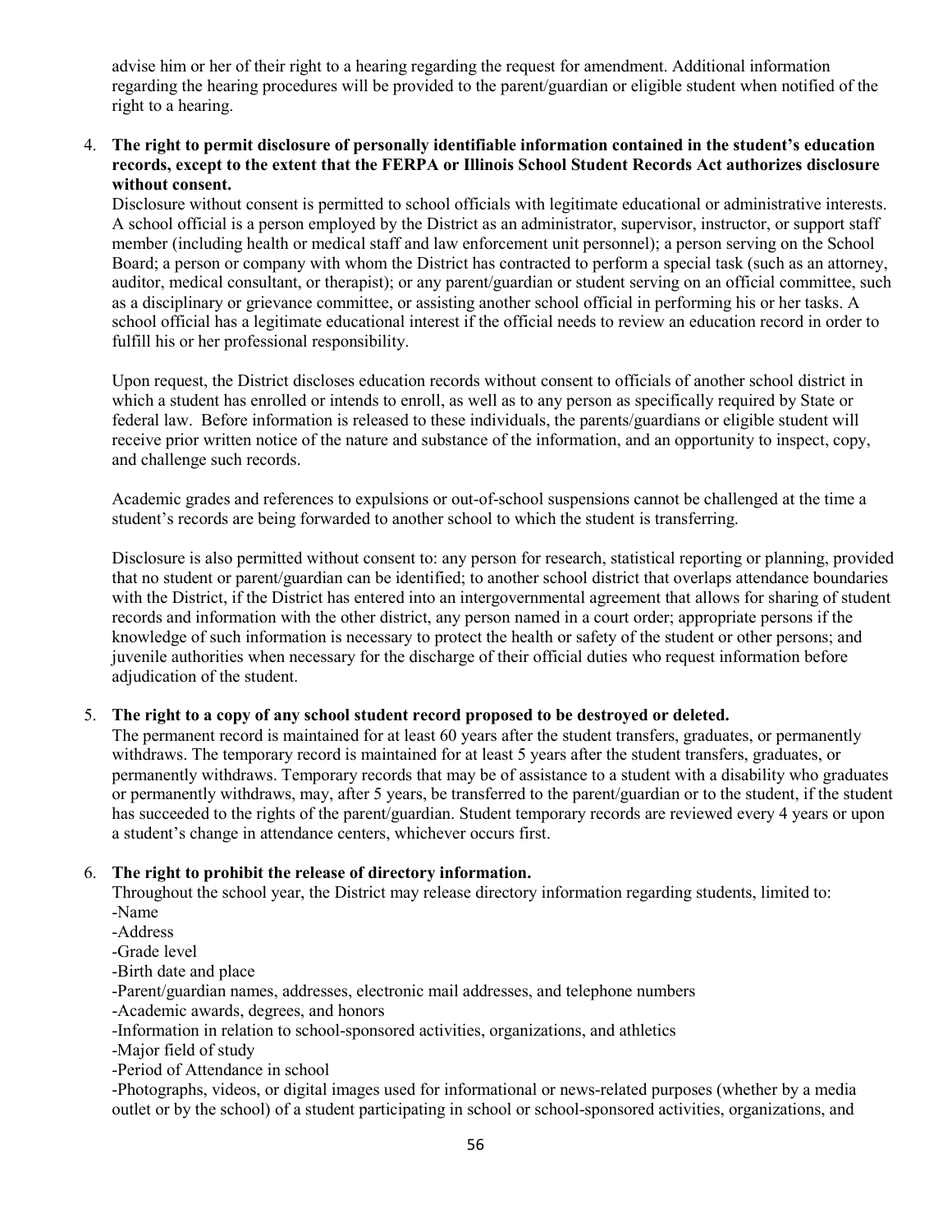advise him or her of their right to a hearing regarding the request for amendment. Additional information regarding the hearing procedures will be provided to the parent/guardian or eligible student when notified of the right to a hearing.

4. **The right to permit disclosure of personally identifiable information contained in the student's education records, except to the extent that the FERPA or Illinois School Student Records Act authorizes disclosure without consent.**

   Disclosure without consent is permitted to school officials with legitimate educational or administrative interests. A school official is a person employed by the District as an administrator, supervisor, instructor, or support staff member (including health or medical staff and law enforcement unit personnel); a person serving on the School Board; a person or company with whom the District has contracted to perform a special task (such as an attorney, auditor, medical consultant, or therapist); or any parent/guardian or student serving on an official committee, such as a disciplinary or grievance committee, or assisting another school official in performing his or her tasks. A school official has a legitimate educational interest if the official needs to review an education record in order to fulfill his or her professional responsibility.

   Upon request, the District discloses education records without consent to officials of another school district in which a student has enrolled or intends to enroll, as well as to any person as specifically required by State or federal law. Before information is released to these individuals, the parents/guardians or eligible student will receive prior written notice of the nature and substance of the information, and an opportunity to inspect, copy, and challenge such records.

   Academic grades and references to expulsions or out-of-school suspensions cannot be challenged at the time a student's records are being forwarded to another school to which the student is transferring.

   Disclosure is also permitted without consent to: any person for research, statistical reporting or planning, provided that no student or parent/guardian can be identified; to another school district that overlaps attendance boundaries with the District, if the District has entered into an intergovernmental agreement that allows for sharing of student records and information with the other district, any person named in a court order; appropriate persons if the knowledge of such information is necessary to protect the health or safety of the student or other persons; and juvenile authorities when necessary for the discharge of their official duties who request information before adjudication of the student.

5. **The right to a copy of any school student record proposed to be destroyed or deleted.**

   The permanent record is maintained for at least 60 years after the student transfers, graduates, or permanently withdraws. The temporary record is maintained for at least 5 years after the student transfers, graduates, or permanently withdraws. Temporary records that may be of assistance to a student with a disability who graduates or permanently withdraws, may, after 5 years, be transferred to the parent/guardian or to the student, if the student has succeeded to the rights of the parent/guardian. Student temporary records are reviewed every 4 years or upon a student's change in attendance centers, whichever occurs first.

6. **The right to prohibit the release of directory information.**

   Throughout the school year, the District may release directory information regarding students, limited to:
   -Name
   -Address
   -Grade level
   -Birth date and place
   -Parent/guardian names, addresses, electronic mail addresses, and telephone numbers
   -Academic awards, degrees, and honors
   -Information in relation to school-sponsored activities, organizations, and athletics
   -Major field of study
   -Period of Attendance in school
   -Photographs, videos, or digital images used for informational or news-related purposes (whether by a media outlet or by the school) of a student participating in school or school-sponsored activities, organizations, and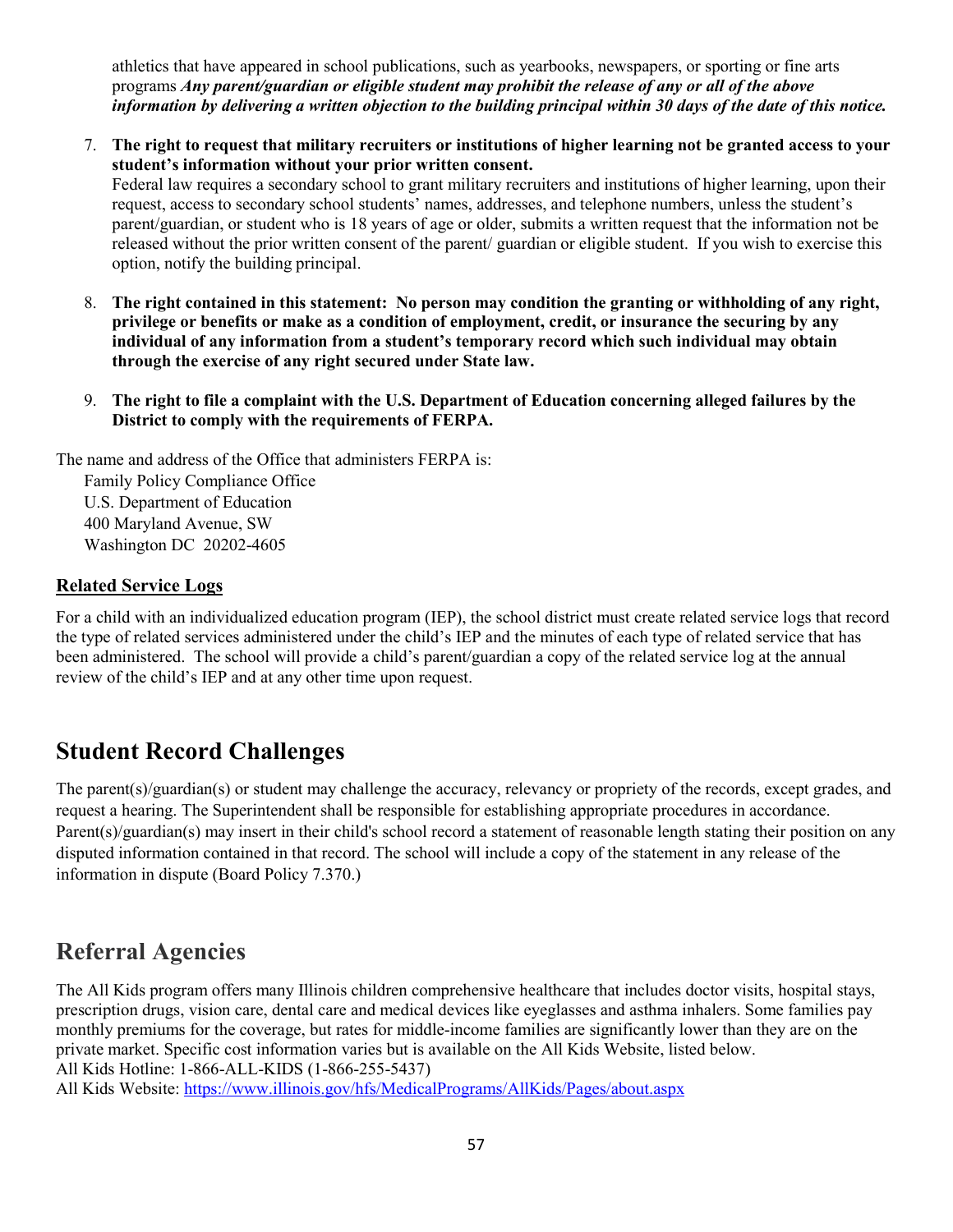athletics that have appeared in school publications, such as yearbooks, newspapers, or sporting or fine arts programs ***Any parent/guardian or eligible student may prohibit the release of any or all of the above information by delivering a written objection to the building principal within 30 days of the date of this notice.***

7. **The right to request that military recruiters or institutions of higher learning not be granted access to your student's information without your prior written consent.**
   Federal law requires a secondary school to grant military recruiters and institutions of higher learning, upon their request, access to secondary school students' names, addresses, and telephone numbers, unless the student's parent/guardian, or student who is 18 years of age or older, submits a written request that the information not be released without the prior written consent of the parent/ guardian or eligible student. If you wish to exercise this option, notify the building principal.

8. **The right contained in this statement: No person may condition the granting or withholding of any right, privilege or benefits or make as a condition of employment, credit, or insurance the securing by any individual of any information from a student's temporary record which such individual may obtain through the exercise of any right secured under State law.**

9. **The right to file a complaint with the U.S. Department of Education concerning alleged failures by the District to comply with the requirements of FERPA.**

The name and address of the Office that administers FERPA is:

Family Policy Compliance Office
U.S. Department of Education
400 Maryland Avenue, SW
Washington DC 20202-4605

### Related Service Logs

For a child with an individualized education program (IEP), the school district must create related service logs that record the type of related services administered under the child's IEP and the minutes of each type of related service that has been administered. The school will provide a child's parent/guardian a copy of the related service log at the annual review of the child's IEP and at any other time upon request.

## Student Record Challenges

The parent(s)/guardian(s) or student may challenge the accuracy, relevancy or propriety of the records, except grades, and request a hearing. The Superintendent shall be responsible for establishing appropriate procedures in accordance. Parent(s)/guardian(s) may insert in their child's school record a statement of reasonable length stating their position on any disputed information contained in that record. The school will include a copy of the statement in any release of the information in dispute (Board Policy 7.370.)

## Referral Agencies

The All Kids program offers many Illinois children comprehensive healthcare that includes doctor visits, hospital stays, prescription drugs, vision care, dental care and medical devices like eyeglasses and asthma inhalers. Some families pay monthly premiums for the coverage, but rates for middle-income families are significantly lower than they are on the private market. Specific cost information varies but is available on the All Kids Website, listed below.
All Kids Hotline: 1-866-ALL-KIDS (1-866-255-5437)
All Kids Website: https://www.illinois.gov/hfs/MedicalPrograms/AllKids/Pages/about.aspx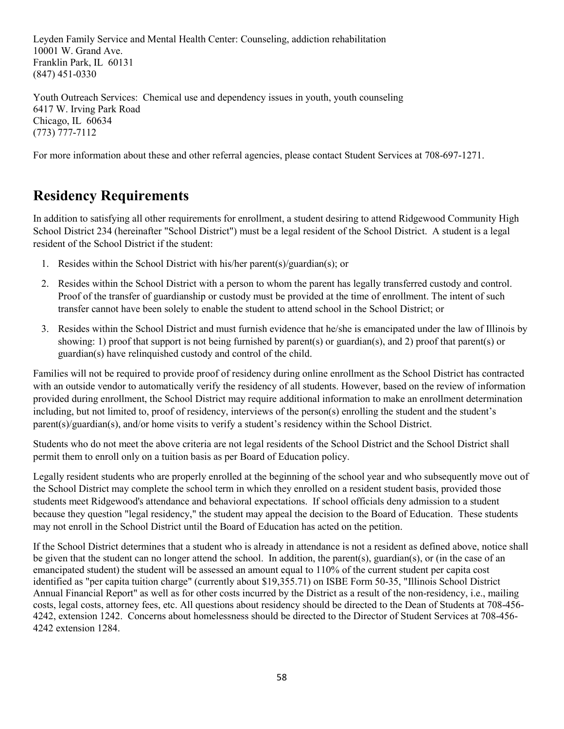Leyden Family Service and Mental Health Center: Counseling, addiction rehabilitation
10001 W. Grand Ave.
Franklin Park, IL 60131
(847) 451-0330

Youth Outreach Services: Chemical use and dependency issues in youth, youth counseling
6417 W. Irving Park Road
Chicago, IL 60634
(773) 777-7112

For more information about these and other referral agencies, please contact Student Services at 708-697-1271.

## Residency Requirements

In addition to satisfying all other requirements for enrollment, a student desiring to attend Ridgewood Community High School District 234 (hereinafter "School District") must be a legal resident of the School District. A student is a legal resident of the School District if the student:

1. Resides within the School District with his/her parent(s)/guardian(s); or
2. Resides within the School District with a person to whom the parent has legally transferred custody and control. Proof of the transfer of guardianship or custody must be provided at the time of enrollment. The intent of such transfer cannot have been solely to enable the student to attend school in the School District; or
3. Resides within the School District and must furnish evidence that he/she is emancipated under the law of Illinois by showing: 1) proof that support is not being furnished by parent(s) or guardian(s), and 2) proof that parent(s) or guardian(s) have relinquished custody and control of the child.

Families will not be required to provide proof of residency during online enrollment as the School District has contracted with an outside vendor to automatically verify the residency of all students. However, based on the review of information provided during enrollment, the School District may require additional information to make an enrollment determination including, but not limited to, proof of residency, interviews of the person(s) enrolling the student and the student's parent(s)/guardian(s), and/or home visits to verify a student's residency within the School District.

Students who do not meet the above criteria are not legal residents of the School District and the School District shall permit them to enroll only on a tuition basis as per Board of Education policy.

Legally resident students who are properly enrolled at the beginning of the school year and who subsequently move out of the School District may complete the school term in which they enrolled on a resident student basis, provided those students meet Ridgewood's attendance and behavioral expectations. If school officials deny admission to a student because they question "legal residency," the student may appeal the decision to the Board of Education. These students may not enroll in the School District until the Board of Education has acted on the petition.

If the School District determines that a student who is already in attendance is not a resident as defined above, notice shall be given that the student can no longer attend the school. In addition, the parent(s), guardian(s), or (in the case of an emancipated student) the student will be assessed an amount equal to 110% of the current student per capita cost identified as "per capita tuition charge" (currently about $19,355.71) on ISBE Form 50-35, "Illinois School District Annual Financial Report" as well as for other costs incurred by the District as a result of the non-residency, i.e., mailing costs, legal costs, attorney fees, etc. All questions about residency should be directed to the Dean of Students at 708-456-4242, extension 1242. Concerns about homelessness should be directed to the Director of Student Services at 708-456-4242 extension 1284.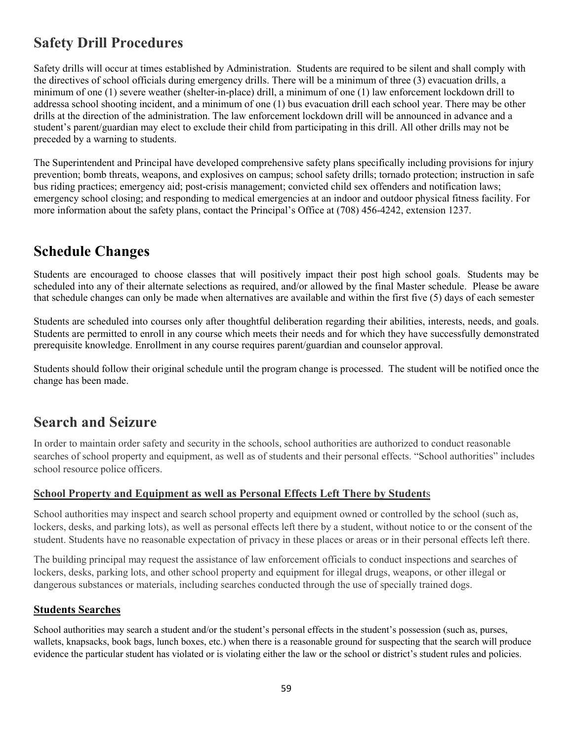## Safety Drill Procedures

Safety drills will occur at times established by Administration. Students are required to be silent and shall comply with the directives of school officials during emergency drills. There will be a minimum of three (3) evacuation drills, a minimum of one (1) severe weather (shelter-in-place) drill, a minimum of one (1) law enforcement lockdown drill to addressa school shooting incident, and a minimum of one (1) bus evacuation drill each school year. There may be other drills at the direction of the administration. The law enforcement lockdown drill will be announced in advance and a student's parent/guardian may elect to exclude their child from participating in this drill. All other drills may not be preceded by a warning to students.

The Superintendent and Principal have developed comprehensive safety plans specifically including provisions for injury prevention; bomb threats, weapons, and explosives on campus; school safety drills; tornado protection; instruction in safe bus riding practices; emergency aid; post-crisis management; convicted child sex offenders and notification laws; emergency school closing; and responding to medical emergencies at an indoor and outdoor physical fitness facility. For more information about the safety plans, contact the Principal's Office at (708) 456-4242, extension 1237.

## Schedule Changes

Students are encouraged to choose classes that will positively impact their post high school goals. Students may be scheduled into any of their alternate selections as required, and/or allowed by the final Master schedule. Please be aware that schedule changes can only be made when alternatives are available and within the first five (5) days of each semester

Students are scheduled into courses only after thoughtful deliberation regarding their abilities, interests, needs, and goals. Students are permitted to enroll in any course which meets their needs and for which they have successfully demonstrated prerequisite knowledge. Enrollment in any course requires parent/guardian and counselor approval.

Students should follow their original schedule until the program change is processed. The student will be notified once the change has been made.

## Search and Seizure

In order to maintain order safety and security in the schools, school authorities are authorized to conduct reasonable searches of school property and equipment, as well as of students and their personal effects. "School authorities" includes school resource police officers.

### School Property and Equipment as well as Personal Effects Left There by Students

School authorities may inspect and search school property and equipment owned or controlled by the school (such as, lockers, desks, and parking lots), as well as personal effects left there by a student, without notice to or the consent of the student. Students have no reasonable expectation of privacy in these places or areas or in their personal effects left there.

The building principal may request the assistance of law enforcement officials to conduct inspections and searches of lockers, desks, parking lots, and other school property and equipment for illegal drugs, weapons, or other illegal or dangerous substances or materials, including searches conducted through the use of specially trained dogs.

### Students Searches

School authorities may search a student and/or the student's personal effects in the student's possession (such as, purses, wallets, knapsacks, book bags, lunch boxes, etc.) when there is a reasonable ground for suspecting that the search will produce evidence the particular student has violated or is violating either the law or the school or district's student rules and policies.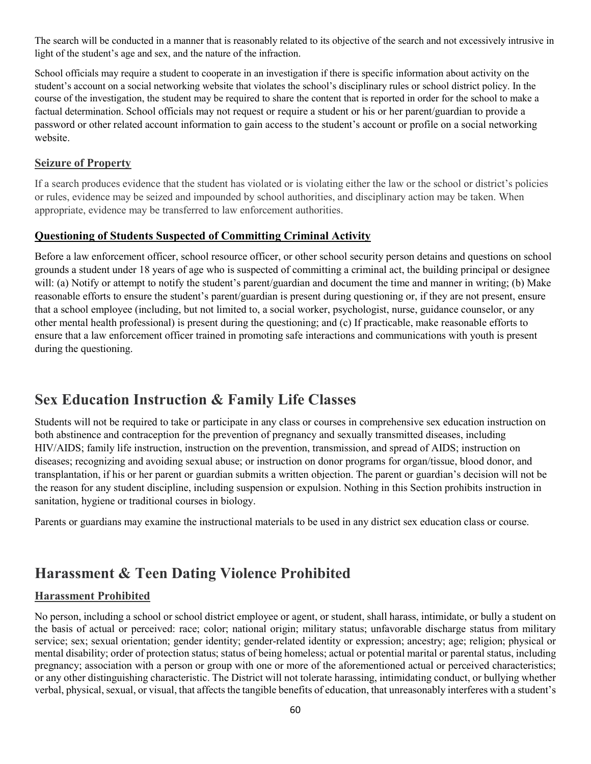The search will be conducted in a manner that is reasonably related to its objective of the search and not excessively intrusive in light of the student's age and sex, and the nature of the infraction.

School officials may require a student to cooperate in an investigation if there is specific information about activity on the student's account on a social networking website that violates the school's disciplinary rules or school district policy. In the course of the investigation, the student may be required to share the content that is reported in order for the school to make a factual determination. School officials may not request or require a student or his or her parent/guardian to provide a password or other related account information to gain access to the student's account or profile on a social networking website.

### Seizure of Property

If a search produces evidence that the student has violated or is violating either the law or the school or district's policies or rules, evidence may be seized and impounded by school authorities, and disciplinary action may be taken. When appropriate, evidence may be transferred to law enforcement authorities.

### Questioning of Students Suspected of Committing Criminal Activity

Before a law enforcement officer, school resource officer, or other school security person detains and questions on school grounds a student under 18 years of age who is suspected of committing a criminal act, the building principal or designee will: (a) Notify or attempt to notify the student's parent/guardian and document the time and manner in writing; (b) Make reasonable efforts to ensure the student's parent/guardian is present during questioning or, if they are not present, ensure that a school employee (including, but not limited to, a social worker, psychologist, nurse, guidance counselor, or any other mental health professional) is present during the questioning; and (c) If practicable, make reasonable efforts to ensure that a law enforcement officer trained in promoting safe interactions and communications with youth is present during the questioning.

## Sex Education Instruction & Family Life Classes

Students will not be required to take or participate in any class or courses in comprehensive sex education instruction on both abstinence and contraception for the prevention of pregnancy and sexually transmitted diseases, including HIV/AIDS; family life instruction, instruction on the prevention, transmission, and spread of AIDS; instruction on diseases; recognizing and avoiding sexual abuse; or instruction on donor programs for organ/tissue, blood donor, and transplantation, if his or her parent or guardian submits a written objection. The parent or guardian's decision will not be the reason for any student discipline, including suspension or expulsion. Nothing in this Section prohibits instruction in sanitation, hygiene or traditional courses in biology.

Parents or guardians may examine the instructional materials to be used in any district sex education class or course.

## Harassment & Teen Dating Violence Prohibited

### Harassment Prohibited

No person, including a school or school district employee or agent, or student, shall harass, intimidate, or bully a student on the basis of actual or perceived: race; color; national origin; military status; unfavorable discharge status from military service; sex; sexual orientation; gender identity; gender-related identity or expression; ancestry; age; religion; physical or mental disability; order of protection status; status of being homeless; actual or potential marital or parental status, including pregnancy; association with a person or group with one or more of the aforementioned actual or perceived characteristics; or any other distinguishing characteristic. The District will not tolerate harassing, intimidating conduct, or bullying whether verbal, physical, sexual, or visual, that affects the tangible benefits of education, that unreasonably interferes with a student's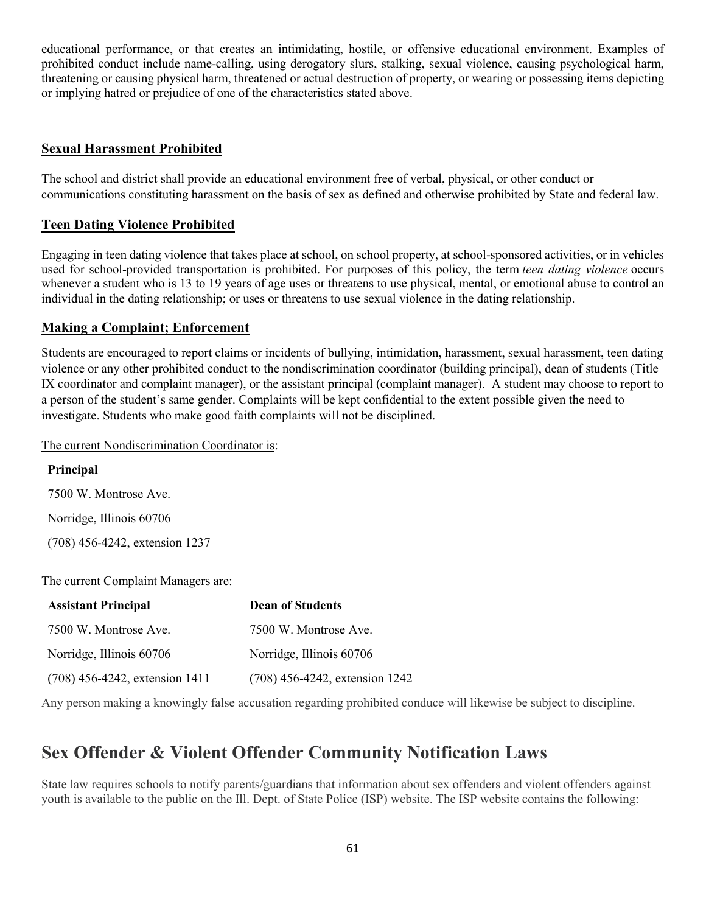educational performance, or that creates an intimidating, hostile, or offensive educational environment. Examples of prohibited conduct include name-calling, using derogatory slurs, stalking, sexual violence, causing psychological harm, threatening or causing physical harm, threatened or actual destruction of property, or wearing or possessing items depicting or implying hatred or prejudice of one of the characteristics stated above.

### Sexual Harassment Prohibited

The school and district shall provide an educational environment free of verbal, physical, or other conduct or communications constituting harassment on the basis of sex as defined and otherwise prohibited by State and federal law.

### Teen Dating Violence Prohibited

Engaging in teen dating violence that takes place at school, on school property, at school-sponsored activities, or in vehicles used for school-provided transportation is prohibited. For purposes of this policy, the term *teen dating violence* occurs whenever a student who is 13 to 19 years of age uses or threatens to use physical, mental, or emotional abuse to control an individual in the dating relationship; or uses or threatens to use sexual violence in the dating relationship.

### Making a Complaint; Enforcement

Students are encouraged to report claims or incidents of bullying, intimidation, harassment, sexual harassment, teen dating violence or any other prohibited conduct to the nondiscrimination coordinator (building principal), dean of students (Title IX coordinator and complaint manager), or the assistant principal (complaint manager). A student may choose to report to a person of the student's same gender. Complaints will be kept confidential to the extent possible given the need to investigate. Students who make good faith complaints will not be disciplined.

The current Nondiscrimination Coordinator is:

**Principal**
7500 W. Montrose Ave.
Norridge, Illinois 60706
(708) 456-4242, extension 1237

The current Complaint Managers are:

| **Assistant Principal** | **Dean of Students** |
|---|---|
| 7500 W. Montrose Ave. | 7500 W. Montrose Ave. |
| Norridge, Illinois 60706 | Norridge, Illinois 60706 |
| (708) 456-4242, extension 1411 | (708) 456-4242, extension 1242 |

Any person making a knowingly false accusation regarding prohibited conduce will likewise be subject to discipline.

## Sex Offender & Violent Offender Community Notification Laws

State law requires schools to notify parents/guardians that information about sex offenders and violent offenders against youth is available to the public on the Ill. Dept. of State Police (ISP) website. The ISP website contains the following: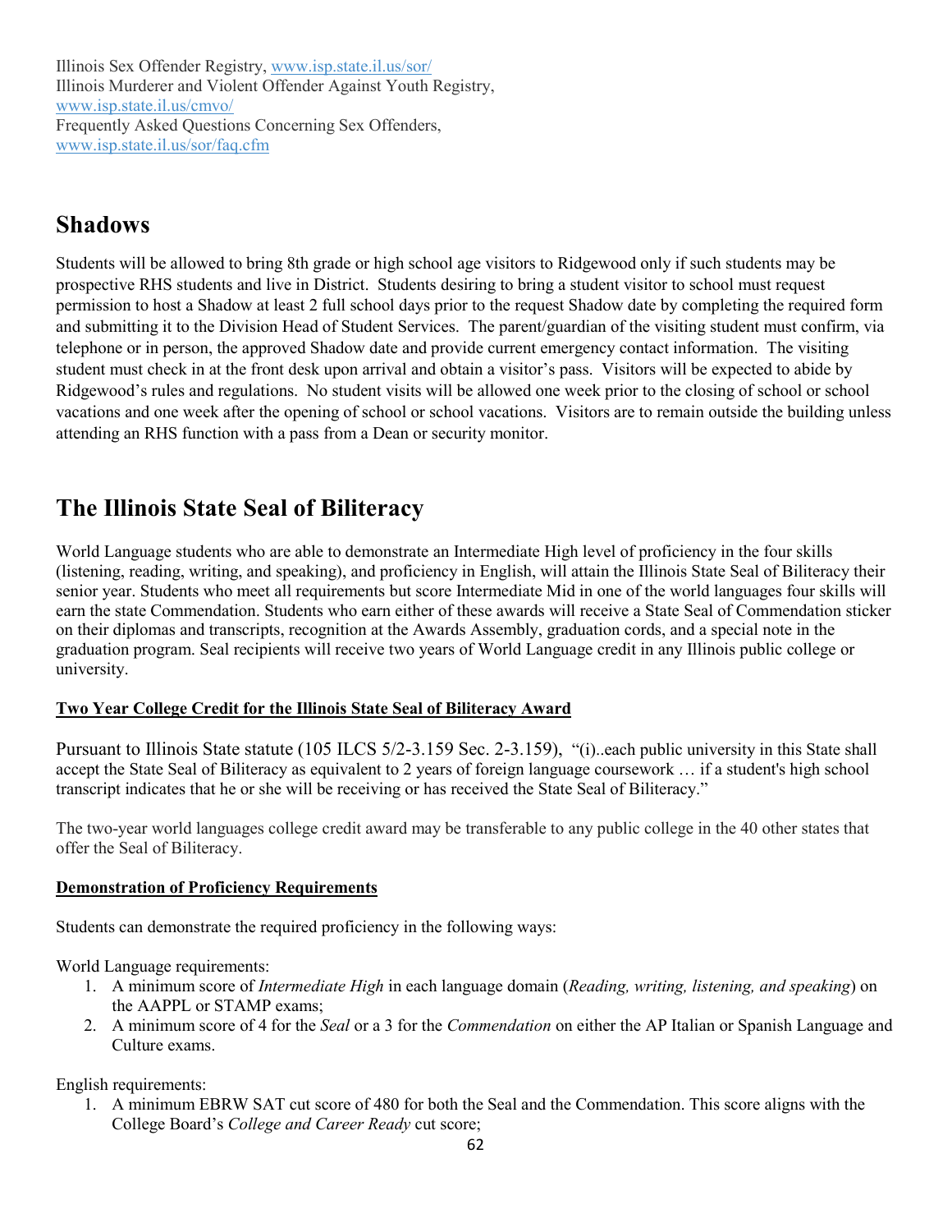Illinois Sex Offender Registry, [www.isp.state.il.us/sor/](www.isp.state.il.us/sor/)
Illinois Murderer and Violent Offender Against Youth Registry, [www.isp.state.il.us/cmvo/](www.isp.state.il.us/cmvo/)
Frequently Asked Questions Concerning Sex Offenders, [www.isp.state.il.us/sor/faq.cfm](www.isp.state.il.us/sor/faq.cfm)

## Shadows

Students will be allowed to bring 8th grade or high school age visitors to Ridgewood only if such students may be prospective RHS students and live in District. Students desiring to bring a student visitor to school must request permission to host a Shadow at least 2 full school days prior to the request Shadow date by completing the required form and submitting it to the Division Head of Student Services. The parent/guardian of the visiting student must confirm, via telephone or in person, the approved Shadow date and provide current emergency contact information. The visiting student must check in at the front desk upon arrival and obtain a visitor's pass. Visitors will be expected to abide by Ridgewood's rules and regulations. No student visits will be allowed one week prior to the closing of school or school vacations and one week after the opening of school or school vacations. Visitors are to remain outside the building unless attending an RHS function with a pass from a Dean or security monitor.

## The Illinois State Seal of Biliteracy

World Language students who are able to demonstrate an Intermediate High level of proficiency in the four skills (listening, reading, writing, and speaking), and proficiency in English, will attain the Illinois State Seal of Biliteracy their senior year. Students who meet all requirements but score Intermediate Mid in one of the world languages four skills will earn the state Commendation. Students who earn either of these awards will receive a State Seal of Commendation sticker on their diplomas and transcripts, recognition at the Awards Assembly, graduation cords, and a special note in the graduation program. Seal recipients will receive two years of World Language credit in any Illinois public college or university.

**Two Year College Credit for the Illinois State Seal of Biliteracy Award**

Pursuant to Illinois State statute (105 ILCS 5/2-3.159 Sec. 2-3.159), "(i)..each public university in this State shall accept the State Seal of Biliteracy as equivalent to 2 years of foreign language coursework … if a student's high school transcript indicates that he or she will be receiving or has received the State Seal of Biliteracy."

The two-year world languages college credit award may be transferable to any public college in the 40 other states that offer the Seal of Biliteracy.

**Demonstration of Proficiency Requirements**

Students can demonstrate the required proficiency in the following ways:

World Language requirements:

1. A minimum score of *Intermediate High* in each language domain (*Reading, writing, listening, and speaking*) on the AAPPL or STAMP exams;
2. A minimum score of 4 for the *Seal* or a 3 for the *Commendation* on either the AP Italian or Spanish Language and Culture exams.

English requirements:

1. A minimum EBRW SAT cut score of 480 for both the Seal and the Commendation. This score aligns with the College Board's *College and Career Ready* cut score;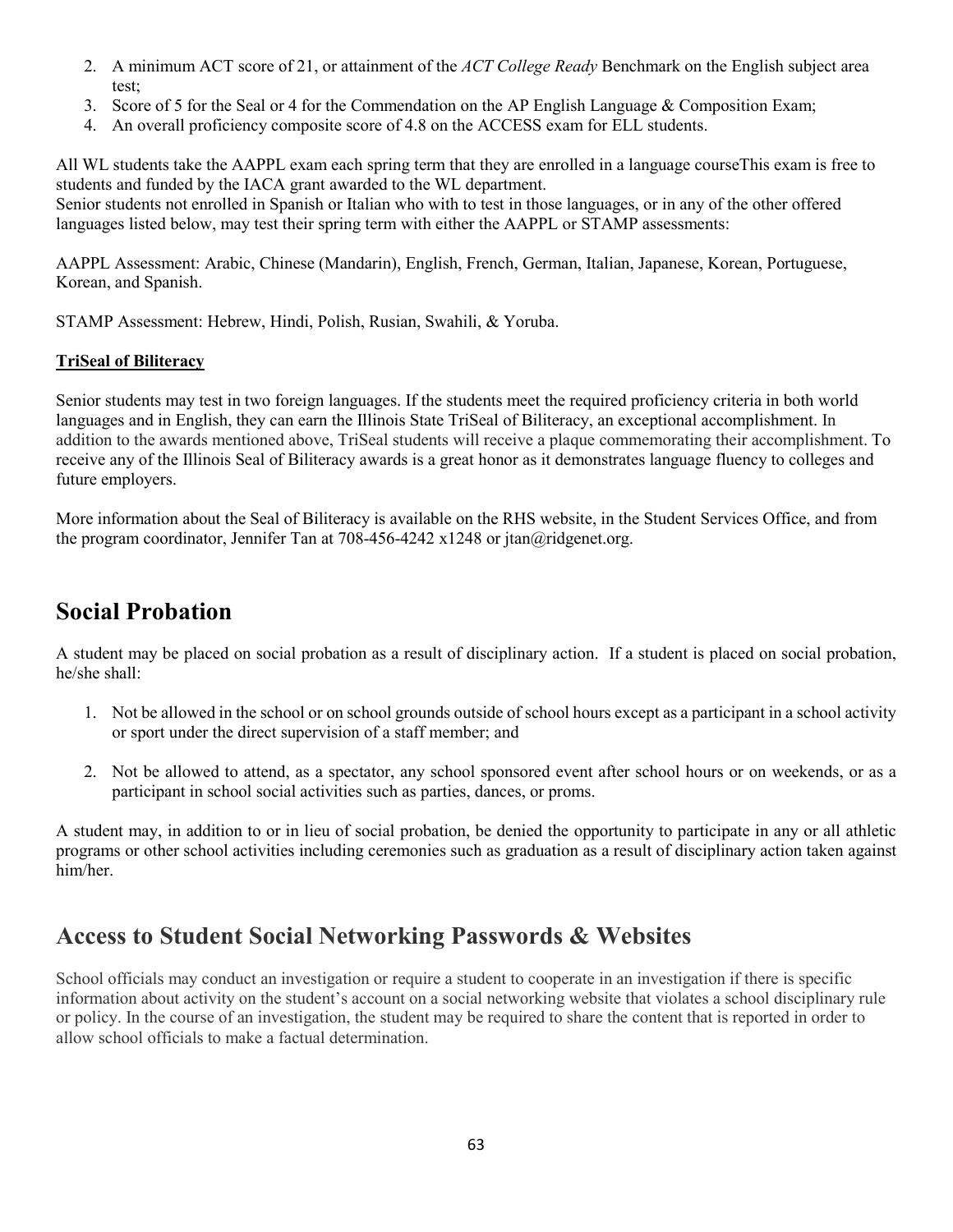2. A minimum ACT score of 21, or attainment of the *ACT College Ready* Benchmark on the English subject area test;
3. Score of 5 for the Seal or 4 for the Commendation on the AP English Language & Composition Exam;
4. An overall proficiency composite score of 4.8 on the ACCESS exam for ELL students.

All WL students take the AAPPL exam each spring term that they are enrolled in a language courseThis exam is free to students and funded by the IACA grant awarded to the WL department.
Senior students not enrolled in Spanish or Italian who with to test in those languages, or in any of the other offered languages listed below, may test their spring term with either the AAPPL or STAMP assessments:

AAPPL Assessment: Arabic, Chinese (Mandarin), English, French, German, Italian, Japanese, Korean, Portuguese, Korean, and Spanish.

STAMP Assessment: Hebrew, Hindi, Polish, Rusian, Swahili, & Yoruba.

**TriSeal of Biliteracy**

Senior students may test in two foreign languages. If the students meet the required proficiency criteria in both world languages and in English, they can earn the Illinois State TriSeal of Biliteracy, an exceptional accomplishment. In addition to the awards mentioned above, TriSeal students will receive a plaque commemorating their accomplishment. To receive any of the Illinois Seal of Biliteracy awards is a great honor as it demonstrates language fluency to colleges and future employers.

More information about the Seal of Biliteracy is available on the RHS website, in the Student Services Office, and from the program coordinator, Jennifer Tan at 708-456-4242 x1248 or jtan@ridgenet.org.

## Social Probation

A student may be placed on social probation as a result of disciplinary action. If a student is placed on social probation, he/she shall:

1. Not be allowed in the school or on school grounds outside of school hours except as a participant in a school activity or sport under the direct supervision of a staff member; and
2. Not be allowed to attend, as a spectator, any school sponsored event after school hours or on weekends, or as a participant in school social activities such as parties, dances, or proms.

A student may, in addition to or in lieu of social probation, be denied the opportunity to participate in any or all athletic programs or other school activities including ceremonies such as graduation as a result of disciplinary action taken against him/her.

## Access to Student Social Networking Passwords & Websites

School officials may conduct an investigation or require a student to cooperate in an investigation if there is specific information about activity on the student's account on a social networking website that violates a school disciplinary rule or policy. In the course of an investigation, the student may be required to share the content that is reported in order to allow school officials to make a factual determination.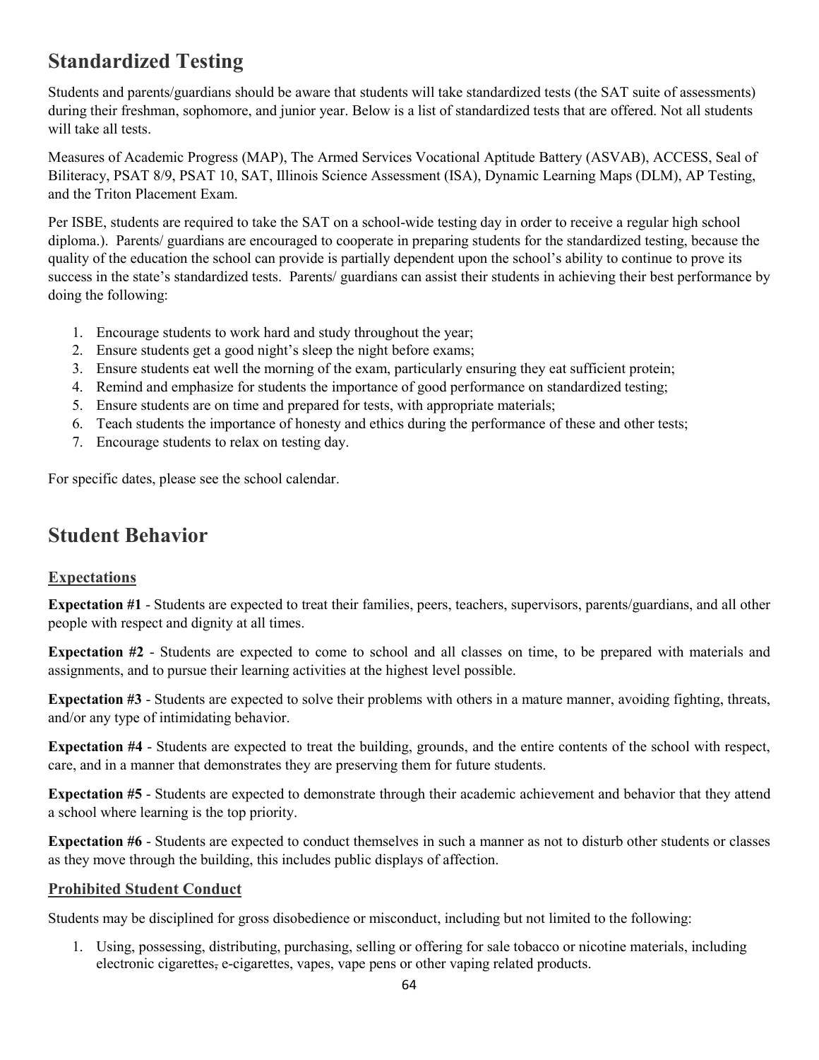## Standardized Testing

Students and parents/guardians should be aware that students will take standardized tests (the SAT suite of assessments) during their freshman, sophomore, and junior year. Below is a list of standardized tests that are offered. Not all students will take all tests.

Measures of Academic Progress (MAP), The Armed Services Vocational Aptitude Battery (ASVAB), ACCESS, Seal of Biliteracy, PSAT 8/9, PSAT 10, SAT, Illinois Science Assessment (ISA), Dynamic Learning Maps (DLM), AP Testing, and the Triton Placement Exam.

Per ISBE, students are required to take the SAT on a school-wide testing day in order to receive a regular high school diploma.). Parents/ guardians are encouraged to cooperate in preparing students for the standardized testing, because the quality of the education the school can provide is partially dependent upon the school's ability to continue to prove its success in the state's standardized tests. Parents/ guardians can assist their students in achieving their best performance by doing the following:

1. Encourage students to work hard and study throughout the year;
2. Ensure students get a good night's sleep the night before exams;
3. Ensure students eat well the morning of the exam, particularly ensuring they eat sufficient protein;
4. Remind and emphasize for students the importance of good performance on standardized testing;
5. Ensure students are on time and prepared for tests, with appropriate materials;
6. Teach students the importance of honesty and ethics during the performance of these and other tests;
7. Encourage students to relax on testing day.

For specific dates, please see the school calendar.

## Student Behavior

### Expectations

**Expectation #1** - Students are expected to treat their families, peers, teachers, supervisors, parents/guardians, and all other people with respect and dignity at all times.

**Expectation #2** - Students are expected to come to school and all classes on time, to be prepared with materials and assignments, and to pursue their learning activities at the highest level possible.

**Expectation #3** - Students are expected to solve their problems with others in a mature manner, avoiding fighting, threats, and/or any type of intimidating behavior.

**Expectation #4** - Students are expected to treat the building, grounds, and the entire contents of the school with respect, care, and in a manner that demonstrates they are preserving them for future students.

**Expectation #5** - Students are expected to demonstrate through their academic achievement and behavior that they attend a school where learning is the top priority.

**Expectation #6** - Students are expected to conduct themselves in such a manner as not to disturb other students or classes as they move through the building, this includes public displays of affection.

### Prohibited Student Conduct

Students may be disciplined for gross disobedience or misconduct, including but not limited to the following:

1. Using, possessing, distributing, purchasing, selling or offering for sale tobacco or nicotine materials, including electronic cigarettes, e-cigarettes, vapes, vape pens or other vaping related products.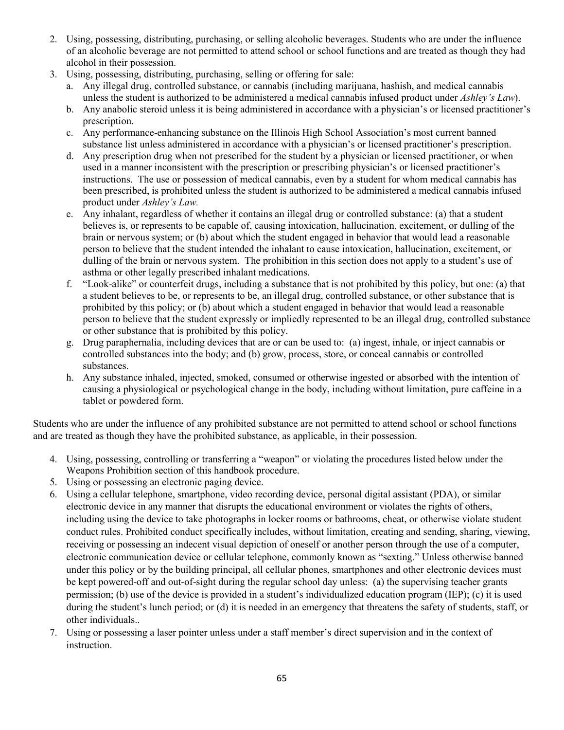2. Using, possessing, distributing, purchasing, or selling alcoholic beverages. Students who are under the influence of an alcoholic beverage are not permitted to attend school or school functions and are treated as though they had alcohol in their possession.
3. Using, possessing, distributing, purchasing, selling or offering for sale:
   a. Any illegal drug, controlled substance, or cannabis (including marijuana, hashish, and medical cannabis unless the student is authorized to be administered a medical cannabis infused product under *Ashley's Law*).
   b. Any anabolic steroid unless it is being administered in accordance with a physician's or licensed practitioner's prescription.
   c. Any performance-enhancing substance on the Illinois High School Association's most current banned substance list unless administered in accordance with a physician's or licensed practitioner's prescription.
   d. Any prescription drug when not prescribed for the student by a physician or licensed practitioner, or when used in a manner inconsistent with the prescription or prescribing physician's or licensed practitioner's instructions. The use or possession of medical cannabis, even by a student for whom medical cannabis has been prescribed, is prohibited unless the student is authorized to be administered a medical cannabis infused product under *Ashley's Law.*
   e. Any inhalant, regardless of whether it contains an illegal drug or controlled substance: (a) that a student believes is, or represents to be capable of, causing intoxication, hallucination, excitement, or dulling of the brain or nervous system; or (b) about which the student engaged in behavior that would lead a reasonable person to believe that the student intended the inhalant to cause intoxication, hallucination, excitement, or dulling of the brain or nervous system. The prohibition in this section does not apply to a student's use of asthma or other legally prescribed inhalant medications.
   f. "Look-alike" or counterfeit drugs, including a substance that is not prohibited by this policy, but one: (a) that a student believes to be, or represents to be, an illegal drug, controlled substance, or other substance that is prohibited by this policy; or (b) about which a student engaged in behavior that would lead a reasonable person to believe that the student expressly or impliedly represented to be an illegal drug, controlled substance or other substance that is prohibited by this policy.
   g. Drug paraphernalia, including devices that are or can be used to: (a) ingest, inhale, or inject cannabis or controlled substances into the body; and (b) grow, process, store, or conceal cannabis or controlled substances.
   h. Any substance inhaled, injected, smoked, consumed or otherwise ingested or absorbed with the intention of causing a physiological or psychological change in the body, including without limitation, pure caffeine in a tablet or powdered form.

Students who are under the influence of any prohibited substance are not permitted to attend school or school functions and are treated as though they have the prohibited substance, as applicable, in their possession.

4. Using, possessing, controlling or transferring a "weapon" or violating the procedures listed below under the Weapons Prohibition section of this handbook procedure.
5. Using or possessing an electronic paging device.
6. Using a cellular telephone, smartphone, video recording device, personal digital assistant (PDA), or similar electronic device in any manner that disrupts the educational environment or violates the rights of others, including using the device to take photographs in locker rooms or bathrooms, cheat, or otherwise violate student conduct rules. Prohibited conduct specifically includes, without limitation, creating and sending, sharing, viewing, receiving or possessing an indecent visual depiction of oneself or another person through the use of a computer, electronic communication device or cellular telephone, commonly known as "sexting." Unless otherwise banned under this policy or by the building principal, all cellular phones, smartphones and other electronic devices must be kept powered-off and out-of-sight during the regular school day unless: (a) the supervising teacher grants permission; (b) use of the device is provided in a student's individualized education program (IEP); (c) it is used during the student's lunch period; or (d) it is needed in an emergency that threatens the safety of students, staff, or other individuals..
7. Using or possessing a laser pointer unless under a staff member's direct supervision and in the context of instruction.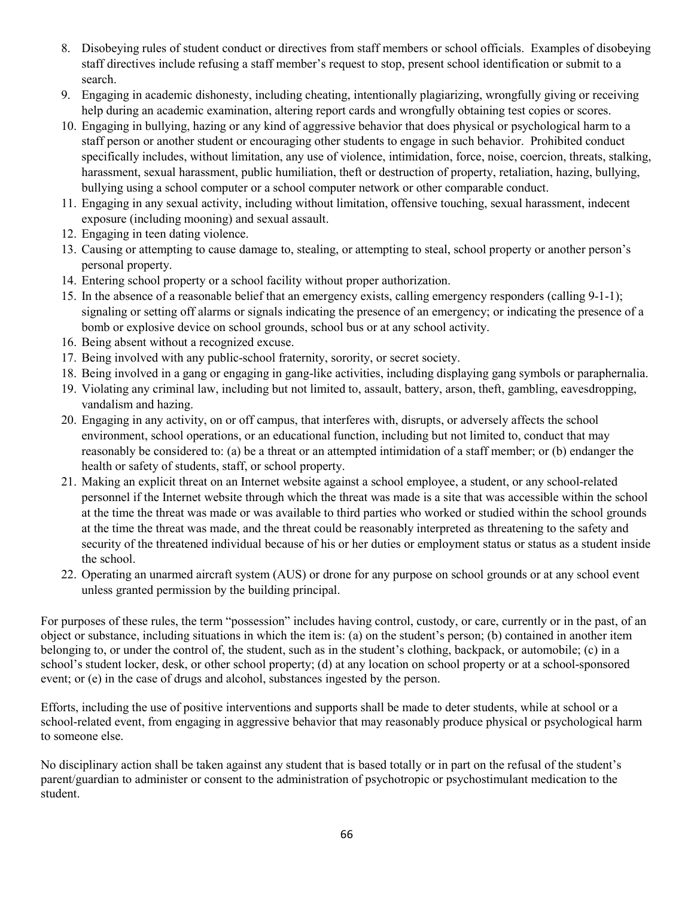8. Disobeying rules of student conduct or directives from staff members or school officials. Examples of disobeying staff directives include refusing a staff member's request to stop, present school identification or submit to a search.
9. Engaging in academic dishonesty, including cheating, intentionally plagiarizing, wrongfully giving or receiving help during an academic examination, altering report cards and wrongfully obtaining test copies or scores.
10. Engaging in bullying, hazing or any kind of aggressive behavior that does physical or psychological harm to a staff person or another student or encouraging other students to engage in such behavior. Prohibited conduct specifically includes, without limitation, any use of violence, intimidation, force, noise, coercion, threats, stalking, harassment, sexual harassment, public humiliation, theft or destruction of property, retaliation, hazing, bullying, bullying using a school computer or a school computer network or other comparable conduct.
11. Engaging in any sexual activity, including without limitation, offensive touching, sexual harassment, indecent exposure (including mooning) and sexual assault.
12. Engaging in teen dating violence.
13. Causing or attempting to cause damage to, stealing, or attempting to steal, school property or another person's personal property.
14. Entering school property or a school facility without proper authorization.
15. In the absence of a reasonable belief that an emergency exists, calling emergency responders (calling 9-1-1); signaling or setting off alarms or signals indicating the presence of an emergency; or indicating the presence of a bomb or explosive device on school grounds, school bus or at any school activity.
16. Being absent without a recognized excuse.
17. Being involved with any public-school fraternity, sorority, or secret society.
18. Being involved in a gang or engaging in gang-like activities, including displaying gang symbols or paraphernalia.
19. Violating any criminal law, including but not limited to, assault, battery, arson, theft, gambling, eavesdropping, vandalism and hazing.
20. Engaging in any activity, on or off campus, that interferes with, disrupts, or adversely affects the school environment, school operations, or an educational function, including but not limited to, conduct that may reasonably be considered to: (a) be a threat or an attempted intimidation of a staff member; or (b) endanger the health or safety of students, staff, or school property.
21. Making an explicit threat on an Internet website against a school employee, a student, or any school-related personnel if the Internet website through which the threat was made is a site that was accessible within the school at the time the threat was made or was available to third parties who worked or studied within the school grounds at the time the threat was made, and the threat could be reasonably interpreted as threatening to the safety and security of the threatened individual because of his or her duties or employment status or status as a student inside the school.
22. Operating an unarmed aircraft system (AUS) or drone for any purpose on school grounds or at any school event unless granted permission by the building principal.

For purposes of these rules, the term "possession" includes having control, custody, or care, currently or in the past, of an object or substance, including situations in which the item is: (a) on the student's person; (b) contained in another item belonging to, or under the control of, the student, such as in the student's clothing, backpack, or automobile; (c) in a school's student locker, desk, or other school property; (d) at any location on school property or at a school-sponsored event; or (e) in the case of drugs and alcohol, substances ingested by the person.

Efforts, including the use of positive interventions and supports shall be made to deter students, while at school or a school-related event, from engaging in aggressive behavior that may reasonably produce physical or psychological harm to someone else.

No disciplinary action shall be taken against any student that is based totally or in part on the refusal of the student's parent/guardian to administer or consent to the administration of psychotropic or psychostimulant medication to the student.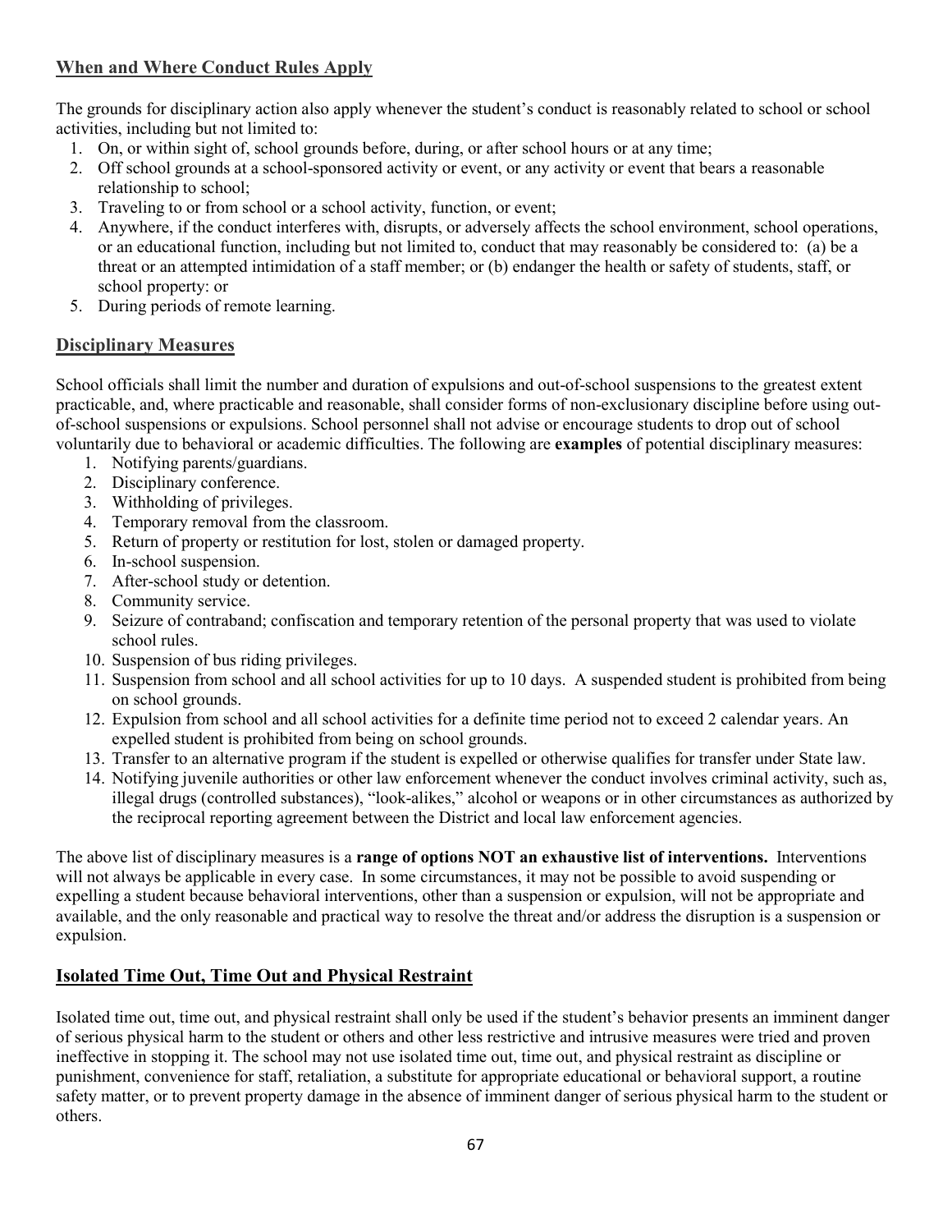## When and Where Conduct Rules Apply

The grounds for disciplinary action also apply whenever the student's conduct is reasonably related to school or school activities, including but not limited to:

1. On, or within sight of, school grounds before, during, or after school hours or at any time;
2. Off school grounds at a school-sponsored activity or event, or any activity or event that bears a reasonable relationship to school;
3. Traveling to or from school or a school activity, function, or event;
4. Anywhere, if the conduct interferes with, disrupts, or adversely affects the school environment, school operations, or an educational function, including but not limited to, conduct that may reasonably be considered to: (a) be a threat or an attempted intimidation of a staff member; or (b) endanger the health or safety of students, staff, or school property: or
5. During periods of remote learning.

## Disciplinary Measures

School officials shall limit the number and duration of expulsions and out-of-school suspensions to the greatest extent practicable, and, where practicable and reasonable, shall consider forms of non-exclusionary discipline before using out-of-school suspensions or expulsions. School personnel shall not advise or encourage students to drop out of school voluntarily due to behavioral or academic difficulties. The following are **examples** of potential disciplinary measures:

1. Notifying parents/guardians.
2. Disciplinary conference.
3. Withholding of privileges.
4. Temporary removal from the classroom.
5. Return of property or restitution for lost, stolen or damaged property.
6. In-school suspension.
7. After-school study or detention.
8. Community service.
9. Seizure of contraband; confiscation and temporary retention of the personal property that was used to violate school rules.
10. Suspension of bus riding privileges.
11. Suspension from school and all school activities for up to 10 days. A suspended student is prohibited from being on school grounds.
12. Expulsion from school and all school activities for a definite time period not to exceed 2 calendar years. An expelled student is prohibited from being on school grounds.
13. Transfer to an alternative program if the student is expelled or otherwise qualifies for transfer under State law.
14. Notifying juvenile authorities or other law enforcement whenever the conduct involves criminal activity, such as, illegal drugs (controlled substances), "look-alikes," alcohol or weapons or in other circumstances as authorized by the reciprocal reporting agreement between the District and local law enforcement agencies.

The above list of disciplinary measures is a **range of options NOT an exhaustive list of interventions.** Interventions will not always be applicable in every case. In some circumstances, it may not be possible to avoid suspending or expelling a student because behavioral interventions, other than a suspension or expulsion, will not be appropriate and available, and the only reasonable and practical way to resolve the threat and/or address the disruption is a suspension or expulsion.

## Isolated Time Out, Time Out and Physical Restraint

Isolated time out, time out, and physical restraint shall only be used if the student's behavior presents an imminent danger of serious physical harm to the student or others and other less restrictive and intrusive measures were tried and proven ineffective in stopping it. The school may not use isolated time out, time out, and physical restraint as discipline or punishment, convenience for staff, retaliation, a substitute for appropriate educational or behavioral support, a routine safety matter, or to prevent property damage in the absence of imminent danger of serious physical harm to the student or others.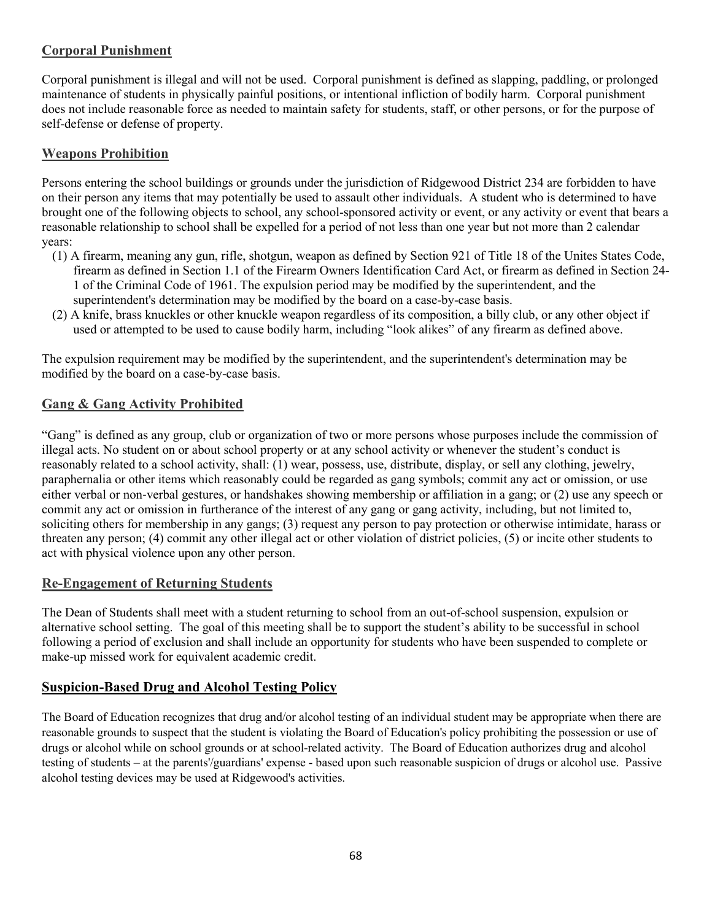## Corporal Punishment

Corporal punishment is illegal and will not be used. Corporal punishment is defined as slapping, paddling, or prolonged maintenance of students in physically painful positions, or intentional infliction of bodily harm. Corporal punishment does not include reasonable force as needed to maintain safety for students, staff, or other persons, or for the purpose of self-defense or defense of property.

## Weapons Prohibition

Persons entering the school buildings or grounds under the jurisdiction of Ridgewood District 234 are forbidden to have on their person any items that may potentially be used to assault other individuals. A student who is determined to have brought one of the following objects to school, any school-sponsored activity or event, or any activity or event that bears a reasonable relationship to school shall be expelled for a period of not less than one year but not more than 2 calendar years:

(1) A firearm, meaning any gun, rifle, shotgun, weapon as defined by Section 921 of Title 18 of the Unites States Code, firearm as defined in Section 1.1 of the Firearm Owners Identification Card Act, or firearm as defined in Section 24-1 of the Criminal Code of 1961. The expulsion period may be modified by the superintendent, and the superintendent's determination may be modified by the board on a case-by-case basis.

(2) A knife, brass knuckles or other knuckle weapon regardless of its composition, a billy club, or any other object if used or attempted to be used to cause bodily harm, including "look alikes" of any firearm as defined above.

The expulsion requirement may be modified by the superintendent, and the superintendent's determination may be modified by the board on a case-by-case basis.

## Gang & Gang Activity Prohibited

"Gang" is defined as any group, club or organization of two or more persons whose purposes include the commission of illegal acts. No student on or about school property or at any school activity or whenever the student's conduct is reasonably related to a school activity, shall: (1) wear, possess, use, distribute, display, or sell any clothing, jewelry, paraphernalia or other items which reasonably could be regarded as gang symbols; commit any act or omission, or use either verbal or non-verbal gestures, or handshakes showing membership or affiliation in a gang; or (2) use any speech or commit any act or omission in furtherance of the interest of any gang or gang activity, including, but not limited to, soliciting others for membership in any gangs; (3) request any person to pay protection or otherwise intimidate, harass or threaten any person; (4) commit any other illegal act or other violation of district policies, (5) or incite other students to act with physical violence upon any other person.

## Re-Engagement of Returning Students

The Dean of Students shall meet with a student returning to school from an out-of-school suspension, expulsion or alternative school setting. The goal of this meeting shall be to support the student's ability to be successful in school following a period of exclusion and shall include an opportunity for students who have been suspended to complete or make-up missed work for equivalent academic credit.

## Suspicion-Based Drug and Alcohol Testing Policy

The Board of Education recognizes that drug and/or alcohol testing of an individual student may be appropriate when there are reasonable grounds to suspect that the student is violating the Board of Education's policy prohibiting the possession or use of drugs or alcohol while on school grounds or at school-related activity. The Board of Education authorizes drug and alcohol testing of students – at the parents'/guardians' expense - based upon such reasonable suspicion of drugs or alcohol use. Passive alcohol testing devices may be used at Ridgewood's activities.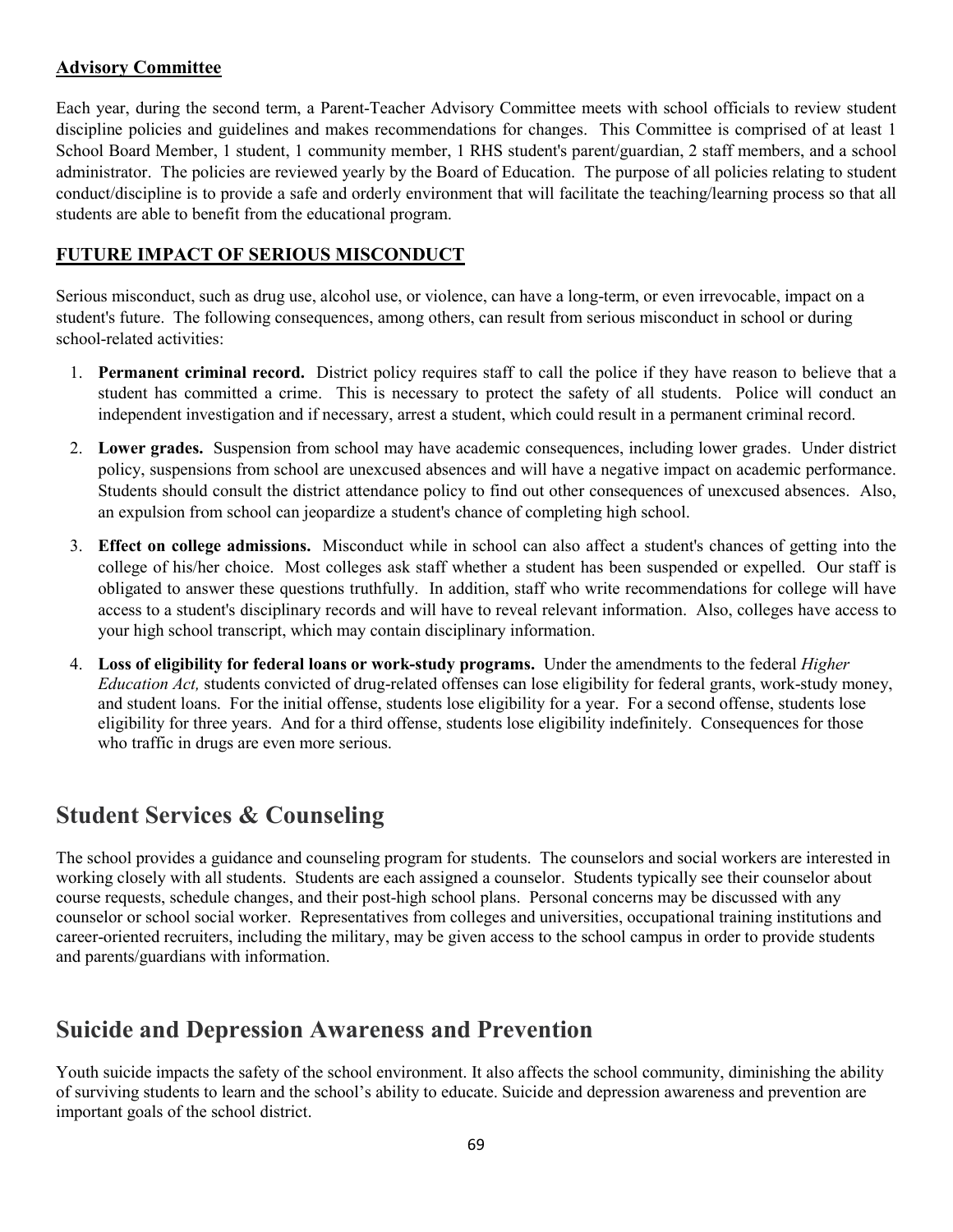**Advisory Committee**

Each year, during the second term, a Parent-Teacher Advisory Committee meets with school officials to review student discipline policies and guidelines and makes recommendations for changes. This Committee is comprised of at least 1 School Board Member, 1 student, 1 community member, 1 RHS student's parent/guardian, 2 staff members, and a school administrator. The policies are reviewed yearly by the Board of Education. The purpose of all policies relating to student conduct/discipline is to provide a safe and orderly environment that will facilitate the teaching/learning process so that all students are able to benefit from the educational program.

**FUTURE IMPACT OF SERIOUS MISCONDUCT**

Serious misconduct, such as drug use, alcohol use, or violence, can have a long-term, or even irrevocable, impact on a student's future. The following consequences, among others, can result from serious misconduct in school or during school-related activities:

1. **Permanent criminal record.** District policy requires staff to call the police if they have reason to believe that a student has committed a crime. This is necessary to protect the safety of all students. Police will conduct an independent investigation and if necessary, arrest a student, which could result in a permanent criminal record.
2. **Lower grades.** Suspension from school may have academic consequences, including lower grades. Under district policy, suspensions from school are unexcused absences and will have a negative impact on academic performance. Students should consult the district attendance policy to find out other consequences of unexcused absences. Also, an expulsion from school can jeopardize a student's chance of completing high school.
3. **Effect on college admissions.** Misconduct while in school can also affect a student's chances of getting into the college of his/her choice. Most colleges ask staff whether a student has been suspended or expelled. Our staff is obligated to answer these questions truthfully. In addition, staff who write recommendations for college will have access to a student's disciplinary records and will have to reveal relevant information. Also, colleges have access to your high school transcript, which may contain disciplinary information.
4. **Loss of eligibility for federal loans or work-study programs.** Under the amendments to the federal *Higher Education Act,* students convicted of drug-related offenses can lose eligibility for federal grants, work-study money, and student loans. For the initial offense, students lose eligibility for a year. For a second offense, students lose eligibility for three years. And for a third offense, students lose eligibility indefinitely. Consequences for those who traffic in drugs are even more serious.

# Student Services & Counseling

The school provides a guidance and counseling program for students. The counselors and social workers are interested in working closely with all students. Students are each assigned a counselor. Students typically see their counselor about course requests, schedule changes, and their post-high school plans. Personal concerns may be discussed with any counselor or school social worker. Representatives from colleges and universities, occupational training institutions and career-oriented recruiters, including the military, may be given access to the school campus in order to provide students and parents/guardians with information.

# Suicide and Depression Awareness and Prevention

Youth suicide impacts the safety of the school environment. It also affects the school community, diminishing the ability of surviving students to learn and the school's ability to educate. Suicide and depression awareness and prevention are important goals of the school district.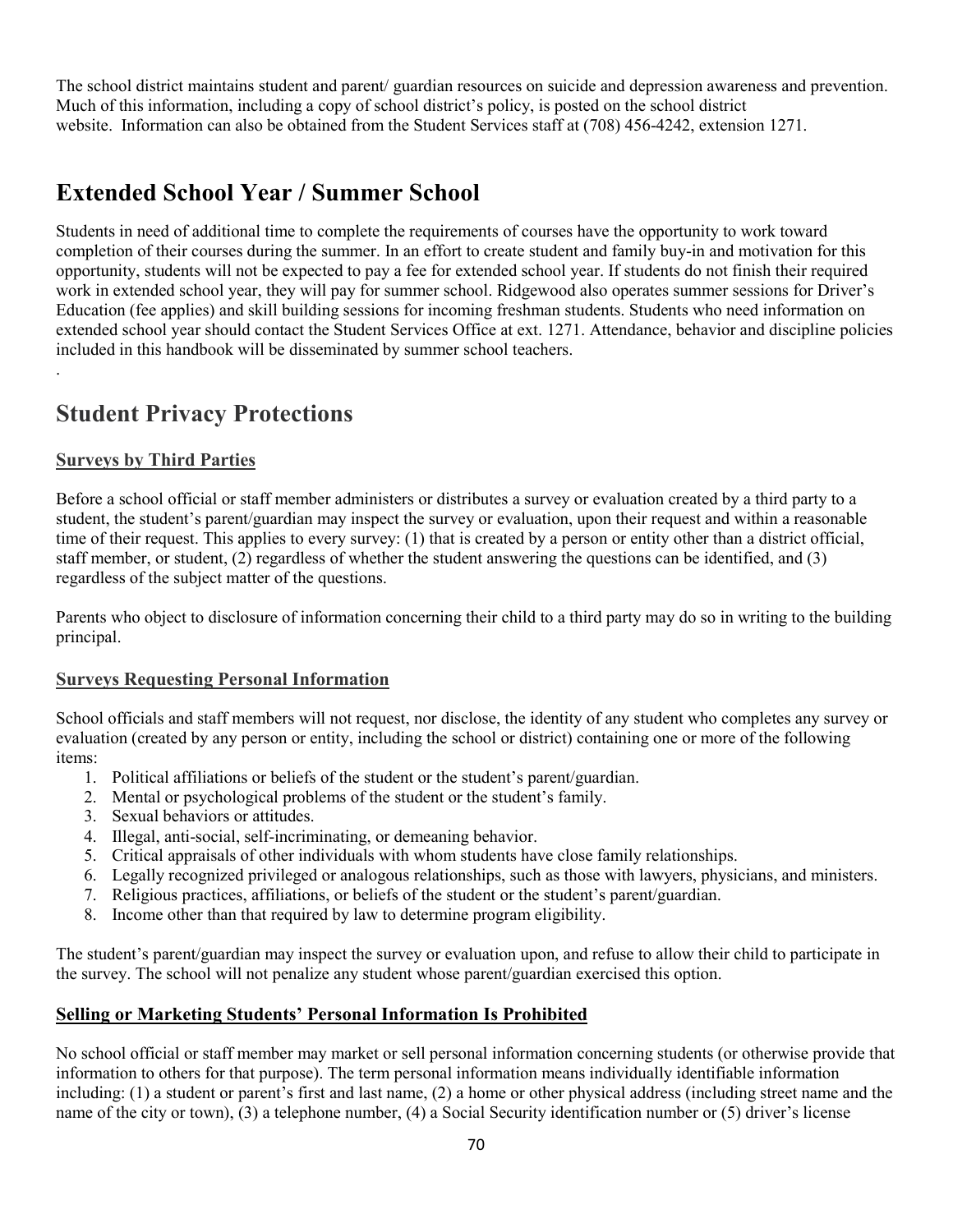The school district maintains student and parent/ guardian resources on suicide and depression awareness and prevention. Much of this information, including a copy of school district's policy, is posted on the school district website. Information can also be obtained from the Student Services staff at (708) 456-4242, extension 1271.

# Extended School Year / Summer School

Students in need of additional time to complete the requirements of courses have the opportunity to work toward completion of their courses during the summer. In an effort to create student and family buy-in and motivation for this opportunity, students will not be expected to pay a fee for extended school year. If students do not finish their required work in extended school year, they will pay for summer school. Ridgewood also operates summer sessions for Driver's Education (fee applies) and skill building sessions for incoming freshman students. Students who need information on extended school year should contact the Student Services Office at ext. 1271. Attendance, behavior and discipline policies included in this handbook will be disseminated by summer school teachers.

.

# Student Privacy Protections

## Surveys by Third Parties

Before a school official or staff member administers or distributes a survey or evaluation created by a third party to a student, the student's parent/guardian may inspect the survey or evaluation, upon their request and within a reasonable time of their request. This applies to every survey: (1) that is created by a person or entity other than a district official, staff member, or student, (2) regardless of whether the student answering the questions can be identified, and (3) regardless of the subject matter of the questions.

Parents who object to disclosure of information concerning their child to a third party may do so in writing to the building principal.

## Surveys Requesting Personal Information

School officials and staff members will not request, nor disclose, the identity of any student who completes any survey or evaluation (created by any person or entity, including the school or district) containing one or more of the following items:

1. Political affiliations or beliefs of the student or the student's parent/guardian.
2. Mental or psychological problems of the student or the student's family.
3. Sexual behaviors or attitudes.
4. Illegal, anti-social, self-incriminating, or demeaning behavior.
5. Critical appraisals of other individuals with whom students have close family relationships.
6. Legally recognized privileged or analogous relationships, such as those with lawyers, physicians, and ministers.
7. Religious practices, affiliations, or beliefs of the student or the student's parent/guardian.
8. Income other than that required by law to determine program eligibility.

The student's parent/guardian may inspect the survey or evaluation upon, and refuse to allow their child to participate in the survey. The school will not penalize any student whose parent/guardian exercised this option.

## Selling or Marketing Students' Personal Information Is Prohibited

No school official or staff member may market or sell personal information concerning students (or otherwise provide that information to others for that purpose). The term personal information means individually identifiable information including: (1) a student or parent's first and last name, (2) a home or other physical address (including street name and the name of the city or town), (3) a telephone number, (4) a Social Security identification number or (5) driver's license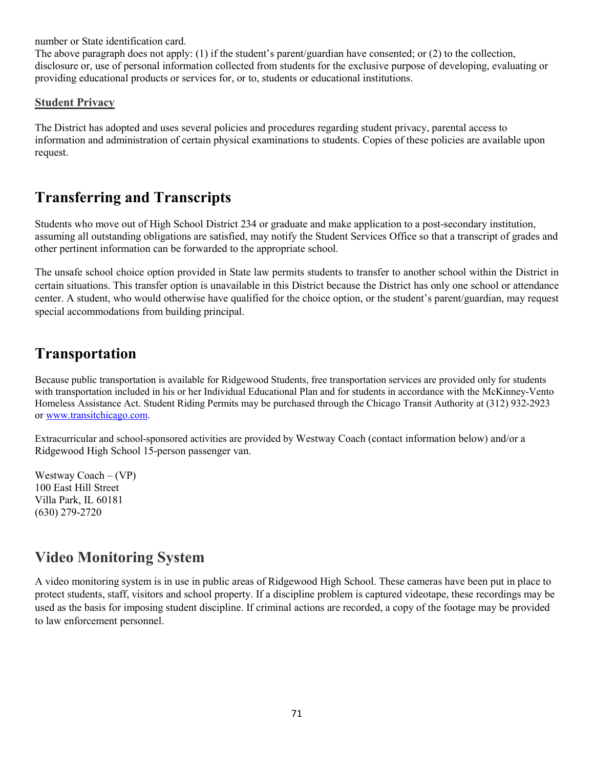number or State identification card.
The above paragraph does not apply: (1) if the student's parent/guardian have consented; or (2) to the collection, disclosure or, use of personal information collected from students for the exclusive purpose of developing, evaluating or providing educational products or services for, or to, students or educational institutions.

**Student Privacy**

The District has adopted and uses several policies and procedures regarding student privacy, parental access to information and administration of certain physical examinations to students. Copies of these policies are available upon request.

# Transferring and Transcripts

Students who move out of High School District 234 or graduate and make application to a post-secondary institution, assuming all outstanding obligations are satisfied, may notify the Student Services Office so that a transcript of grades and other pertinent information can be forwarded to the appropriate school.

The unsafe school choice option provided in State law permits students to transfer to another school within the District in certain situations. This transfer option is unavailable in this District because the District has only one school or attendance center. A student, who would otherwise have qualified for the choice option, or the student's parent/guardian, may request special accommodations from building principal.

# Transportation

Because public transportation is available for Ridgewood Students, free transportation services are provided only for students with transportation included in his or her Individual Educational Plan and for students in accordance with the McKinney-Vento Homeless Assistance Act. Student Riding Permits may be purchased through the Chicago Transit Authority at (312) 932-2923 or [www.transitchicago.com](http://www.transitchicago.com).

Extracurricular and school-sponsored activities are provided by Westway Coach (contact information below) and/or a Ridgewood High School 15-person passenger van.

Westway Coach – (VP)
100 East Hill Street
Villa Park, IL 60181
(630) 279-2720

# Video Monitoring System

A video monitoring system is in use in public areas of Ridgewood High School. These cameras have been put in place to protect students, staff, visitors and school property. If a discipline problem is captured videotape, these recordings may be used as the basis for imposing student discipline. If criminal actions are recorded, a copy of the footage may be provided to law enforcement personnel.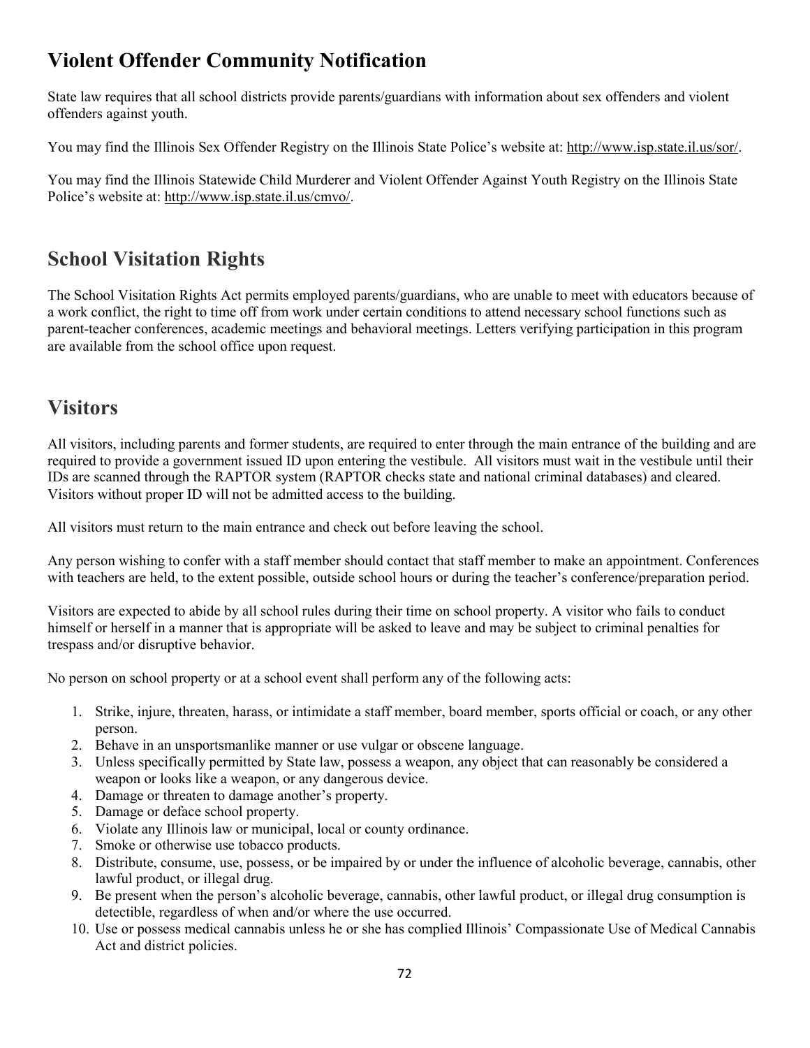## Violent Offender Community Notification

State law requires that all school districts provide parents/guardians with information about sex offenders and violent offenders against youth.

You may find the Illinois Sex Offender Registry on the Illinois State Police's website at: http://www.isp.state.il.us/sor/.

You may find the Illinois Statewide Child Murderer and Violent Offender Against Youth Registry on the Illinois State Police's website at: http://www.isp.state.il.us/cmvo/.

## School Visitation Rights

The School Visitation Rights Act permits employed parents/guardians, who are unable to meet with educators because of a work conflict, the right to time off from work under certain conditions to attend necessary school functions such as parent-teacher conferences, academic meetings and behavioral meetings. Letters verifying participation in this program are available from the school office upon request.

## Visitors

All visitors, including parents and former students, are required to enter through the main entrance of the building and are required to provide a government issued ID upon entering the vestibule. All visitors must wait in the vestibule until their IDs are scanned through the RAPTOR system (RAPTOR checks state and national criminal databases) and cleared. Visitors without proper ID will not be admitted access to the building.

All visitors must return to the main entrance and check out before leaving the school.

Any person wishing to confer with a staff member should contact that staff member to make an appointment. Conferences with teachers are held, to the extent possible, outside school hours or during the teacher's conference/preparation period.

Visitors are expected to abide by all school rules during their time on school property. A visitor who fails to conduct himself or herself in a manner that is appropriate will be asked to leave and may be subject to criminal penalties for trespass and/or disruptive behavior.

No person on school property or at a school event shall perform any of the following acts:

1. Strike, injure, threaten, harass, or intimidate a staff member, board member, sports official or coach, or any other person.
2. Behave in an unsportsmanlike manner or use vulgar or obscene language.
3. Unless specifically permitted by State law, possess a weapon, any object that can reasonably be considered a weapon or looks like a weapon, or any dangerous device.
4. Damage or threaten to damage another's property.
5. Damage or deface school property.
6. Violate any Illinois law or municipal, local or county ordinance.
7. Smoke or otherwise use tobacco products.
8. Distribute, consume, use, possess, or be impaired by or under the influence of alcoholic beverage, cannabis, other lawful product, or illegal drug.
9. Be present when the person's alcoholic beverage, cannabis, other lawful product, or illegal drug consumption is detectible, regardless of when and/or where the use occurred.
10. Use or possess medical cannabis unless he or she has complied Illinois' Compassionate Use of Medical Cannabis Act and district policies.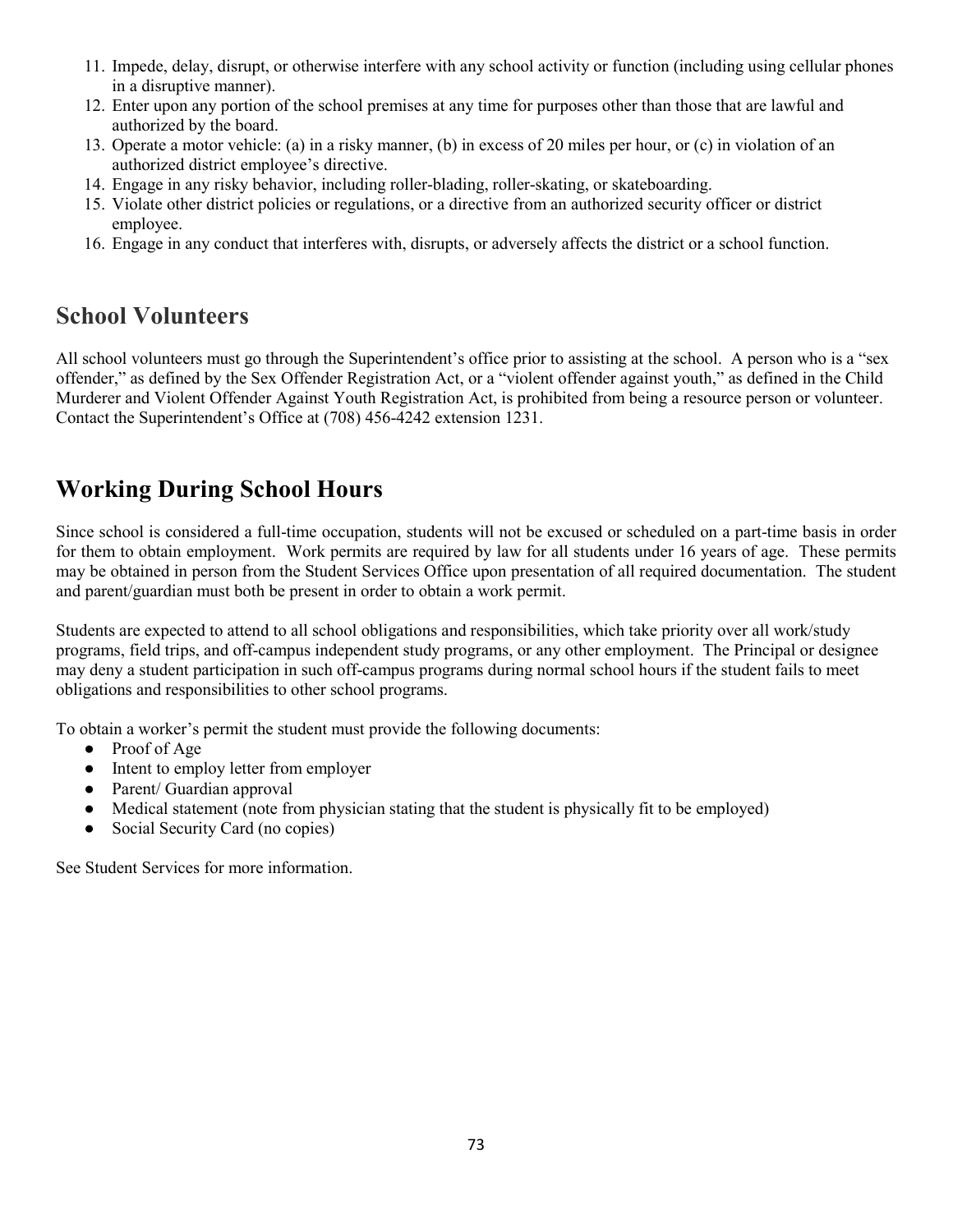11. Impede, delay, disrupt, or otherwise interfere with any school activity or function (including using cellular phones in a disruptive manner).
12. Enter upon any portion of the school premises at any time for purposes other than those that are lawful and authorized by the board.
13. Operate a motor vehicle: (a) in a risky manner, (b) in excess of 20 miles per hour, or (c) in violation of an authorized district employee's directive.
14. Engage in any risky behavior, including roller-blading, roller-skating, or skateboarding.
15. Violate other district policies or regulations, or a directive from an authorized security officer or district employee.
16. Engage in any conduct that interferes with, disrupts, or adversely affects the district or a school function.

## School Volunteers

All school volunteers must go through the Superintendent's office prior to assisting at the school. A person who is a "sex offender," as defined by the Sex Offender Registration Act, or a "violent offender against youth," as defined in the Child Murderer and Violent Offender Against Youth Registration Act, is prohibited from being a resource person or volunteer. Contact the Superintendent's Office at (708) 456-4242 extension 1231.

## Working During School Hours

Since school is considered a full-time occupation, students will not be excused or scheduled on a part-time basis in order for them to obtain employment. Work permits are required by law for all students under 16 years of age. These permits may be obtained in person from the Student Services Office upon presentation of all required documentation. The student and parent/guardian must both be present in order to obtain a work permit.

Students are expected to attend to all school obligations and responsibilities, which take priority over all work/study programs, field trips, and off-campus independent study programs, or any other employment. The Principal or designee may deny a student participation in such off-campus programs during normal school hours if the student fails to meet obligations and responsibilities to other school programs.

To obtain a worker's permit the student must provide the following documents:

- Proof of Age
- Intent to employ letter from employer
- Parent/ Guardian approval
- Medical statement (note from physician stating that the student is physically fit to be employed)
- Social Security Card (no copies)

See Student Services for more information.